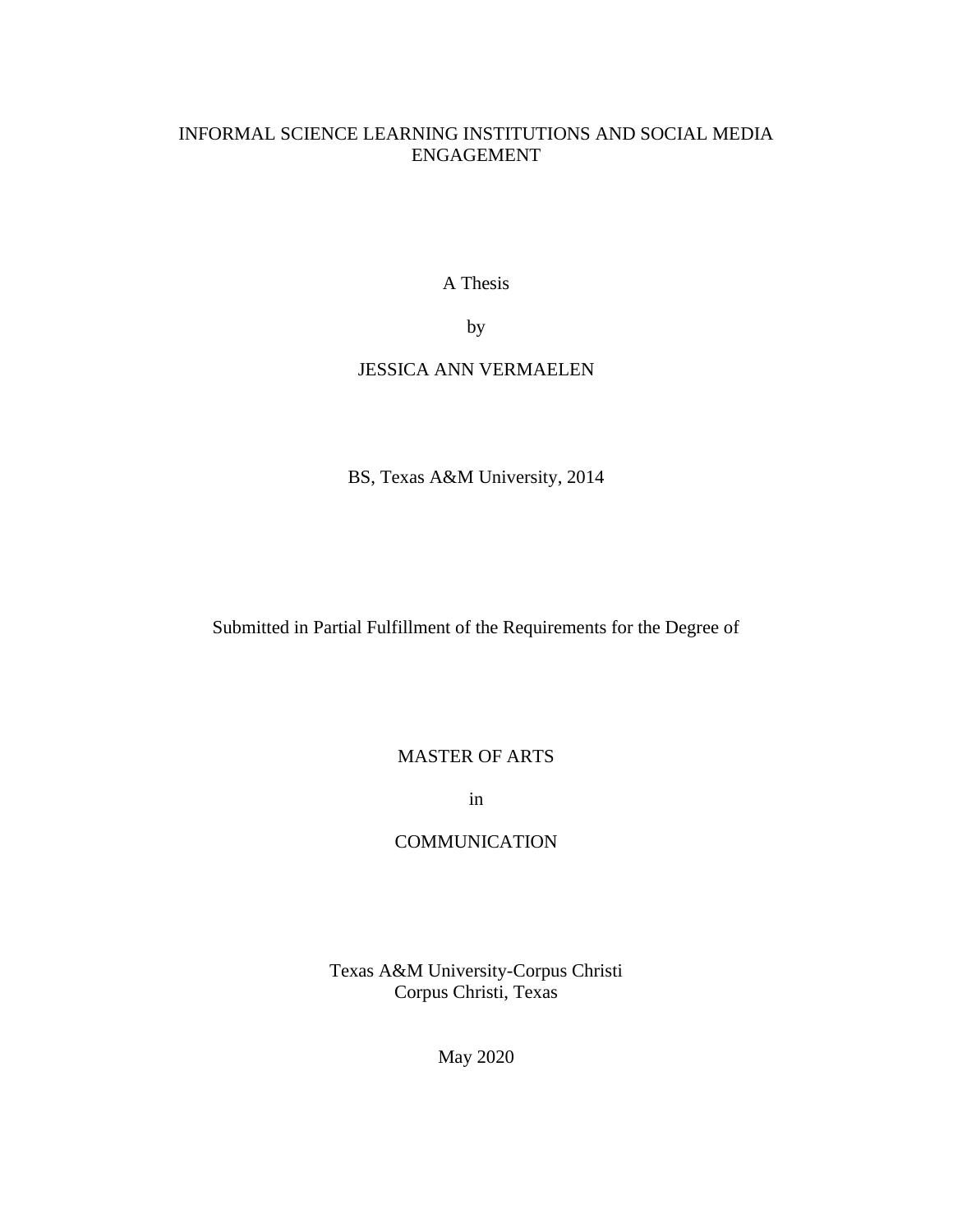# INFORMAL SCIENCE LEARNING INSTITUTIONS AND SOCIAL MEDIA ENGAGEMENT

A Thesis

by

JESSICA ANN VERMAELEN

BS, Texas A&M University, 2014

Submitted in Partial Fulfillment of the Requirements for the Degree of

MASTER OF ARTS

in

COMMUNICATION

Texas A&M University-Corpus Christi
Corpus Christi, Texas

May 2020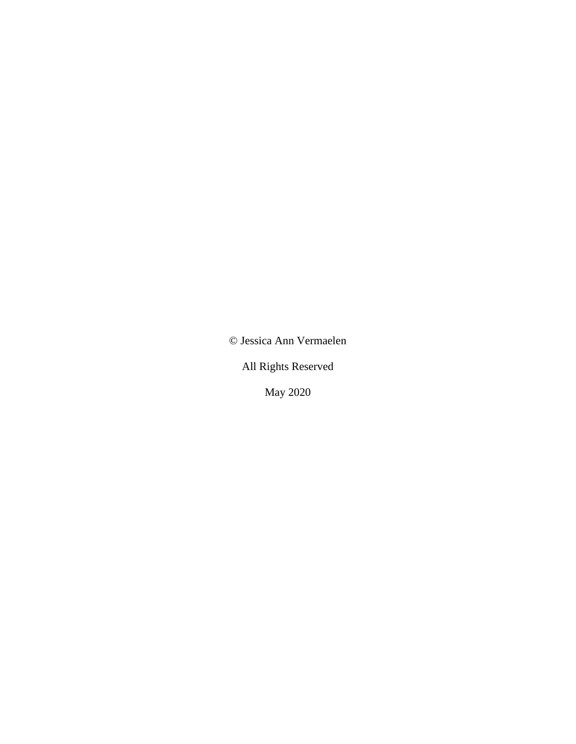© Jessica Ann Vermaelen

All Rights Reserved

May 2020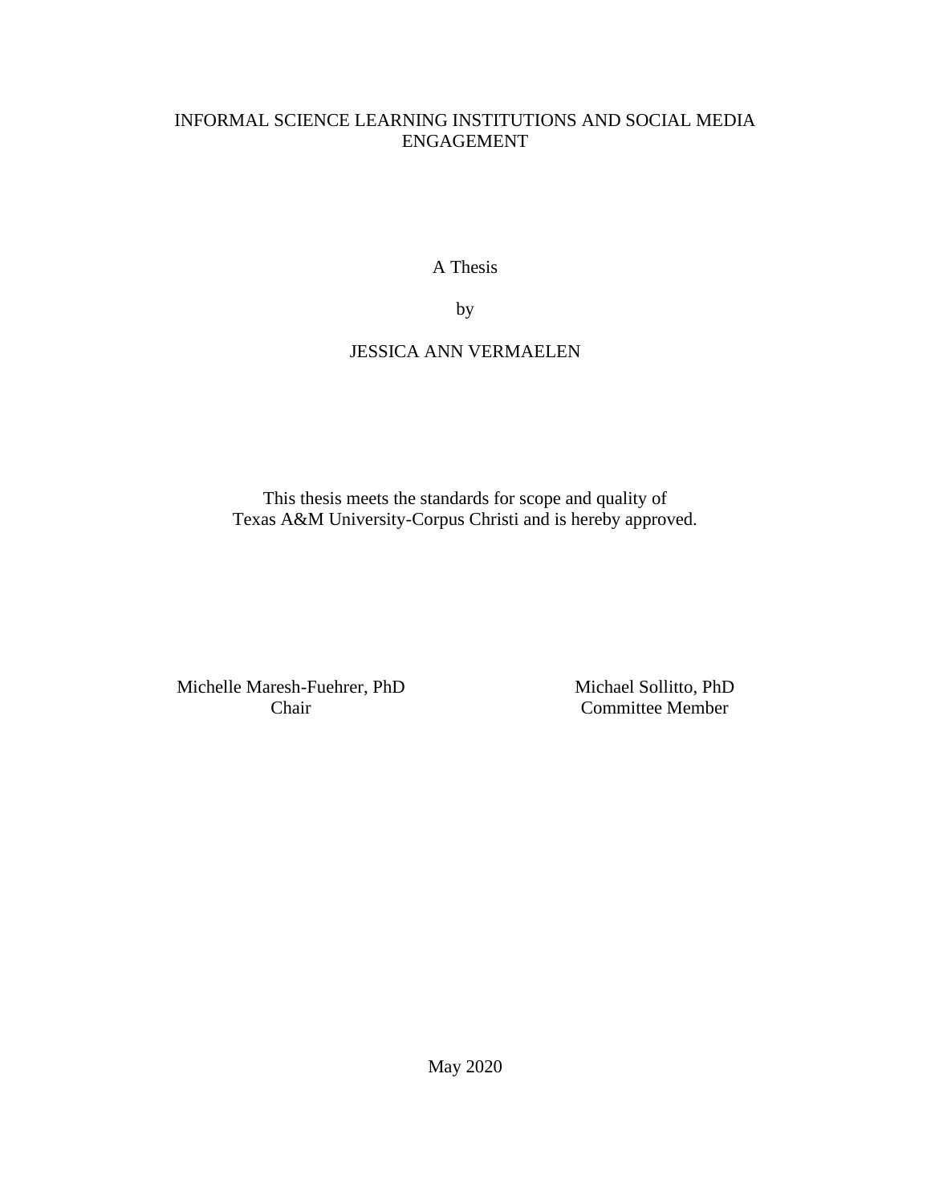INFORMAL SCIENCE LEARNING INSTITUTIONS AND SOCIAL MEDIA ENGAGEMENT

A Thesis

by

JESSICA ANN VERMAELEN

This thesis meets the standards for scope and quality of
Texas A&M University-Corpus Christi and is hereby approved.

Michelle Maresh-Fuehrer, PhD
Chair

Michael Sollitto, PhD
Committee Member

May 2020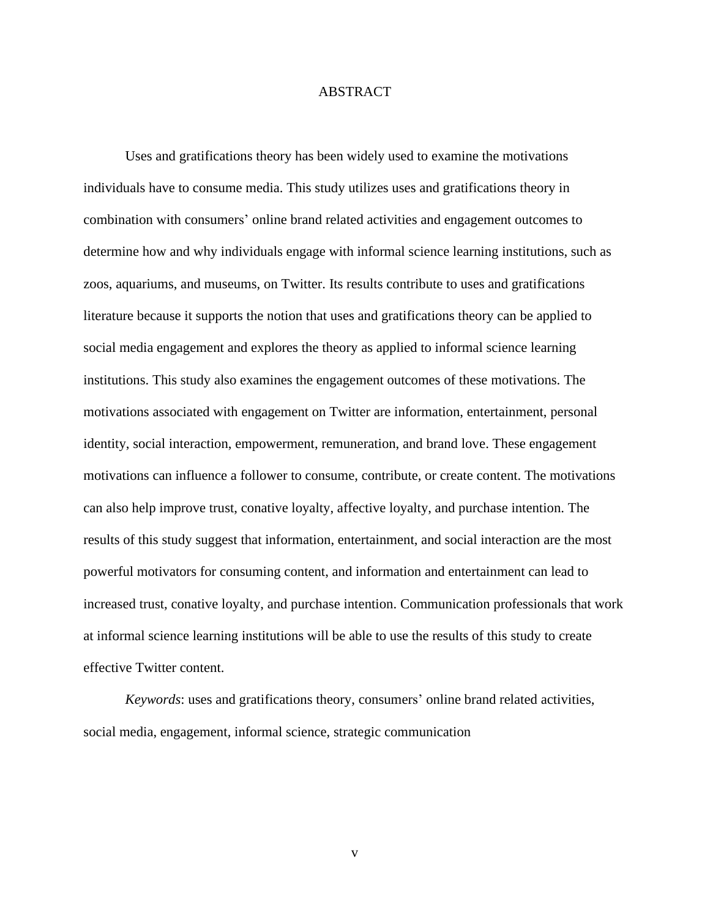# ABSTRACT

Uses and gratifications theory has been widely used to examine the motivations individuals have to consume media. This study utilizes uses and gratifications theory in combination with consumers' online brand related activities and engagement outcomes to determine how and why individuals engage with informal science learning institutions, such as zoos, aquariums, and museums, on Twitter. Its results contribute to uses and gratifications literature because it supports the notion that uses and gratifications theory can be applied to social media engagement and explores the theory as applied to informal science learning institutions. This study also examines the engagement outcomes of these motivations. The motivations associated with engagement on Twitter are information, entertainment, personal identity, social interaction, empowerment, remuneration, and brand love. These engagement motivations can influence a follower to consume, contribute, or create content. The motivations can also help improve trust, conative loyalty, affective loyalty, and purchase intention. The results of this study suggest that information, entertainment, and social interaction are the most powerful motivators for consuming content, and information and entertainment can lead to increased trust, conative loyalty, and purchase intention. Communication professionals that work at informal science learning institutions will be able to use the results of this study to create effective Twitter content.

*Keywords*: uses and gratifications theory, consumers' online brand related activities, social media, engagement, informal science, strategic communication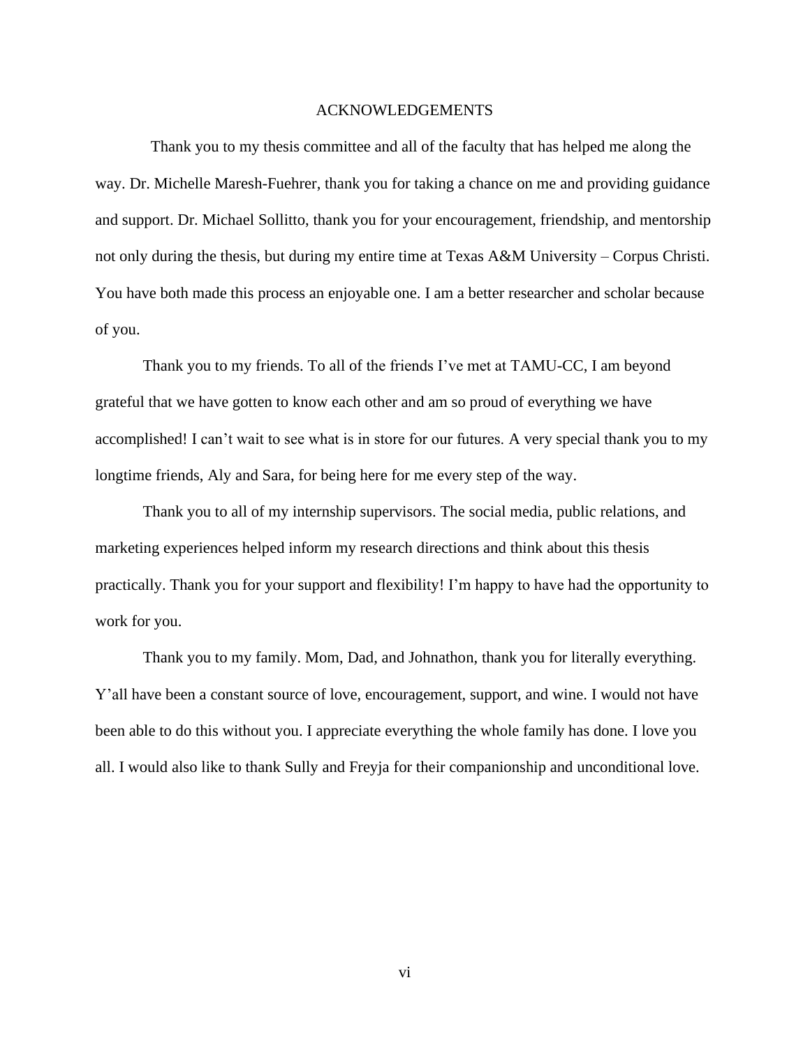# ACKNOWLEDGEMENTS

Thank you to my thesis committee and all of the faculty that has helped me along the way. Dr. Michelle Maresh-Fuehrer, thank you for taking a chance on me and providing guidance and support. Dr. Michael Sollitto, thank you for your encouragement, friendship, and mentorship not only during the thesis, but during my entire time at Texas A&M University – Corpus Christi. You have both made this process an enjoyable one. I am a better researcher and scholar because of you.

Thank you to my friends. To all of the friends I've met at TAMU-CC, I am beyond grateful that we have gotten to know each other and am so proud of everything we have accomplished! I can't wait to see what is in store for our futures. A very special thank you to my longtime friends, Aly and Sara, for being here for me every step of the way.

Thank you to all of my internship supervisors. The social media, public relations, and marketing experiences helped inform my research directions and think about this thesis practically. Thank you for your support and flexibility! I'm happy to have had the opportunity to work for you.

Thank you to my family. Mom, Dad, and Johnathon, thank you for literally everything. Y'all have been a constant source of love, encouragement, support, and wine. I would not have been able to do this without you. I appreciate everything the whole family has done. I love you all. I would also like to thank Sully and Freyja for their companionship and unconditional love.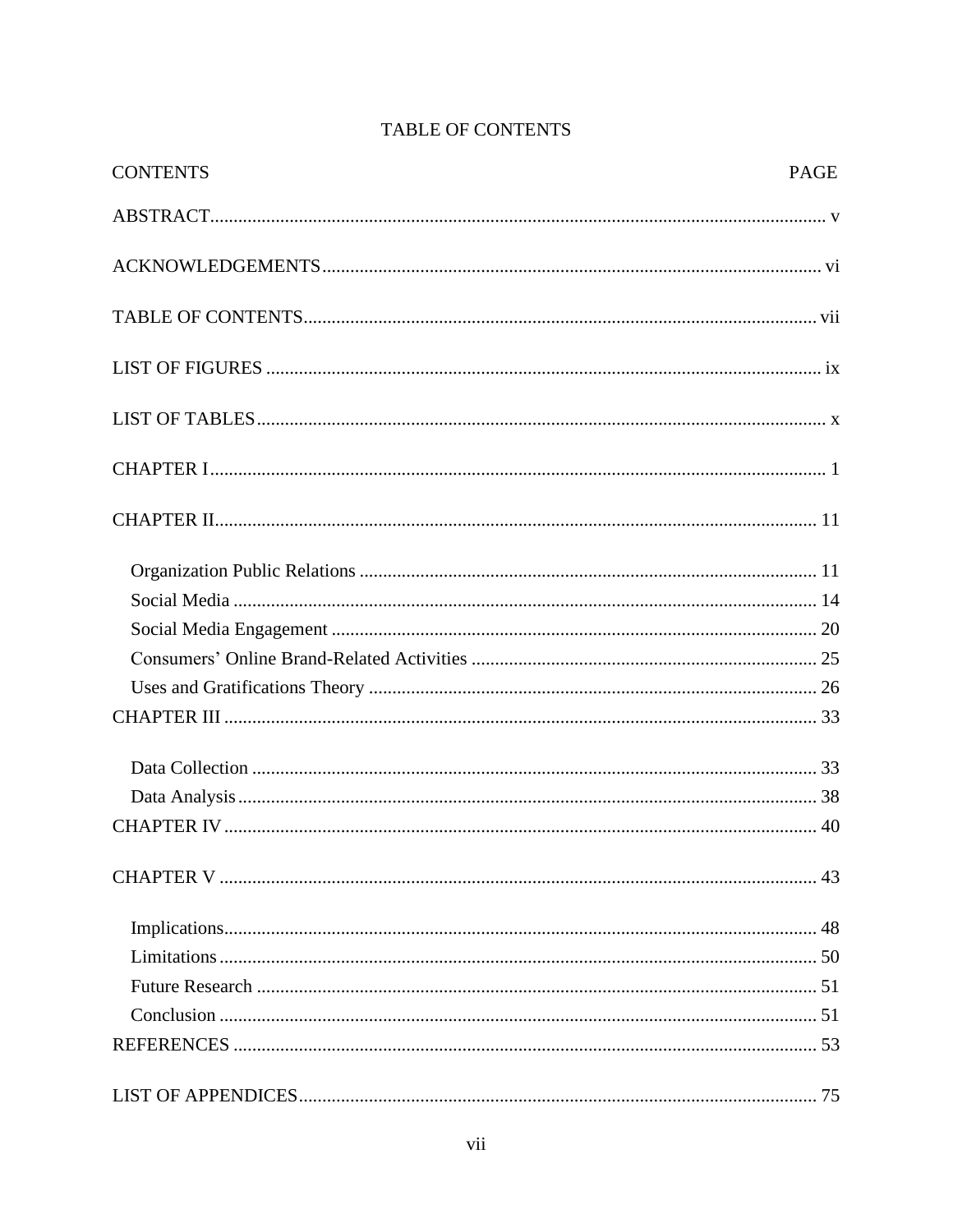# TABLE OF CONTENTS

| CONTENTS | PAGE |
| --- | --- |
| ABSTRACT | v |
| ACKNOWLEDGEMENTS | vi |
| TABLE OF CONTENTS | vii |
| LIST OF FIGURES | ix |
| LIST OF TABLES | x |
| CHAPTER I | 1 |
| CHAPTER II | 11 |
| Organization Public Relations | 11 |
| Social Media | 14 |
| Social Media Engagement | 20 |
| Consumers' Online Brand-Related Activities | 25 |
| Uses and Gratifications Theory | 26 |
| CHAPTER III | 33 |
| Data Collection | 33 |
| Data Analysis | 38 |
| CHAPTER IV | 40 |
| CHAPTER V | 43 |
| Implications | 48 |
| Limitations | 50 |
| Future Research | 51 |
| Conclusion | 51 |
| REFERENCES | 53 |
| LIST OF APPENDICES | 75 |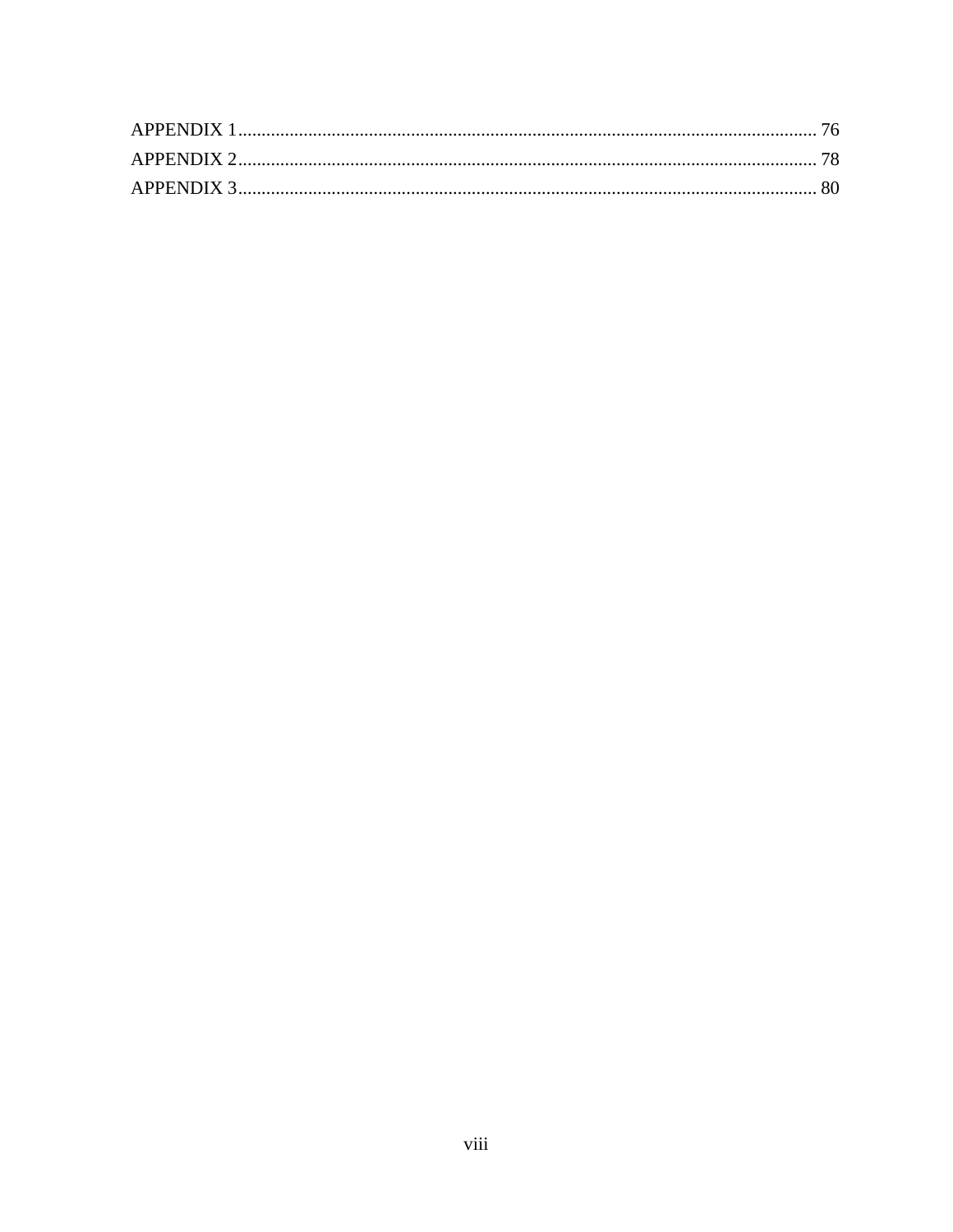APPENDIX 1 ........................................................................................................................ 76
APPENDIX 2 ........................................................................................................................ 78
APPENDIX 3 ........................................................................................................................ 80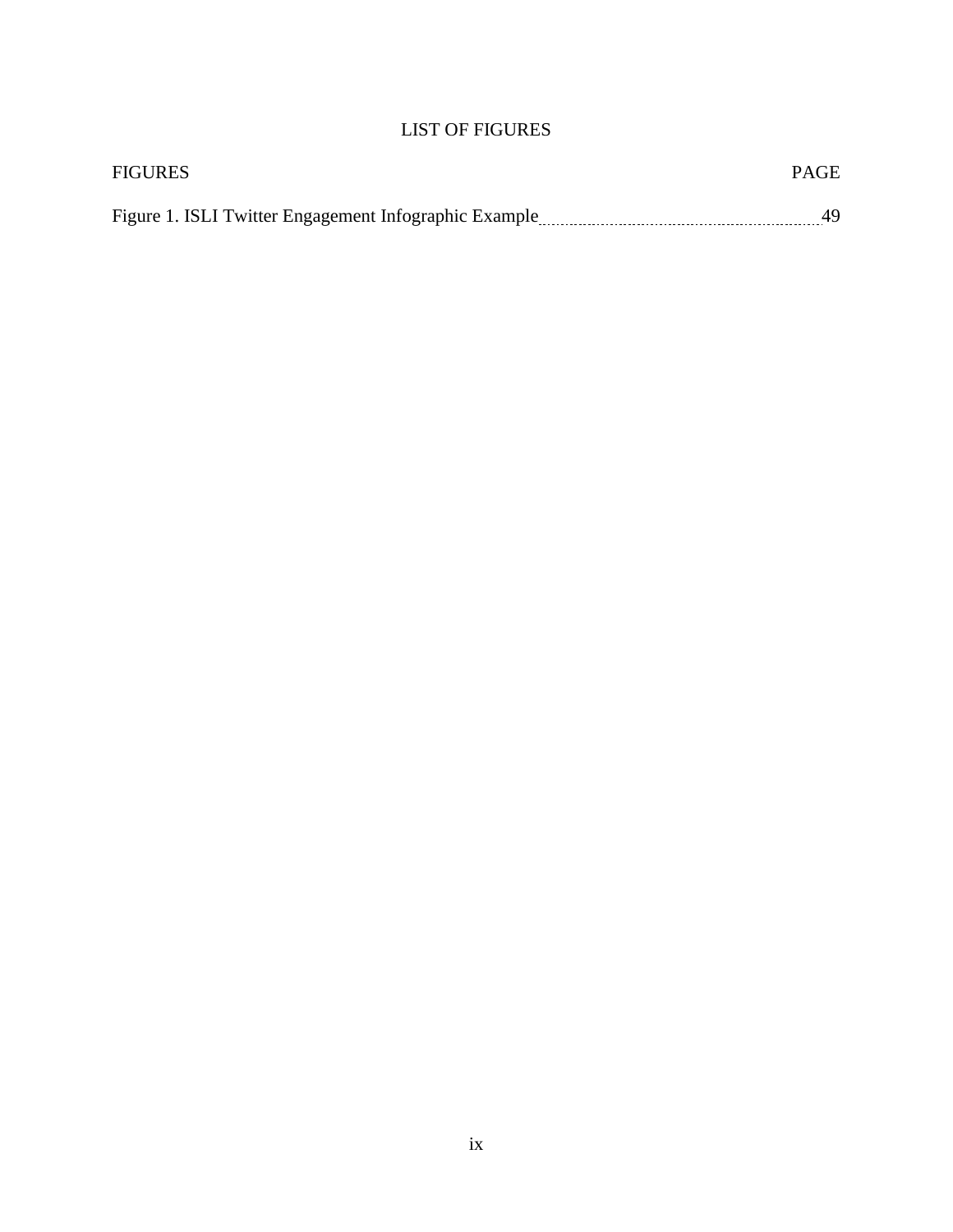# LIST OF FIGURES

| FIGURES | PAGE |
| --- | --- |
| Figure 1. ISLI Twitter Engagement Infographic Example | 49 |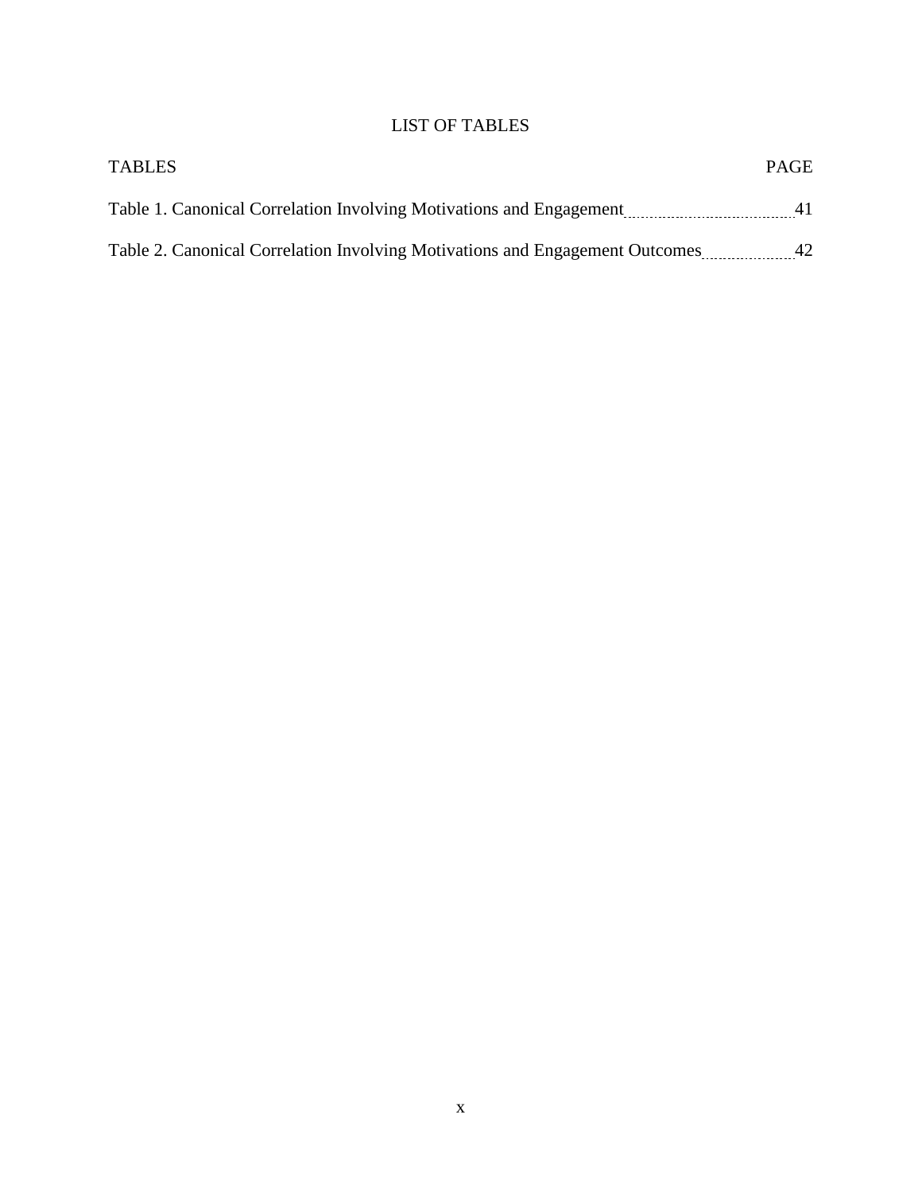# LIST OF TABLES

| TABLES | PAGE |
| --- | --- |
| Table 1. Canonical Correlation Involving Motivations and Engagement | 41 |
| Table 2. Canonical Correlation Involving Motivations and Engagement Outcomes | 42 |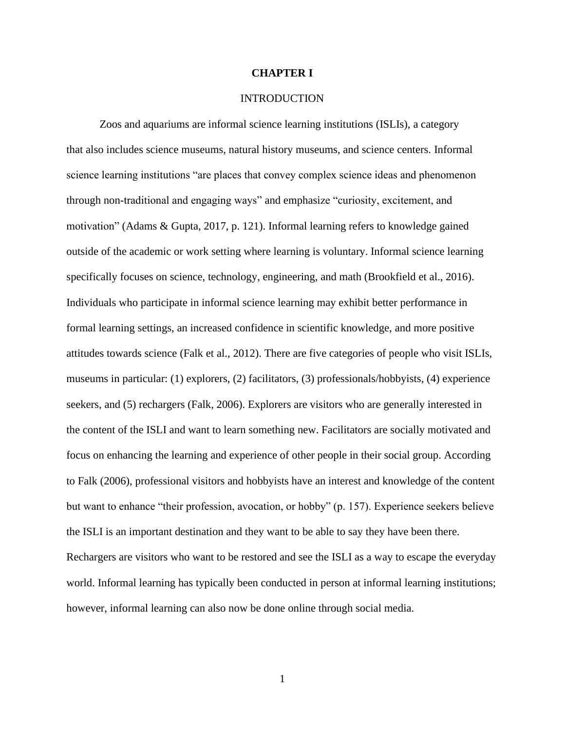# CHAPTER I

## INTRODUCTION

Zoos and aquariums are informal science learning institutions (ISLIs), a category that also includes science museums, natural history museums, and science centers. Informal science learning institutions "are places that convey complex science ideas and phenomenon through non-traditional and engaging ways" and emphasize "curiosity, excitement, and motivation" (Adams & Gupta, 2017, p. 121). Informal learning refers to knowledge gained outside of the academic or work setting where learning is voluntary. Informal science learning specifically focuses on science, technology, engineering, and math (Brookfield et al., 2016). Individuals who participate in informal science learning may exhibit better performance in formal learning settings, an increased confidence in scientific knowledge, and more positive attitudes towards science (Falk et al., 2012). There are five categories of people who visit ISLIs, museums in particular: (1) explorers, (2) facilitators, (3) professionals/hobbyists, (4) experience seekers, and (5) rechargers (Falk, 2006). Explorers are visitors who are generally interested in the content of the ISLI and want to learn something new. Facilitators are socially motivated and focus on enhancing the learning and experience of other people in their social group. According to Falk (2006), professional visitors and hobbyists have an interest and knowledge of the content but want to enhance "their profession, avocation, or hobby" (p. 157). Experience seekers believe the ISLI is an important destination and they want to be able to say they have been there. Rechargers are visitors who want to be restored and see the ISLI as a way to escape the everyday world. Informal learning has typically been conducted in person at informal learning institutions; however, informal learning can also now be done online through social media.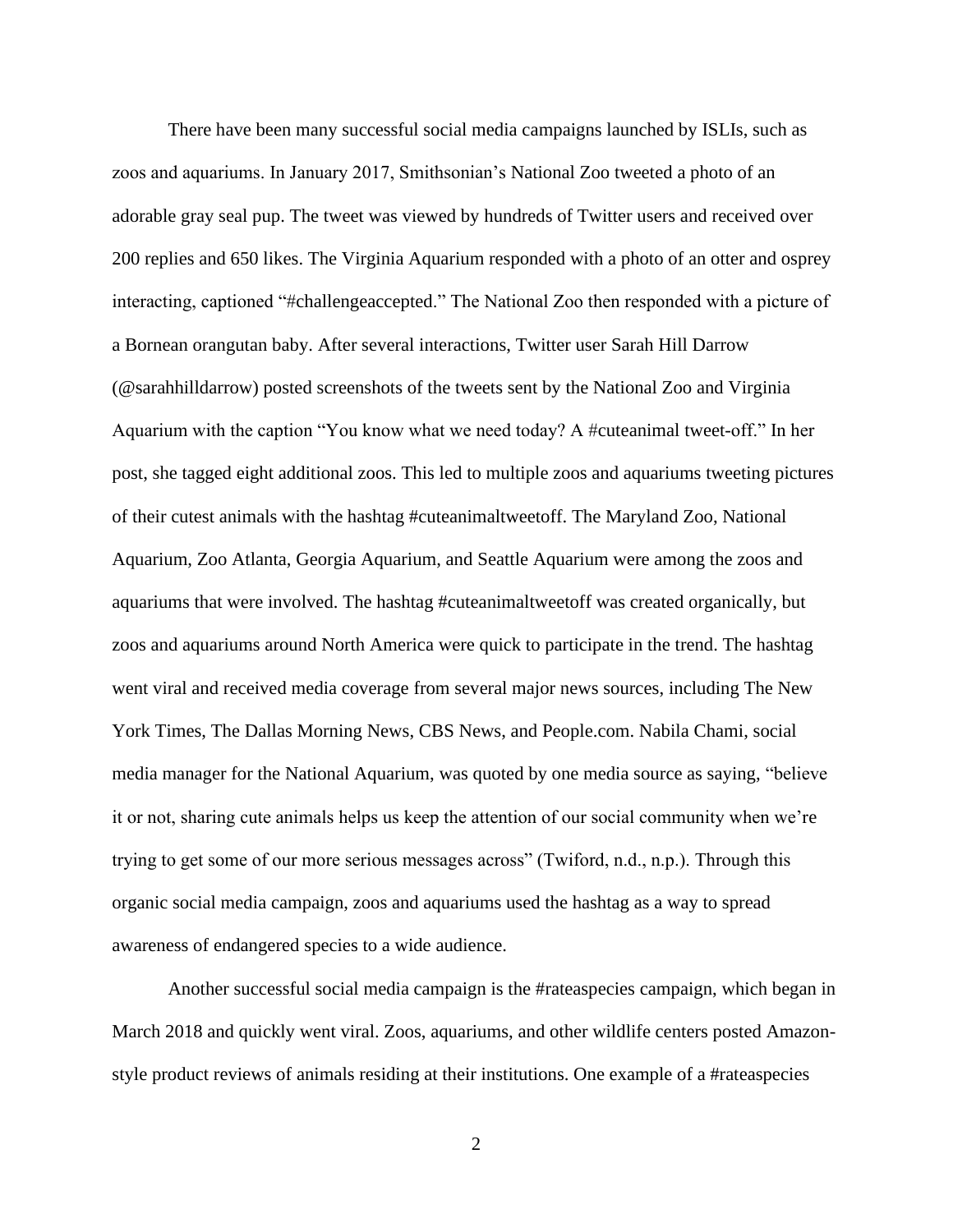There have been many successful social media campaigns launched by ISLIs, such as zoos and aquariums. In January 2017, Smithsonian's National Zoo tweeted a photo of an adorable gray seal pup. The tweet was viewed by hundreds of Twitter users and received over 200 replies and 650 likes. The Virginia Aquarium responded with a photo of an otter and osprey interacting, captioned "#challengeaccepted." The National Zoo then responded with a picture of a Bornean orangutan baby. After several interactions, Twitter user Sarah Hill Darrow (@sarahhilldarrow) posted screenshots of the tweets sent by the National Zoo and Virginia Aquarium with the caption "You know what we need today? A #cuteanimal tweet-off." In her post, she tagged eight additional zoos. This led to multiple zoos and aquariums tweeting pictures of their cutest animals with the hashtag #cuteanimaltweetoff. The Maryland Zoo, National Aquarium, Zoo Atlanta, Georgia Aquarium, and Seattle Aquarium were among the zoos and aquariums that were involved. The hashtag #cuteanimaltweetoff was created organically, but zoos and aquariums around North America were quick to participate in the trend. The hashtag went viral and received media coverage from several major news sources, including The New York Times, The Dallas Morning News, CBS News, and People.com. Nabila Chami, social media manager for the National Aquarium, was quoted by one media source as saying, "believe it or not, sharing cute animals helps us keep the attention of our social community when we're trying to get some of our more serious messages across" (Twiford, n.d., n.p.). Through this organic social media campaign, zoos and aquariums used the hashtag as a way to spread awareness of endangered species to a wide audience.

Another successful social media campaign is the #rateaspecies campaign, which began in March 2018 and quickly went viral. Zoos, aquariums, and other wildlife centers posted Amazon-style product reviews of animals residing at their institutions. One example of a #rateaspecies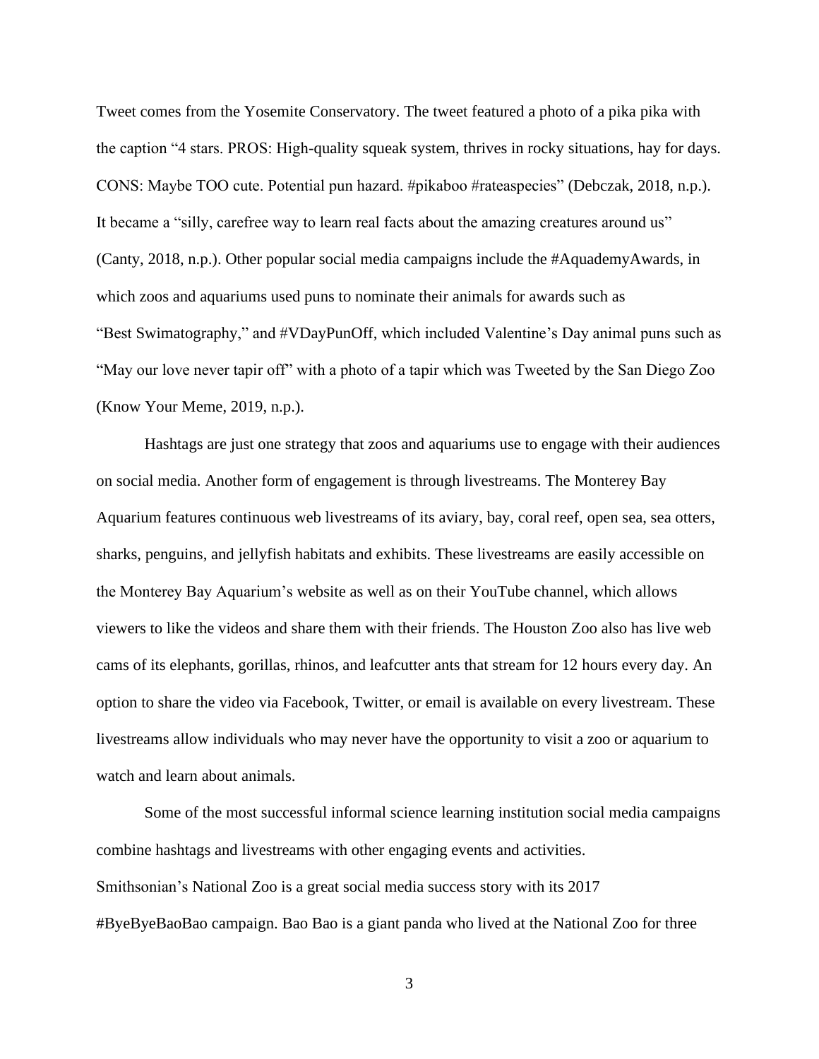Tweet comes from the Yosemite Conservatory. The tweet featured a photo of a pika pika with the caption "4 stars. PROS: High-quality squeak system, thrives in rocky situations, hay for days. CONS: Maybe TOO cute. Potential pun hazard. #pikaboo #rateaspecies" (Debczak, 2018, n.p.). It became a "silly, carefree way to learn real facts about the amazing creatures around us" (Canty, 2018, n.p.). Other popular social media campaigns include the #AquademyAwards, in which zoos and aquariums used puns to nominate their animals for awards such as "Best Swimatography," and #VDayPunOff, which included Valentine's Day animal puns such as "May our love never tapir off" with a photo of a tapir which was Tweeted by the San Diego Zoo (Know Your Meme, 2019, n.p.).

Hashtags are just one strategy that zoos and aquariums use to engage with their audiences on social media. Another form of engagement is through livestreams. The Monterey Bay Aquarium features continuous web livestreams of its aviary, bay, coral reef, open sea, sea otters, sharks, penguins, and jellyfish habitats and exhibits. These livestreams are easily accessible on the Monterey Bay Aquarium's website as well as on their YouTube channel, which allows viewers to like the videos and share them with their friends. The Houston Zoo also has live web cams of its elephants, gorillas, rhinos, and leafcutter ants that stream for 12 hours every day. An option to share the video via Facebook, Twitter, or email is available on every livestream. These livestreams allow individuals who may never have the opportunity to visit a zoo or aquarium to watch and learn about animals.

Some of the most successful informal science learning institution social media campaigns combine hashtags and livestreams with other engaging events and activities. Smithsonian's National Zoo is a great social media success story with its 2017 #ByeByeBaoBao campaign. Bao Bao is a giant panda who lived at the National Zoo for three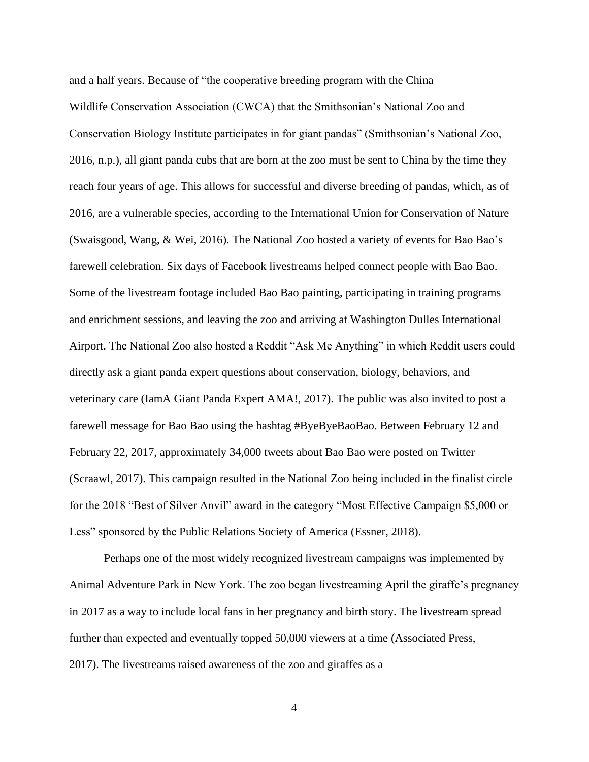and a half years. Because of "the cooperative breeding program with the China Wildlife Conservation Association (CWCA) that the Smithsonian's National Zoo and Conservation Biology Institute participates in for giant pandas" (Smithsonian's National Zoo, 2016, n.p.), all giant panda cubs that are born at the zoo must be sent to China by the time they reach four years of age. This allows for successful and diverse breeding of pandas, which, as of 2016, are a vulnerable species, according to the International Union for Conservation of Nature (Swaisgood, Wang, & Wei, 2016). The National Zoo hosted a variety of events for Bao Bao's farewell celebration. Six days of Facebook livestreams helped connect people with Bao Bao. Some of the livestream footage included Bao Bao painting, participating in training programs and enrichment sessions, and leaving the zoo and arriving at Washington Dulles International Airport. The National Zoo also hosted a Reddit "Ask Me Anything" in which Reddit users could directly ask a giant panda expert questions about conservation, biology, behaviors, and veterinary care (IamA Giant Panda Expert AMA!, 2017). The public was also invited to post a farewell message for Bao Bao using the hashtag #ByeByeBaoBao. Between February 12 and February 22, 2017, approximately 34,000 tweets about Bao Bao were posted on Twitter (Scraawl, 2017). This campaign resulted in the National Zoo being included in the finalist circle for the 2018 "Best of Silver Anvil" award in the category "Most Effective Campaign $5,000 or Less" sponsored by the Public Relations Society of America (Essner, 2018).

Perhaps one of the most widely recognized livestream campaigns was implemented by Animal Adventure Park in New York. The zoo began livestreaming April the giraffe's pregnancy in 2017 as a way to include local fans in her pregnancy and birth story. The livestream spread further than expected and eventually topped 50,000 viewers at a time (Associated Press, 2017). The livestreams raised awareness of the zoo and giraffes as a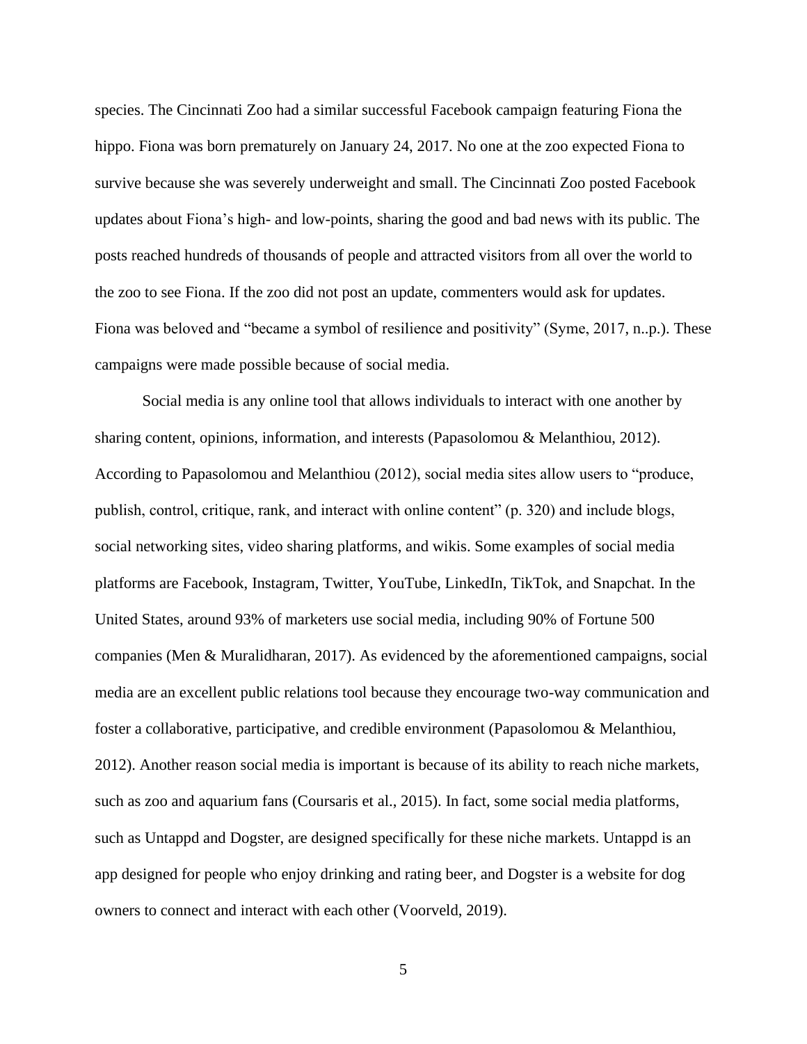species. The Cincinnati Zoo had a similar successful Facebook campaign featuring Fiona the hippo. Fiona was born prematurely on January 24, 2017. No one at the zoo expected Fiona to survive because she was severely underweight and small. The Cincinnati Zoo posted Facebook updates about Fiona's high- and low-points, sharing the good and bad news with its public. The posts reached hundreds of thousands of people and attracted visitors from all over the world to the zoo to see Fiona. If the zoo did not post an update, commenters would ask for updates. Fiona was beloved and "became a symbol of resilience and positivity" (Syme, 2017, n..p.). These campaigns were made possible because of social media.

Social media is any online tool that allows individuals to interact with one another by sharing content, opinions, information, and interests (Papasolomou & Melanthiou, 2012). According to Papasolomou and Melanthiou (2012), social media sites allow users to "produce, publish, control, critique, rank, and interact with online content" (p. 320) and include blogs, social networking sites, video sharing platforms, and wikis. Some examples of social media platforms are Facebook, Instagram, Twitter, YouTube, LinkedIn, TikTok, and Snapchat. In the United States, around 93% of marketers use social media, including 90% of Fortune 500 companies (Men & Muralidharan, 2017). As evidenced by the aforementioned campaigns, social media are an excellent public relations tool because they encourage two-way communication and foster a collaborative, participative, and credible environment (Papasolomou & Melanthiou, 2012). Another reason social media is important is because of its ability to reach niche markets, such as zoo and aquarium fans (Coursaris et al., 2015). In fact, some social media platforms, such as Untappd and Dogster, are designed specifically for these niche markets. Untappd is an app designed for people who enjoy drinking and rating beer, and Dogster is a website for dog owners to connect and interact with each other (Voorveld, 2019).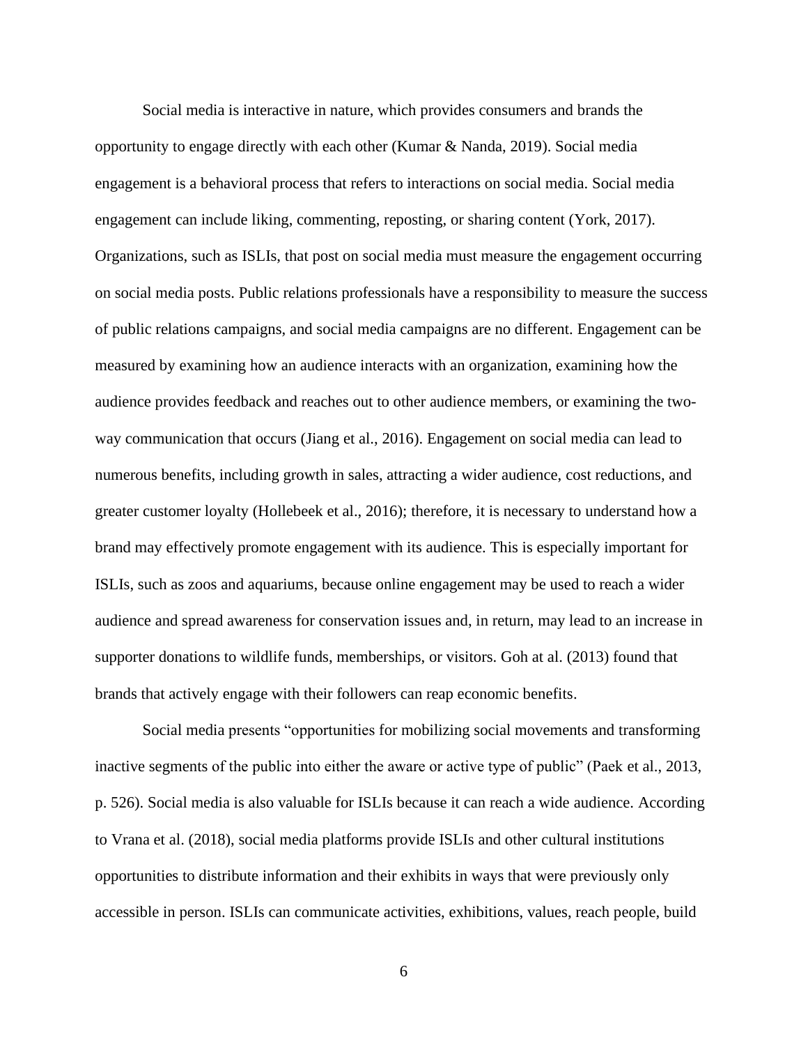Social media is interactive in nature, which provides consumers and brands the opportunity to engage directly with each other (Kumar & Nanda, 2019). Social media engagement is a behavioral process that refers to interactions on social media. Social media engagement can include liking, commenting, reposting, or sharing content (York, 2017). Organizations, such as ISLIs, that post on social media must measure the engagement occurring on social media posts. Public relations professionals have a responsibility to measure the success of public relations campaigns, and social media campaigns are no different. Engagement can be measured by examining how an audience interacts with an organization, examining how the audience provides feedback and reaches out to other audience members, or examining the two-way communication that occurs (Jiang et al., 2016). Engagement on social media can lead to numerous benefits, including growth in sales, attracting a wider audience, cost reductions, and greater customer loyalty (Hollebeek et al., 2016); therefore, it is necessary to understand how a brand may effectively promote engagement with its audience. This is especially important for ISLIs, such as zoos and aquariums, because online engagement may be used to reach a wider audience and spread awareness for conservation issues and, in return, may lead to an increase in supporter donations to wildlife funds, memberships, or visitors. Goh at al. (2013) found that brands that actively engage with their followers can reap economic benefits.

Social media presents "opportunities for mobilizing social movements and transforming inactive segments of the public into either the aware or active type of public" (Paek et al., 2013, p. 526). Social media is also valuable for ISLIs because it can reach a wide audience. According to Vrana et al. (2018), social media platforms provide ISLIs and other cultural institutions opportunities to distribute information and their exhibits in ways that were previously only accessible in person. ISLIs can communicate activities, exhibitions, values, reach people, build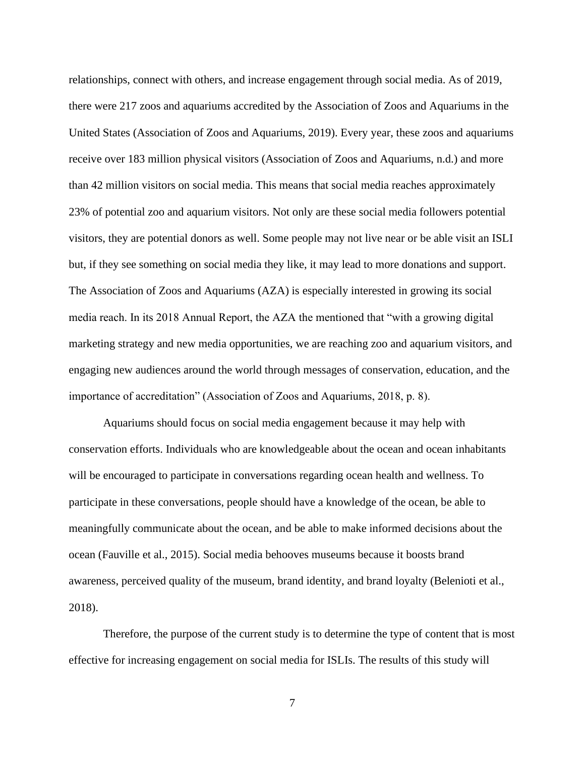relationships, connect with others, and increase engagement through social media. As of 2019, there were 217 zoos and aquariums accredited by the Association of Zoos and Aquariums in the United States (Association of Zoos and Aquariums, 2019). Every year, these zoos and aquariums receive over 183 million physical visitors (Association of Zoos and Aquariums, n.d.) and more than 42 million visitors on social media. This means that social media reaches approximately 23% of potential zoo and aquarium visitors. Not only are these social media followers potential visitors, they are potential donors as well. Some people may not live near or be able visit an ISLI but, if they see something on social media they like, it may lead to more donations and support. The Association of Zoos and Aquariums (AZA) is especially interested in growing its social media reach. In its 2018 Annual Report, the AZA the mentioned that "with a growing digital marketing strategy and new media opportunities, we are reaching zoo and aquarium visitors, and engaging new audiences around the world through messages of conservation, education, and the importance of accreditation" (Association of Zoos and Aquariums, 2018, p. 8).

Aquariums should focus on social media engagement because it may help with conservation efforts. Individuals who are knowledgeable about the ocean and ocean inhabitants will be encouraged to participate in conversations regarding ocean health and wellness. To participate in these conversations, people should have a knowledge of the ocean, be able to meaningfully communicate about the ocean, and be able to make informed decisions about the ocean (Fauville et al., 2015). Social media behooves museums because it boosts brand awareness, perceived quality of the museum, brand identity, and brand loyalty (Belenioti et al., 2018).

Therefore, the purpose of the current study is to determine the type of content that is most effective for increasing engagement on social media for ISLIs. The results of this study will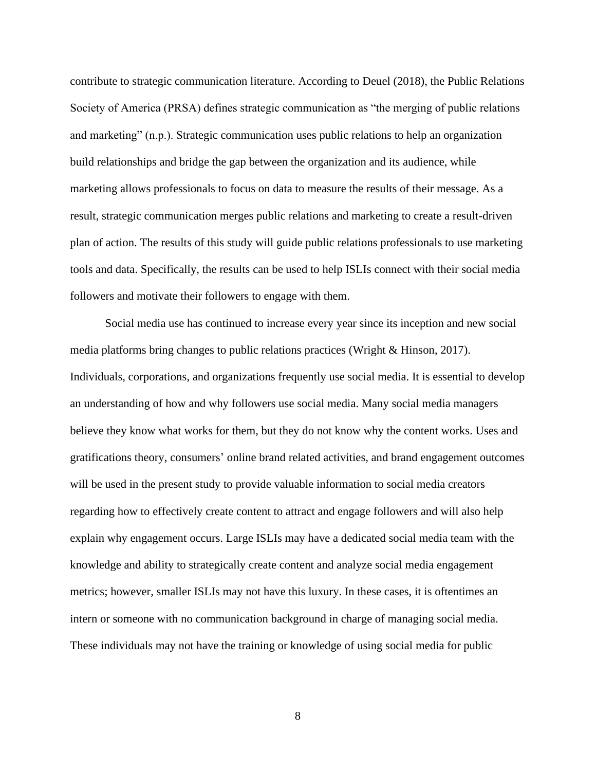contribute to strategic communication literature. According to Deuel (2018), the Public Relations Society of America (PRSA) defines strategic communication as "the merging of public relations and marketing" (n.p.). Strategic communication uses public relations to help an organization build relationships and bridge the gap between the organization and its audience, while marketing allows professionals to focus on data to measure the results of their message. As a result, strategic communication merges public relations and marketing to create a result-driven plan of action. The results of this study will guide public relations professionals to use marketing tools and data. Specifically, the results can be used to help ISLIs connect with their social media followers and motivate their followers to engage with them.

Social media use has continued to increase every year since its inception and new social media platforms bring changes to public relations practices (Wright & Hinson, 2017). Individuals, corporations, and organizations frequently use social media. It is essential to develop an understanding of how and why followers use social media. Many social media managers believe they know what works for them, but they do not know why the content works. Uses and gratifications theory, consumers' online brand related activities, and brand engagement outcomes will be used in the present study to provide valuable information to social media creators regarding how to effectively create content to attract and engage followers and will also help explain why engagement occurs. Large ISLIs may have a dedicated social media team with the knowledge and ability to strategically create content and analyze social media engagement metrics; however, smaller ISLIs may not have this luxury. In these cases, it is oftentimes an intern or someone with no communication background in charge of managing social media. These individuals may not have the training or knowledge of using social media for public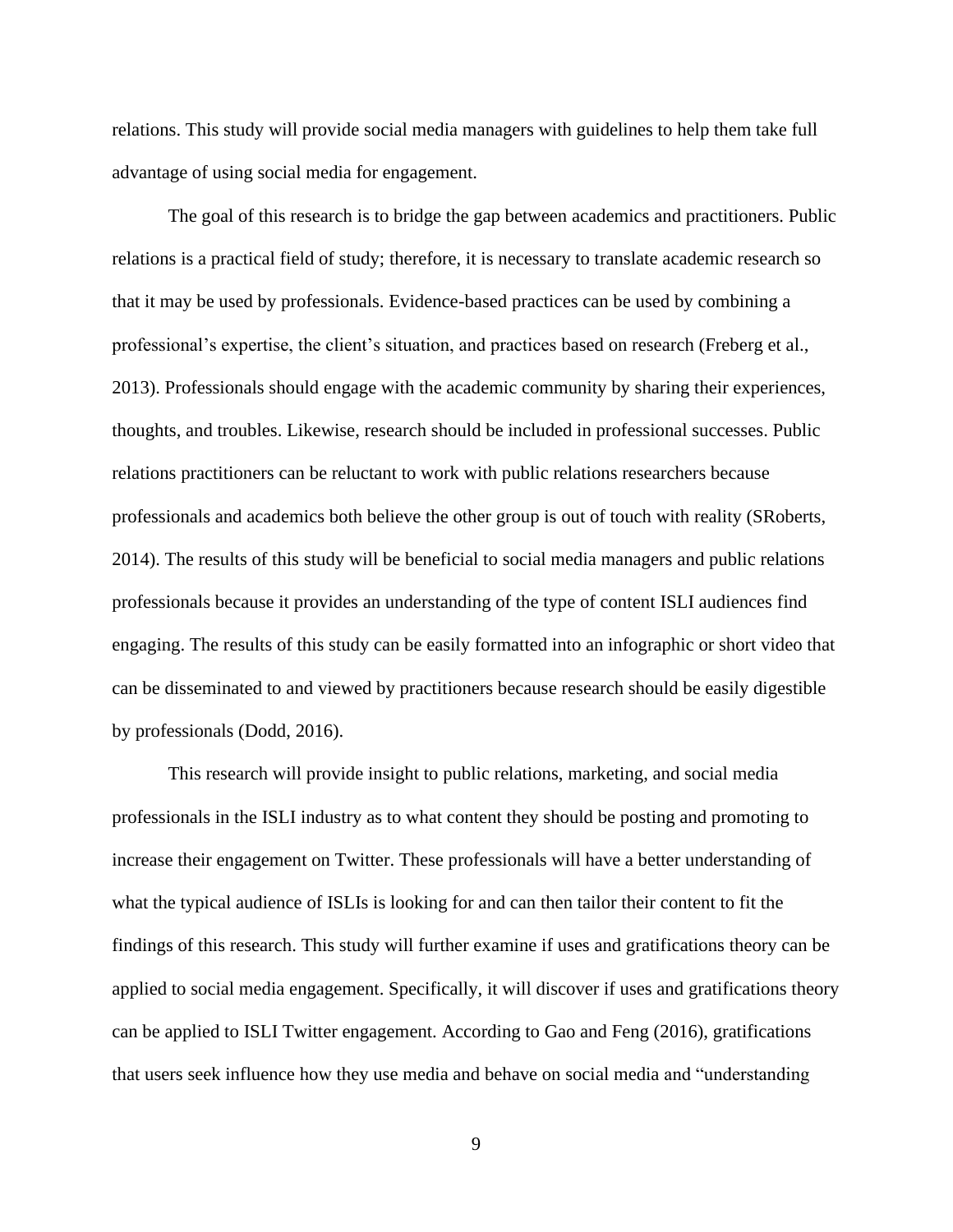relations. This study will provide social media managers with guidelines to help them take full advantage of using social media for engagement.

The goal of this research is to bridge the gap between academics and practitioners. Public relations is a practical field of study; therefore, it is necessary to translate academic research so that it may be used by professionals. Evidence-based practices can be used by combining a professional's expertise, the client's situation, and practices based on research (Freberg et al., 2013). Professionals should engage with the academic community by sharing their experiences, thoughts, and troubles. Likewise, research should be included in professional successes. Public relations practitioners can be reluctant to work with public relations researchers because professionals and academics both believe the other group is out of touch with reality (SRoberts, 2014). The results of this study will be beneficial to social media managers and public relations professionals because it provides an understanding of the type of content ISLI audiences find engaging. The results of this study can be easily formatted into an infographic or short video that can be disseminated to and viewed by practitioners because research should be easily digestible by professionals (Dodd, 2016).

This research will provide insight to public relations, marketing, and social media professionals in the ISLI industry as to what content they should be posting and promoting to increase their engagement on Twitter. These professionals will have a better understanding of what the typical audience of ISLIs is looking for and can then tailor their content to fit the findings of this research. This study will further examine if uses and gratifications theory can be applied to social media engagement. Specifically, it will discover if uses and gratifications theory can be applied to ISLI Twitter engagement. According to Gao and Feng (2016), gratifications that users seek influence how they use media and behave on social media and "understanding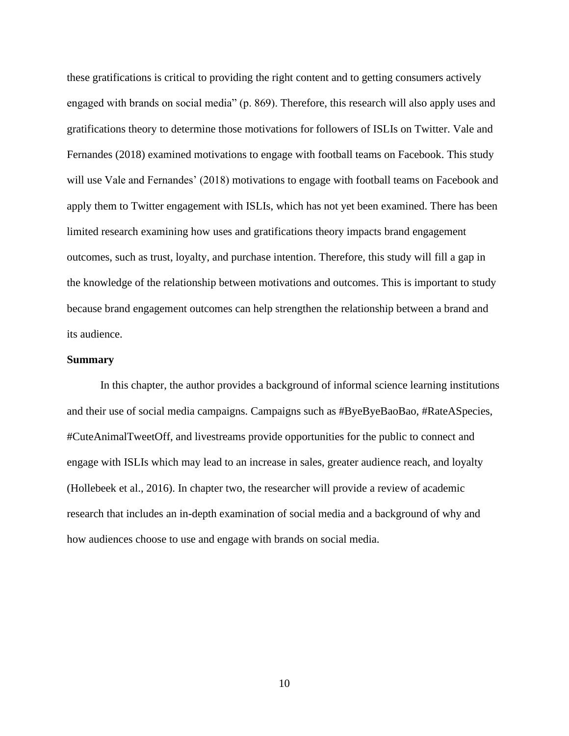these gratifications is critical to providing the right content and to getting consumers actively engaged with brands on social media" (p. 869). Therefore, this research will also apply uses and gratifications theory to determine those motivations for followers of ISLIs on Twitter. Vale and Fernandes (2018) examined motivations to engage with football teams on Facebook. This study will use Vale and Fernandes' (2018) motivations to engage with football teams on Facebook and apply them to Twitter engagement with ISLIs, which has not yet been examined. There has been limited research examining how uses and gratifications theory impacts brand engagement outcomes, such as trust, loyalty, and purchase intention. Therefore, this study will fill a gap in the knowledge of the relationship between motivations and outcomes. This is important to study because brand engagement outcomes can help strengthen the relationship between a brand and its audience.

## Summary

In this chapter, the author provides a background of informal science learning institutions and their use of social media campaigns. Campaigns such as #ByeByeBaoBao, #RateASpecies, #CuteAnimalTweetOff, and livestreams provide opportunities for the public to connect and engage with ISLIs which may lead to an increase in sales, greater audience reach, and loyalty (Hollebeek et al., 2016). In chapter two, the researcher will provide a review of academic research that includes an in-depth examination of social media and a background of why and how audiences choose to use and engage with brands on social media.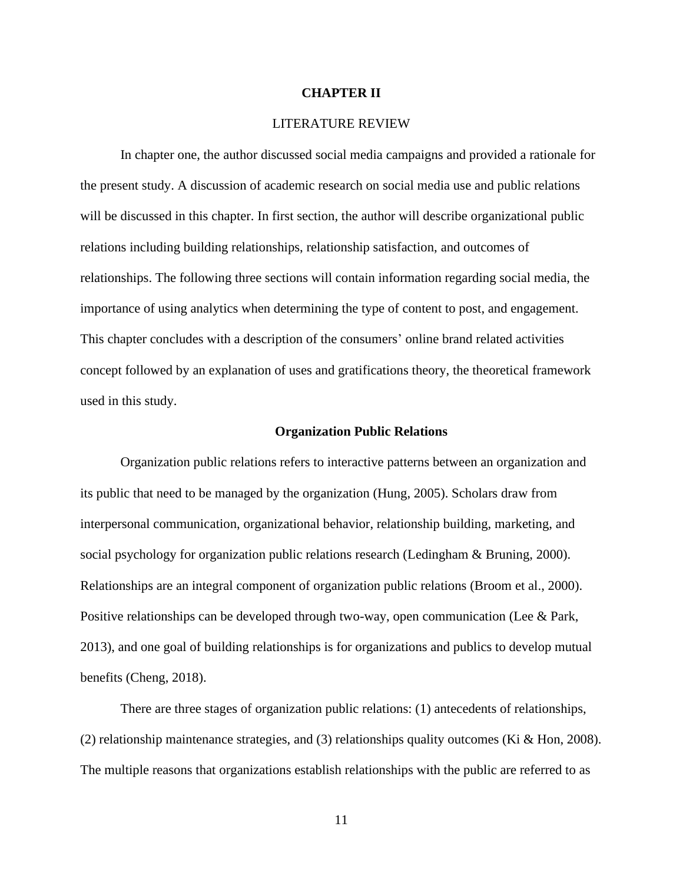# CHAPTER II

## LITERATURE REVIEW

In chapter one, the author discussed social media campaigns and provided a rationale for the present study. A discussion of academic research on social media use and public relations will be discussed in this chapter. In first section, the author will describe organizational public relations including building relationships, relationship satisfaction, and outcomes of relationships. The following three sections will contain information regarding social media, the importance of using analytics when determining the type of content to post, and engagement. This chapter concludes with a description of the consumers' online brand related activities concept followed by an explanation of uses and gratifications theory, the theoretical framework used in this study.

### Organization Public Relations

Organization public relations refers to interactive patterns between an organization and its public that need to be managed by the organization (Hung, 2005). Scholars draw from interpersonal communication, organizational behavior, relationship building, marketing, and social psychology for organization public relations research (Ledingham & Bruning, 2000). Relationships are an integral component of organization public relations (Broom et al., 2000). Positive relationships can be developed through two-way, open communication (Lee & Park, 2013), and one goal of building relationships is for organizations and publics to develop mutual benefits (Cheng, 2018).

There are three stages of organization public relations: (1) antecedents of relationships, (2) relationship maintenance strategies, and (3) relationships quality outcomes (Ki & Hon, 2008). The multiple reasons that organizations establish relationships with the public are referred to as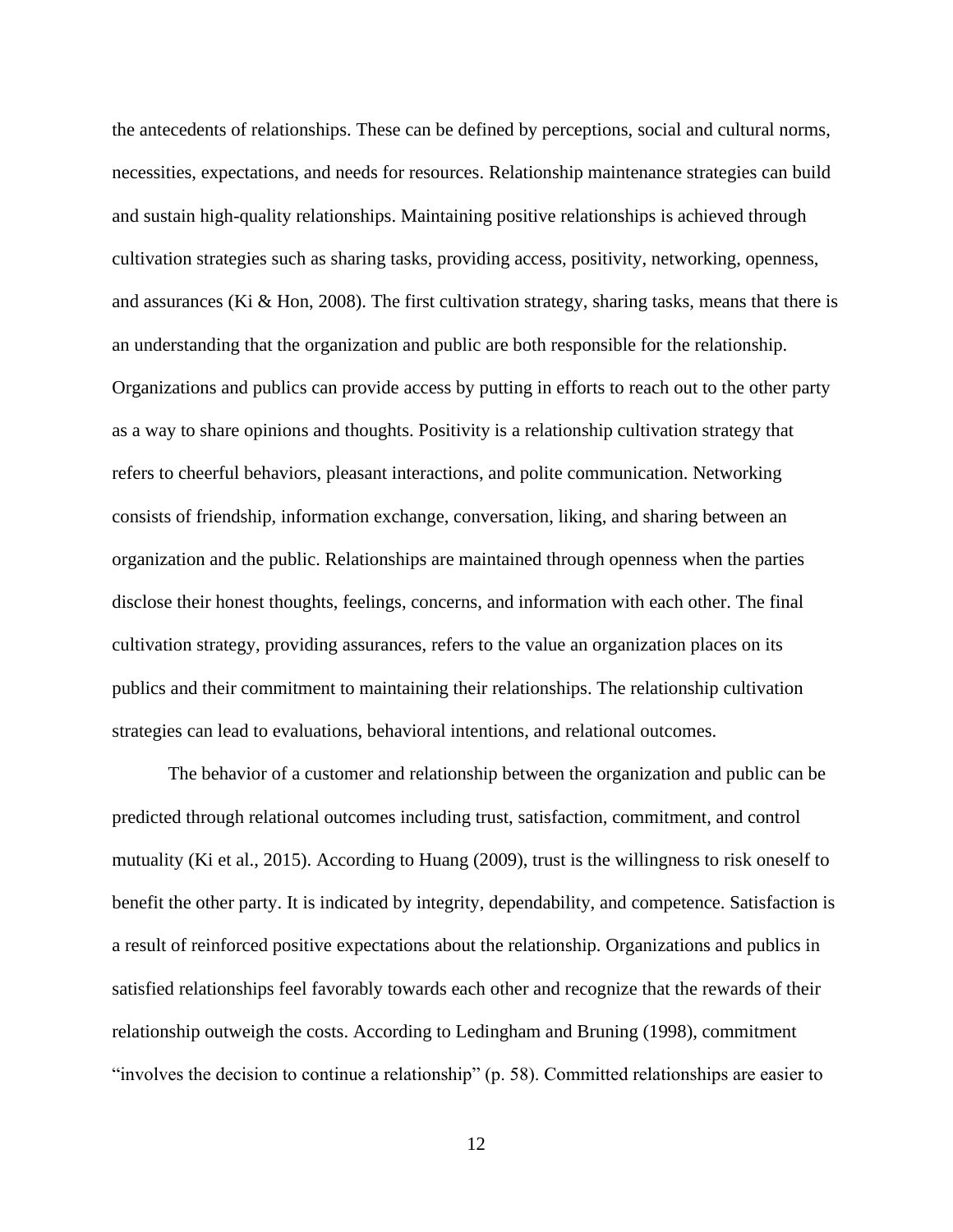the antecedents of relationships. These can be defined by perceptions, social and cultural norms, necessities, expectations, and needs for resources. Relationship maintenance strategies can build and sustain high-quality relationships. Maintaining positive relationships is achieved through cultivation strategies such as sharing tasks, providing access, positivity, networking, openness, and assurances (Ki & Hon, 2008). The first cultivation strategy, sharing tasks, means that there is an understanding that the organization and public are both responsible for the relationship. Organizations and publics can provide access by putting in efforts to reach out to the other party as a way to share opinions and thoughts. Positivity is a relationship cultivation strategy that refers to cheerful behaviors, pleasant interactions, and polite communication. Networking consists of friendship, information exchange, conversation, liking, and sharing between an organization and the public. Relationships are maintained through openness when the parties disclose their honest thoughts, feelings, concerns, and information with each other. The final cultivation strategy, providing assurances, refers to the value an organization places on its publics and their commitment to maintaining their relationships. The relationship cultivation strategies can lead to evaluations, behavioral intentions, and relational outcomes.

The behavior of a customer and relationship between the organization and public can be predicted through relational outcomes including trust, satisfaction, commitment, and control mutuality (Ki et al., 2015). According to Huang (2009), trust is the willingness to risk oneself to benefit the other party. It is indicated by integrity, dependability, and competence. Satisfaction is a result of reinforced positive expectations about the relationship. Organizations and publics in satisfied relationships feel favorably towards each other and recognize that the rewards of their relationship outweigh the costs. According to Ledingham and Bruning (1998), commitment "involves the decision to continue a relationship" (p. 58). Committed relationships are easier to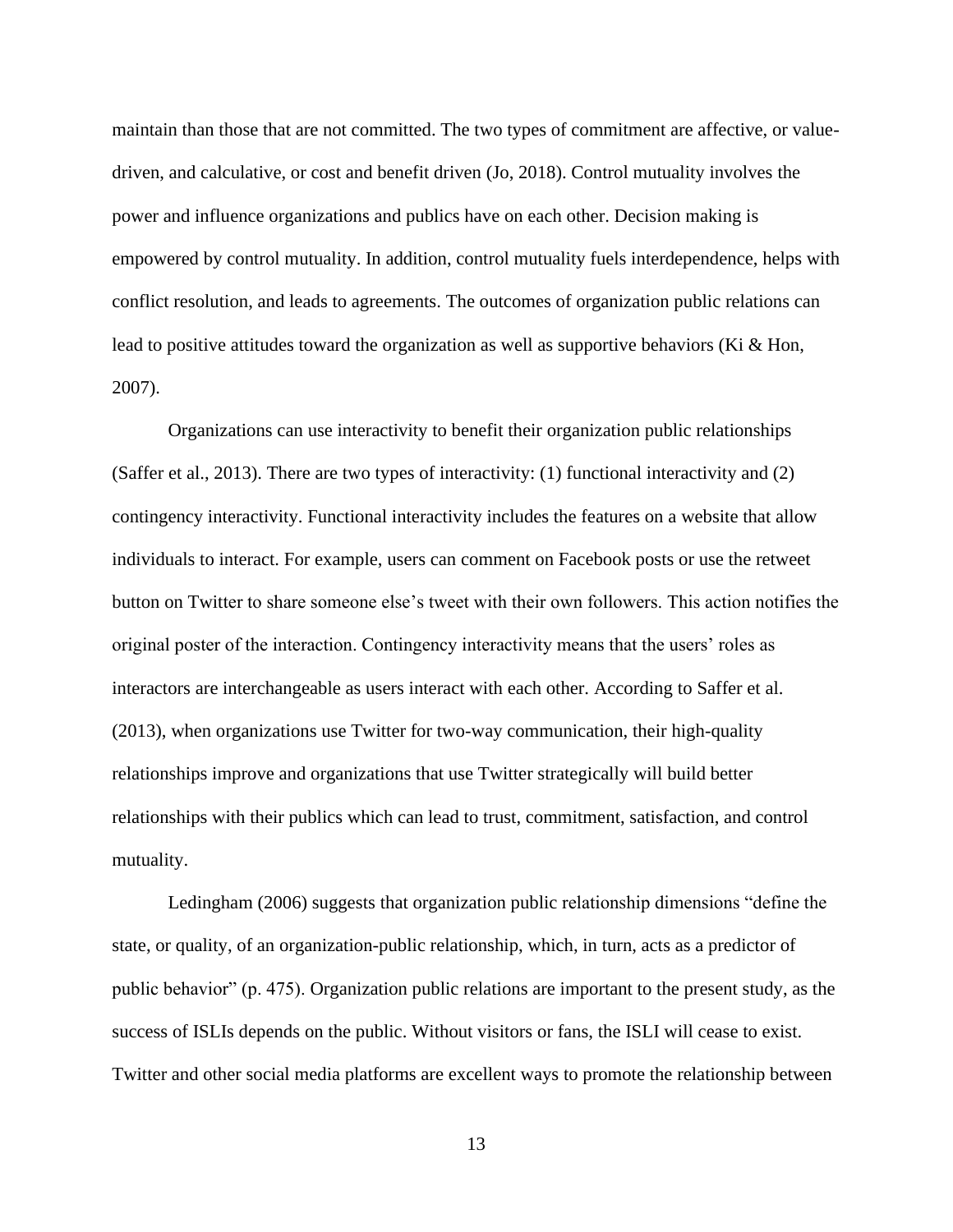maintain than those that are not committed. The two types of commitment are affective, or value-driven, and calculative, or cost and benefit driven (Jo, 2018). Control mutuality involves the power and influence organizations and publics have on each other. Decision making is empowered by control mutuality. In addition, control mutuality fuels interdependence, helps with conflict resolution, and leads to agreements. The outcomes of organization public relations can lead to positive attitudes toward the organization as well as supportive behaviors (Ki & Hon, 2007).

Organizations can use interactivity to benefit their organization public relationships (Saffer et al., 2013). There are two types of interactivity: (1) functional interactivity and (2) contingency interactivity. Functional interactivity includes the features on a website that allow individuals to interact. For example, users can comment on Facebook posts or use the retweet button on Twitter to share someone else's tweet with their own followers. This action notifies the original poster of the interaction. Contingency interactivity means that the users' roles as interactors are interchangeable as users interact with each other. According to Saffer et al. (2013), when organizations use Twitter for two-way communication, their high-quality relationships improve and organizations that use Twitter strategically will build better relationships with their publics which can lead to trust, commitment, satisfaction, and control mutuality.

Ledingham (2006) suggests that organization public relationship dimensions "define the state, or quality, of an organization-public relationship, which, in turn, acts as a predictor of public behavior" (p. 475). Organization public relations are important to the present study, as the success of ISLIs depends on the public. Without visitors or fans, the ISLI will cease to exist. Twitter and other social media platforms are excellent ways to promote the relationship between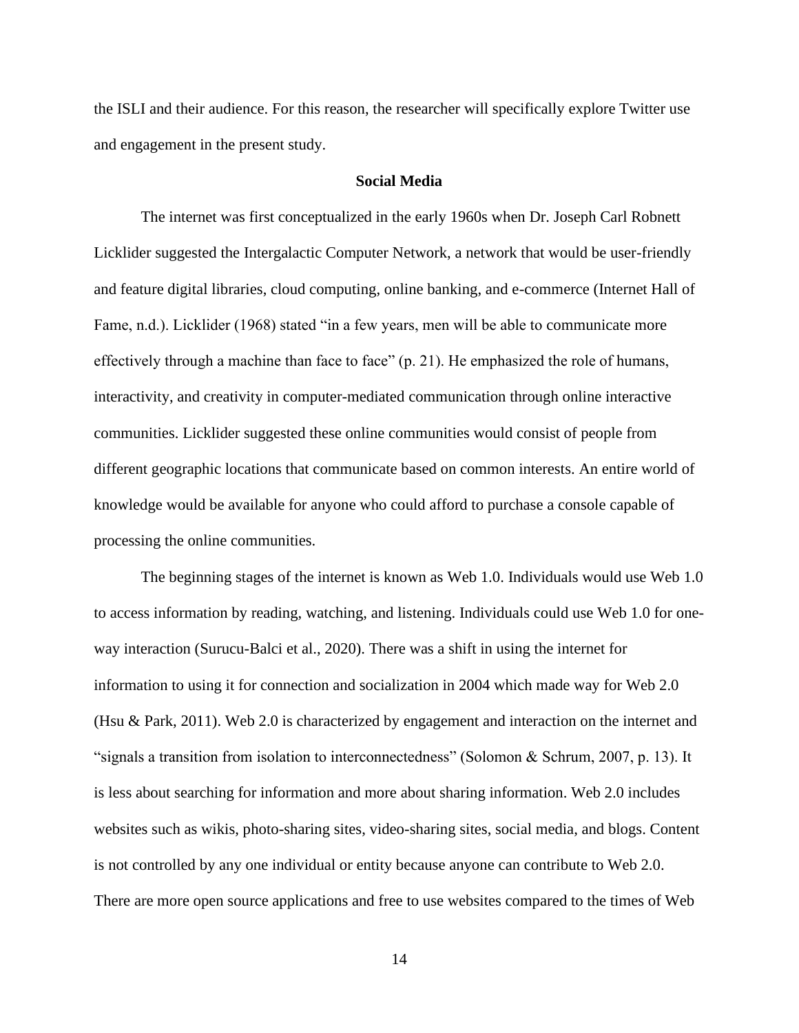the ISLI and their audience. For this reason, the researcher will specifically explore Twitter use and engagement in the present study.

## Social Media

The internet was first conceptualized in the early 1960s when Dr. Joseph Carl Robnett Licklider suggested the Intergalactic Computer Network, a network that would be user-friendly and feature digital libraries, cloud computing, online banking, and e-commerce (Internet Hall of Fame, n.d.). Licklider (1968) stated "in a few years, men will be able to communicate more effectively through a machine than face to face" (p. 21). He emphasized the role of humans, interactivity, and creativity in computer-mediated communication through online interactive communities. Licklider suggested these online communities would consist of people from different geographic locations that communicate based on common interests. An entire world of knowledge would be available for anyone who could afford to purchase a console capable of processing the online communities.

The beginning stages of the internet is known as Web 1.0. Individuals would use Web 1.0 to access information by reading, watching, and listening. Individuals could use Web 1.0 for one-way interaction (Surucu-Balci et al., 2020). There was a shift in using the internet for information to using it for connection and socialization in 2004 which made way for Web 2.0 (Hsu & Park, 2011). Web 2.0 is characterized by engagement and interaction on the internet and "signals a transition from isolation to interconnectedness" (Solomon & Schrum, 2007, p. 13). It is less about searching for information and more about sharing information. Web 2.0 includes websites such as wikis, photo-sharing sites, video-sharing sites, social media, and blogs. Content is not controlled by any one individual or entity because anyone can contribute to Web 2.0. There are more open source applications and free to use websites compared to the times of Web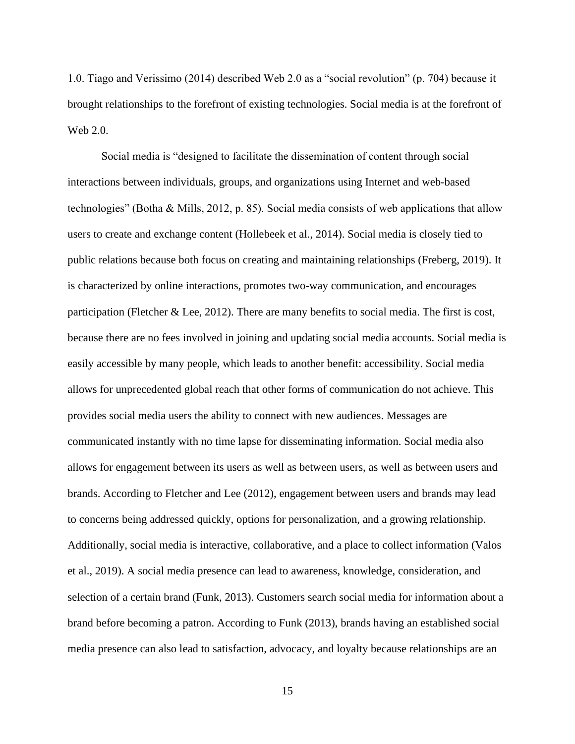1.0. Tiago and Verissimo (2014) described Web 2.0 as a "social revolution" (p. 704) because it brought relationships to the forefront of existing technologies. Social media is at the forefront of Web 2.0.

Social media is "designed to facilitate the dissemination of content through social interactions between individuals, groups, and organizations using Internet and web-based technologies" (Botha & Mills, 2012, p. 85). Social media consists of web applications that allow users to create and exchange content (Hollebeek et al., 2014). Social media is closely tied to public relations because both focus on creating and maintaining relationships (Freberg, 2019). It is characterized by online interactions, promotes two-way communication, and encourages participation (Fletcher & Lee, 2012). There are many benefits to social media. The first is cost, because there are no fees involved in joining and updating social media accounts. Social media is easily accessible by many people, which leads to another benefit: accessibility. Social media allows for unprecedented global reach that other forms of communication do not achieve. This provides social media users the ability to connect with new audiences. Messages are communicated instantly with no time lapse for disseminating information. Social media also allows for engagement between its users as well as between users, as well as between users and brands. According to Fletcher and Lee (2012), engagement between users and brands may lead to concerns being addressed quickly, options for personalization, and a growing relationship. Additionally, social media is interactive, collaborative, and a place to collect information (Valos et al., 2019). A social media presence can lead to awareness, knowledge, consideration, and selection of a certain brand (Funk, 2013). Customers search social media for information about a brand before becoming a patron. According to Funk (2013), brands having an established social media presence can also lead to satisfaction, advocacy, and loyalty because relationships are an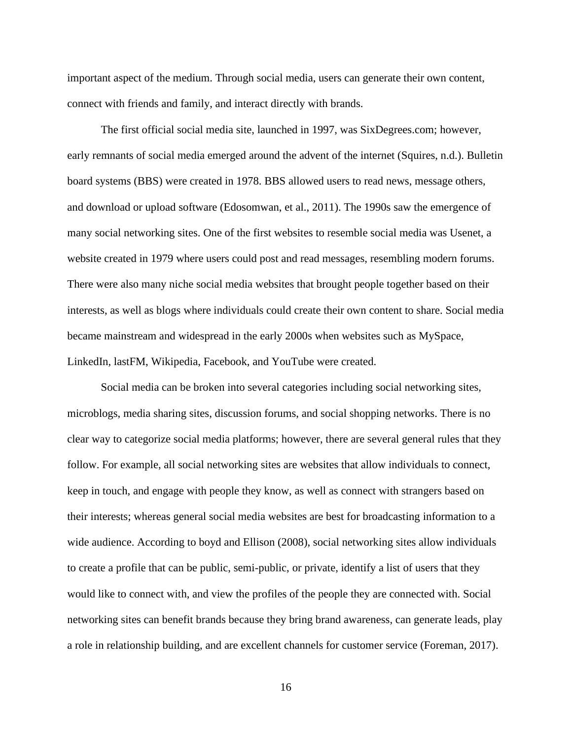important aspect of the medium. Through social media, users can generate their own content, connect with friends and family, and interact directly with brands.

The first official social media site, launched in 1997, was SixDegrees.com; however, early remnants of social media emerged around the advent of the internet (Squires, n.d.). Bulletin board systems (BBS) were created in 1978. BBS allowed users to read news, message others, and download or upload software (Edosomwan, et al., 2011). The 1990s saw the emergence of many social networking sites. One of the first websites to resemble social media was Usenet, a website created in 1979 where users could post and read messages, resembling modern forums. There were also many niche social media websites that brought people together based on their interests, as well as blogs where individuals could create their own content to share. Social media became mainstream and widespread in the early 2000s when websites such as MySpace, LinkedIn, lastFM, Wikipedia, Facebook, and YouTube were created.

Social media can be broken into several categories including social networking sites, microblogs, media sharing sites, discussion forums, and social shopping networks. There is no clear way to categorize social media platforms; however, there are several general rules that they follow. For example, all social networking sites are websites that allow individuals to connect, keep in touch, and engage with people they know, as well as connect with strangers based on their interests; whereas general social media websites are best for broadcasting information to a wide audience. According to boyd and Ellison (2008), social networking sites allow individuals to create a profile that can be public, semi-public, or private, identify a list of users that they would like to connect with, and view the profiles of the people they are connected with. Social networking sites can benefit brands because they bring brand awareness, can generate leads, play a role in relationship building, and are excellent channels for customer service (Foreman, 2017).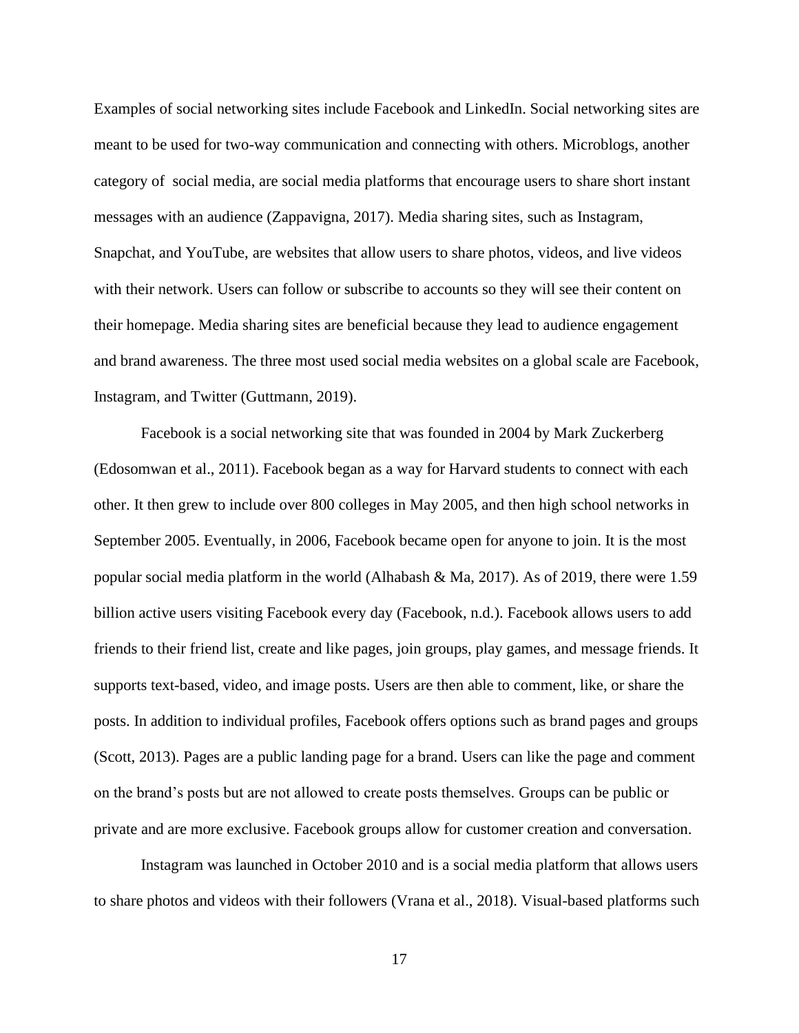Examples of social networking sites include Facebook and LinkedIn. Social networking sites are meant to be used for two-way communication and connecting with others. Microblogs, another category of social media, are social media platforms that encourage users to share short instant messages with an audience (Zappavigna, 2017). Media sharing sites, such as Instagram, Snapchat, and YouTube, are websites that allow users to share photos, videos, and live videos with their network. Users can follow or subscribe to accounts so they will see their content on their homepage. Media sharing sites are beneficial because they lead to audience engagement and brand awareness. The three most used social media websites on a global scale are Facebook, Instagram, and Twitter (Guttmann, 2019).

Facebook is a social networking site that was founded in 2004 by Mark Zuckerberg (Edosomwan et al., 2011). Facebook began as a way for Harvard students to connect with each other. It then grew to include over 800 colleges in May 2005, and then high school networks in September 2005. Eventually, in 2006, Facebook became open for anyone to join. It is the most popular social media platform in the world (Alhabash & Ma, 2017). As of 2019, there were 1.59 billion active users visiting Facebook every day (Facebook, n.d.). Facebook allows users to add friends to their friend list, create and like pages, join groups, play games, and message friends. It supports text-based, video, and image posts. Users are then able to comment, like, or share the posts. In addition to individual profiles, Facebook offers options such as brand pages and groups (Scott, 2013). Pages are a public landing page for a brand. Users can like the page and comment on the brand's posts but are not allowed to create posts themselves. Groups can be public or private and are more exclusive. Facebook groups allow for customer creation and conversation.

Instagram was launched in October 2010 and is a social media platform that allows users to share photos and videos with their followers (Vrana et al., 2018). Visual-based platforms such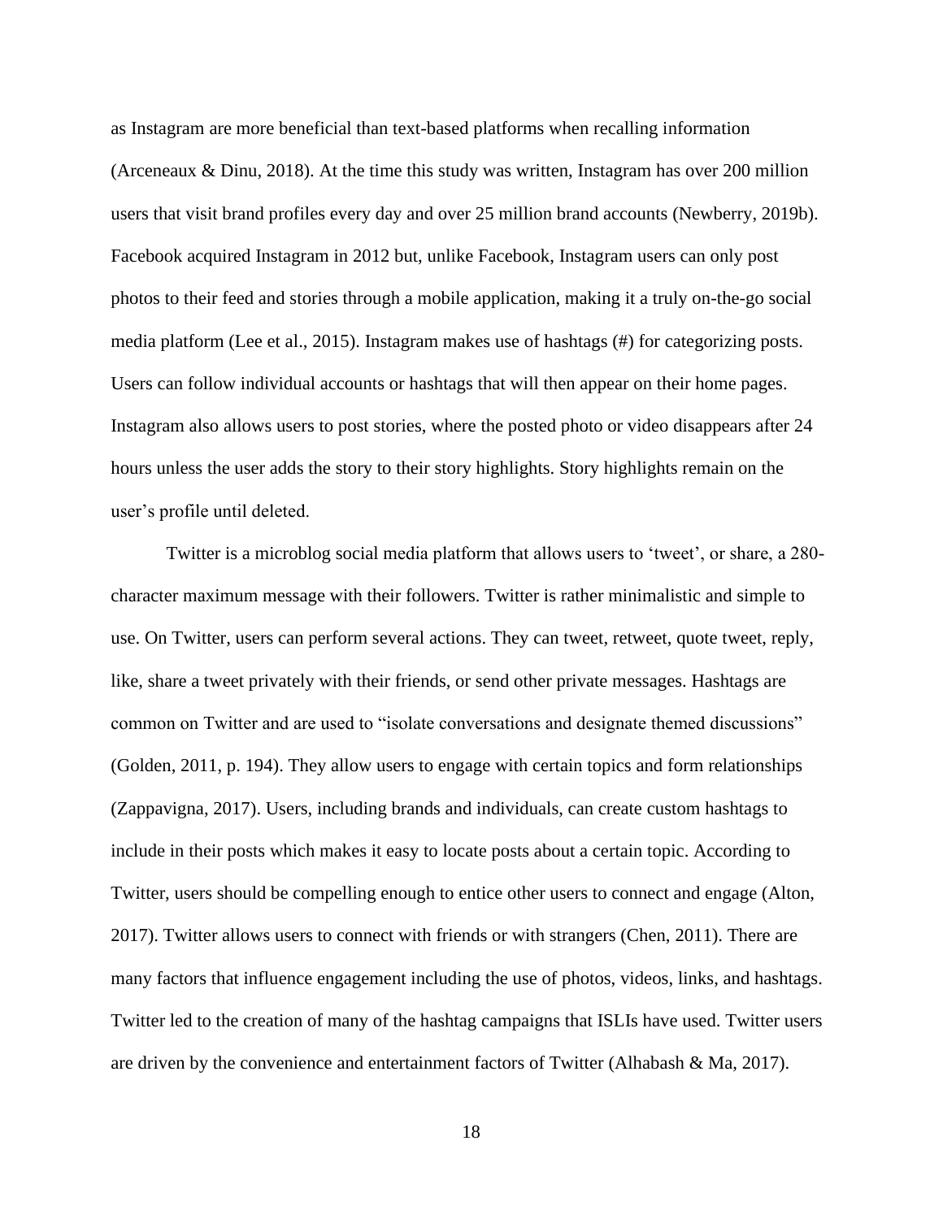as Instagram are more beneficial than text-based platforms when recalling information (Arceneaux & Dinu, 2018). At the time this study was written, Instagram has over 200 million users that visit brand profiles every day and over 25 million brand accounts (Newberry, 2019b). Facebook acquired Instagram in 2012 but, unlike Facebook, Instagram users can only post photos to their feed and stories through a mobile application, making it a truly on-the-go social media platform (Lee et al., 2015). Instagram makes use of hashtags (#) for categorizing posts. Users can follow individual accounts or hashtags that will then appear on their home pages. Instagram also allows users to post stories, where the posted photo or video disappears after 24 hours unless the user adds the story to their story highlights. Story highlights remain on the user's profile until deleted.

Twitter is a microblog social media platform that allows users to 'tweet', or share, a 280-character maximum message with their followers. Twitter is rather minimalistic and simple to use. On Twitter, users can perform several actions. They can tweet, retweet, quote tweet, reply, like, share a tweet privately with their friends, or send other private messages. Hashtags are common on Twitter and are used to "isolate conversations and designate themed discussions" (Golden, 2011, p. 194). They allow users to engage with certain topics and form relationships (Zappavigna, 2017). Users, including brands and individuals, can create custom hashtags to include in their posts which makes it easy to locate posts about a certain topic. According to Twitter, users should be compelling enough to entice other users to connect and engage (Alton, 2017). Twitter allows users to connect with friends or with strangers (Chen, 2011). There are many factors that influence engagement including the use of photos, videos, links, and hashtags. Twitter led to the creation of many of the hashtag campaigns that ISLIs have used. Twitter users are driven by the convenience and entertainment factors of Twitter (Alhabash & Ma, 2017).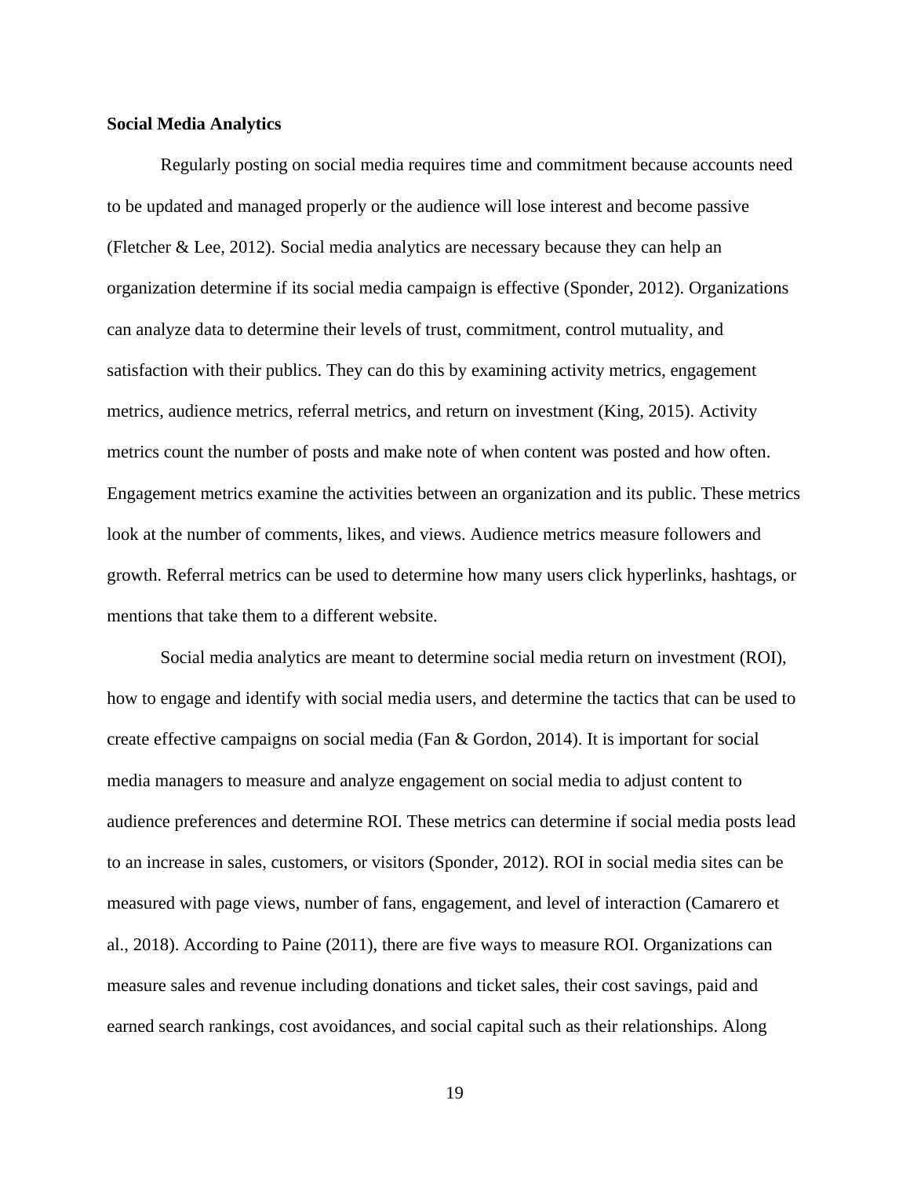**Social Media Analytics**

Regularly posting on social media requires time and commitment because accounts need to be updated and managed properly or the audience will lose interest and become passive (Fletcher & Lee, 2012). Social media analytics are necessary because they can help an organization determine if its social media campaign is effective (Sponder, 2012). Organizations can analyze data to determine their levels of trust, commitment, control mutuality, and satisfaction with their publics. They can do this by examining activity metrics, engagement metrics, audience metrics, referral metrics, and return on investment (King, 2015). Activity metrics count the number of posts and make note of when content was posted and how often. Engagement metrics examine the activities between an organization and its public. These metrics look at the number of comments, likes, and views. Audience metrics measure followers and growth. Referral metrics can be used to determine how many users click hyperlinks, hashtags, or mentions that take them to a different website.

Social media analytics are meant to determine social media return on investment (ROI), how to engage and identify with social media users, and determine the tactics that can be used to create effective campaigns on social media (Fan & Gordon, 2014). It is important for social media managers to measure and analyze engagement on social media to adjust content to audience preferences and determine ROI. These metrics can determine if social media posts lead to an increase in sales, customers, or visitors (Sponder, 2012). ROI in social media sites can be measured with page views, number of fans, engagement, and level of interaction (Camarero et al., 2018). According to Paine (2011), there are five ways to measure ROI. Organizations can measure sales and revenue including donations and ticket sales, their cost savings, paid and earned search rankings, cost avoidances, and social capital such as their relationships. Along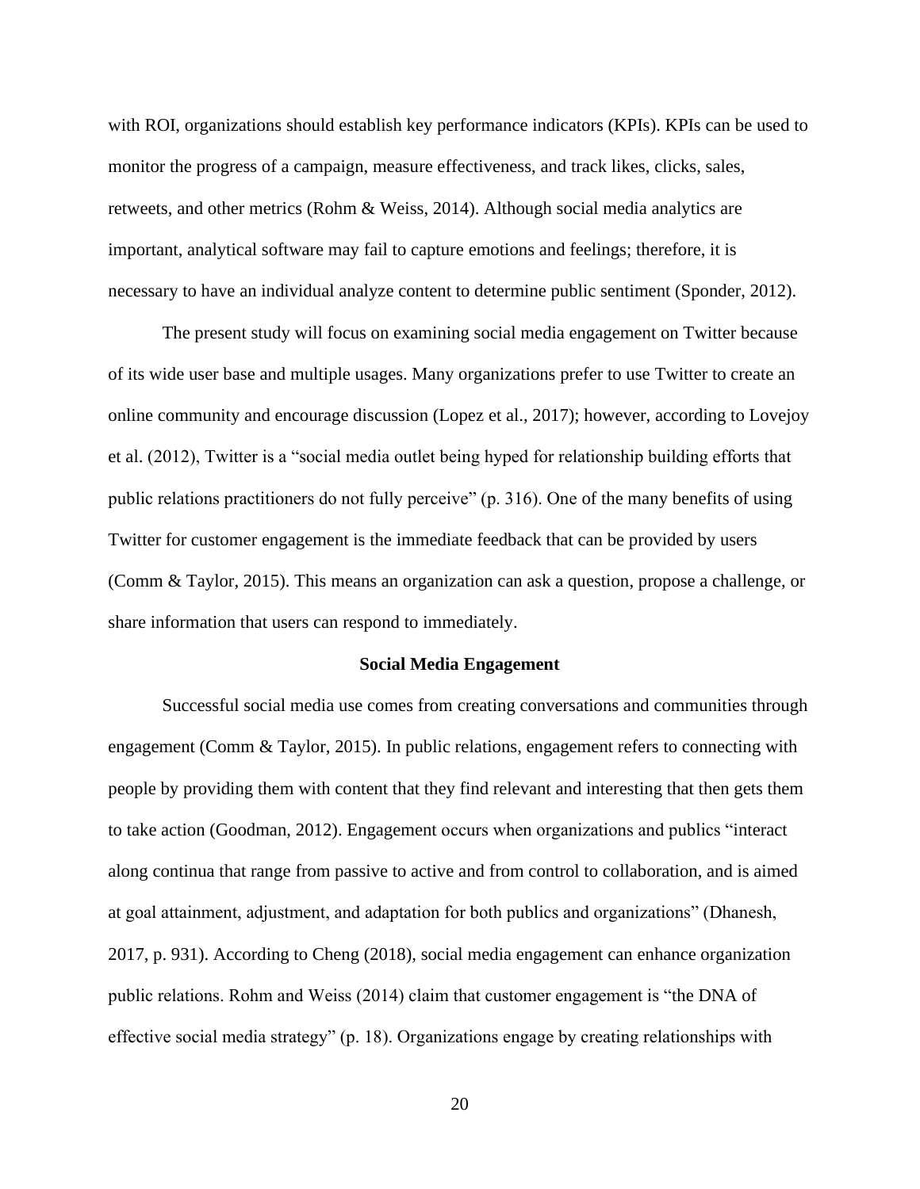with ROI, organizations should establish key performance indicators (KPIs). KPIs can be used to monitor the progress of a campaign, measure effectiveness, and track likes, clicks, sales, retweets, and other metrics (Rohm & Weiss, 2014). Although social media analytics are important, analytical software may fail to capture emotions and feelings; therefore, it is necessary to have an individual analyze content to determine public sentiment (Sponder, 2012).

The present study will focus on examining social media engagement on Twitter because of its wide user base and multiple usages. Many organizations prefer to use Twitter to create an online community and encourage discussion (Lopez et al., 2017); however, according to Lovejoy et al. (2012), Twitter is a "social media outlet being hyped for relationship building efforts that public relations practitioners do not fully perceive" (p. 316). One of the many benefits of using Twitter for customer engagement is the immediate feedback that can be provided by users (Comm & Taylor, 2015). This means an organization can ask a question, propose a challenge, or share information that users can respond to immediately.

## Social Media Engagement

Successful social media use comes from creating conversations and communities through engagement (Comm & Taylor, 2015). In public relations, engagement refers to connecting with people by providing them with content that they find relevant and interesting that then gets them to take action (Goodman, 2012). Engagement occurs when organizations and publics "interact along continua that range from passive to active and from control to collaboration, and is aimed at goal attainment, adjustment, and adaptation for both publics and organizations" (Dhanesh, 2017, p. 931). According to Cheng (2018), social media engagement can enhance organization public relations. Rohm and Weiss (2014) claim that customer engagement is "the DNA of effective social media strategy" (p. 18). Organizations engage by creating relationships with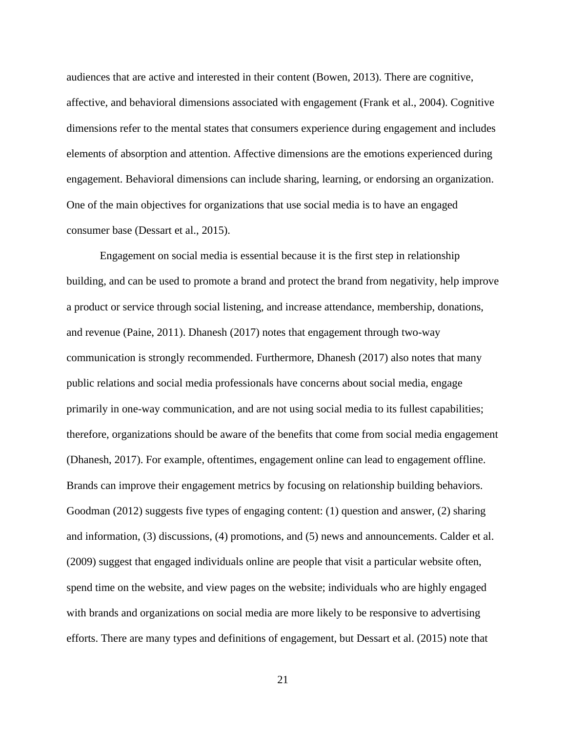audiences that are active and interested in their content (Bowen, 2013). There are cognitive, affective, and behavioral dimensions associated with engagement (Frank et al., 2004). Cognitive dimensions refer to the mental states that consumers experience during engagement and includes elements of absorption and attention. Affective dimensions are the emotions experienced during engagement. Behavioral dimensions can include sharing, learning, or endorsing an organization. One of the main objectives for organizations that use social media is to have an engaged consumer base (Dessart et al., 2015).

Engagement on social media is essential because it is the first step in relationship building, and can be used to promote a brand and protect the brand from negativity, help improve a product or service through social listening, and increase attendance, membership, donations, and revenue (Paine, 2011). Dhanesh (2017) notes that engagement through two-way communication is strongly recommended. Furthermore, Dhanesh (2017) also notes that many public relations and social media professionals have concerns about social media, engage primarily in one-way communication, and are not using social media to its fullest capabilities; therefore, organizations should be aware of the benefits that come from social media engagement (Dhanesh, 2017). For example, oftentimes, engagement online can lead to engagement offline. Brands can improve their engagement metrics by focusing on relationship building behaviors. Goodman (2012) suggests five types of engaging content: (1) question and answer, (2) sharing and information, (3) discussions, (4) promotions, and (5) news and announcements. Calder et al. (2009) suggest that engaged individuals online are people that visit a particular website often, spend time on the website, and view pages on the website; individuals who are highly engaged with brands and organizations on social media are more likely to be responsive to advertising efforts. There are many types and definitions of engagement, but Dessart et al. (2015) note that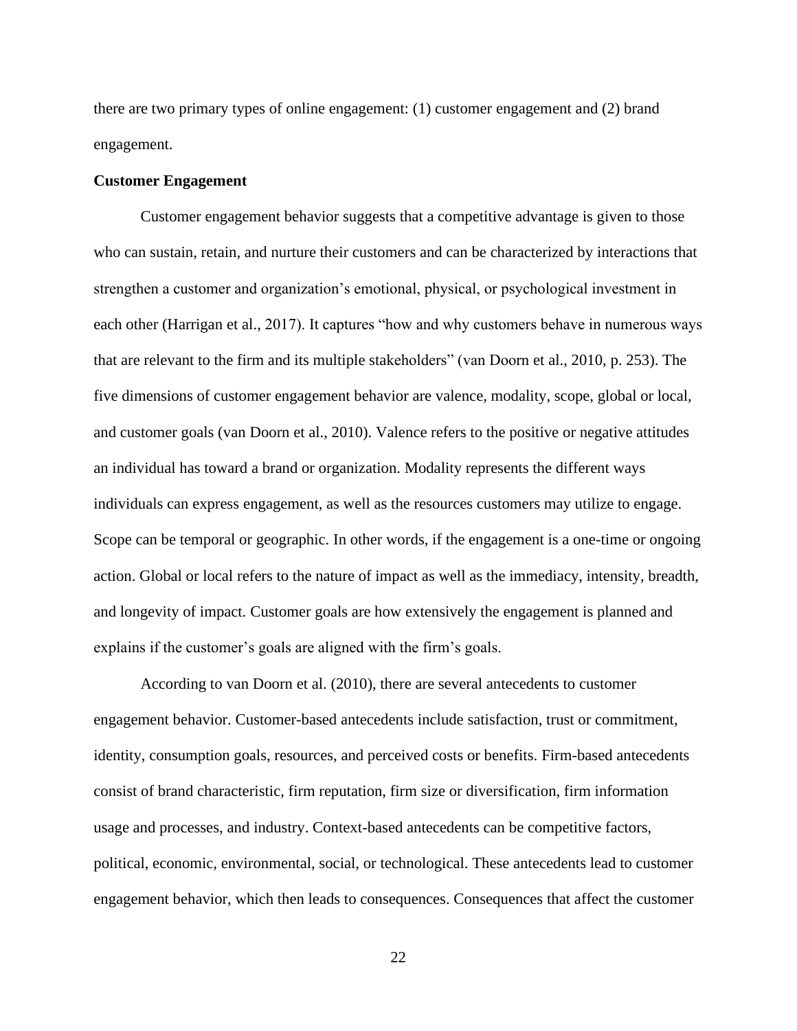there are two primary types of online engagement: (1) customer engagement and (2) brand engagement.

### Customer Engagement

Customer engagement behavior suggests that a competitive advantage is given to those who can sustain, retain, and nurture their customers and can be characterized by interactions that strengthen a customer and organization's emotional, physical, or psychological investment in each other (Harrigan et al., 2017). It captures "how and why customers behave in numerous ways that are relevant to the firm and its multiple stakeholders" (van Doorn et al., 2010, p. 253). The five dimensions of customer engagement behavior are valence, modality, scope, global or local, and customer goals (van Doorn et al., 2010). Valence refers to the positive or negative attitudes an individual has toward a brand or organization. Modality represents the different ways individuals can express engagement, as well as the resources customers may utilize to engage. Scope can be temporal or geographic. In other words, if the engagement is a one-time or ongoing action. Global or local refers to the nature of impact as well as the immediacy, intensity, breadth, and longevity of impact. Customer goals are how extensively the engagement is planned and explains if the customer's goals are aligned with the firm's goals.

According to van Doorn et al. (2010), there are several antecedents to customer engagement behavior. Customer-based antecedents include satisfaction, trust or commitment, identity, consumption goals, resources, and perceived costs or benefits. Firm-based antecedents consist of brand characteristic, firm reputation, firm size or diversification, firm information usage and processes, and industry. Context-based antecedents can be competitive factors, political, economic, environmental, social, or technological. These antecedents lead to customer engagement behavior, which then leads to consequences. Consequences that affect the customer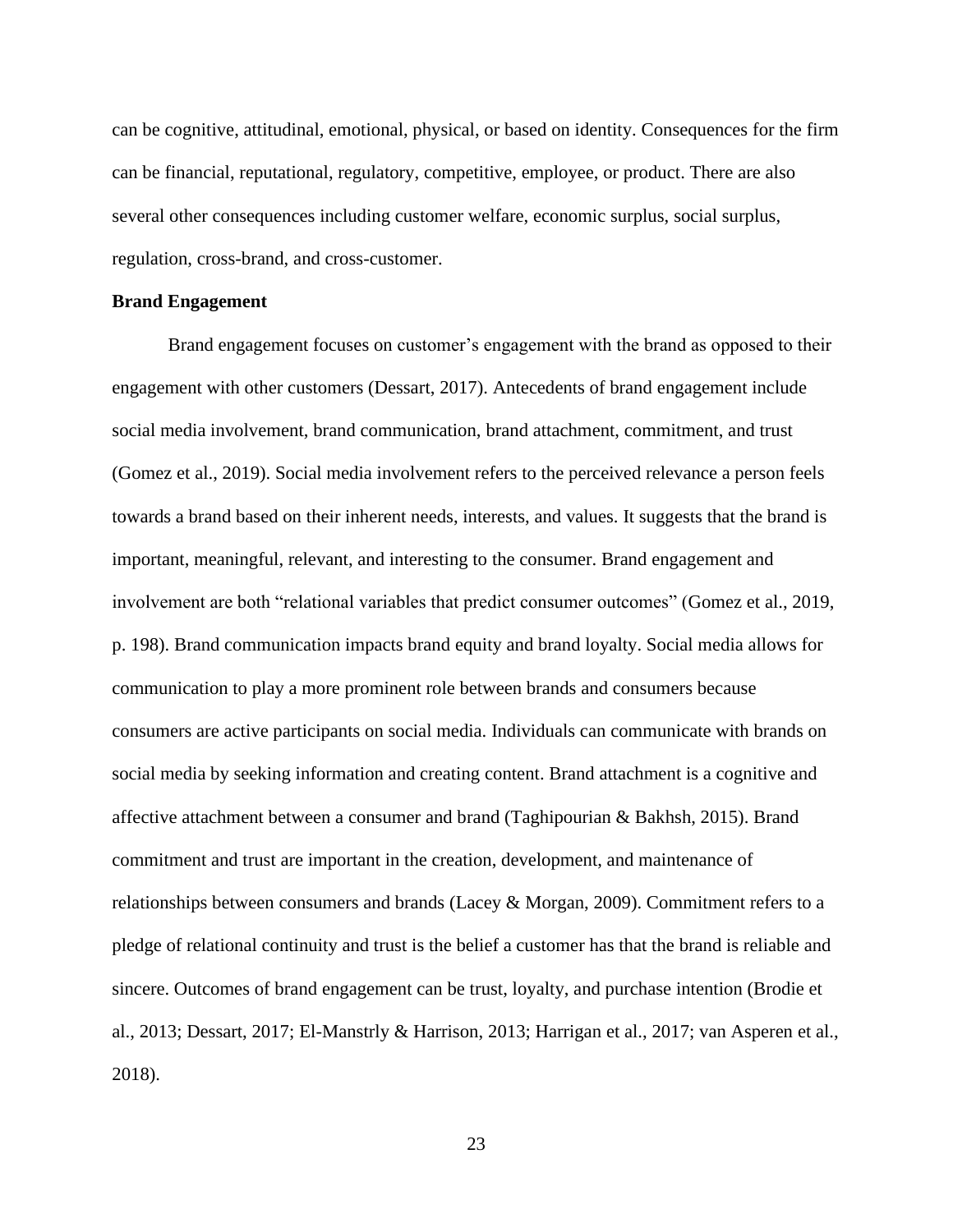can be cognitive, attitudinal, emotional, physical, or based on identity. Consequences for the firm can be financial, reputational, regulatory, competitive, employee, or product. There are also several other consequences including customer welfare, economic surplus, social surplus, regulation, cross-brand, and cross-customer.

**Brand Engagement**

Brand engagement focuses on customer's engagement with the brand as opposed to their engagement with other customers (Dessart, 2017). Antecedents of brand engagement include social media involvement, brand communication, brand attachment, commitment, and trust (Gomez et al., 2019). Social media involvement refers to the perceived relevance a person feels towards a brand based on their inherent needs, interests, and values. It suggests that the brand is important, meaningful, relevant, and interesting to the consumer. Brand engagement and involvement are both "relational variables that predict consumer outcomes" (Gomez et al., 2019, p. 198). Brand communication impacts brand equity and brand loyalty. Social media allows for communication to play a more prominent role between brands and consumers because consumers are active participants on social media. Individuals can communicate with brands on social media by seeking information and creating content. Brand attachment is a cognitive and affective attachment between a consumer and brand (Taghipourian & Bakhsh, 2015). Brand commitment and trust are important in the creation, development, and maintenance of relationships between consumers and brands (Lacey & Morgan, 2009). Commitment refers to a pledge of relational continuity and trust is the belief a customer has that the brand is reliable and sincere. Outcomes of brand engagement can be trust, loyalty, and purchase intention (Brodie et al., 2013; Dessart, 2017; El-Manstrly & Harrison, 2013; Harrigan et al., 2017; van Asperen et al., 2018).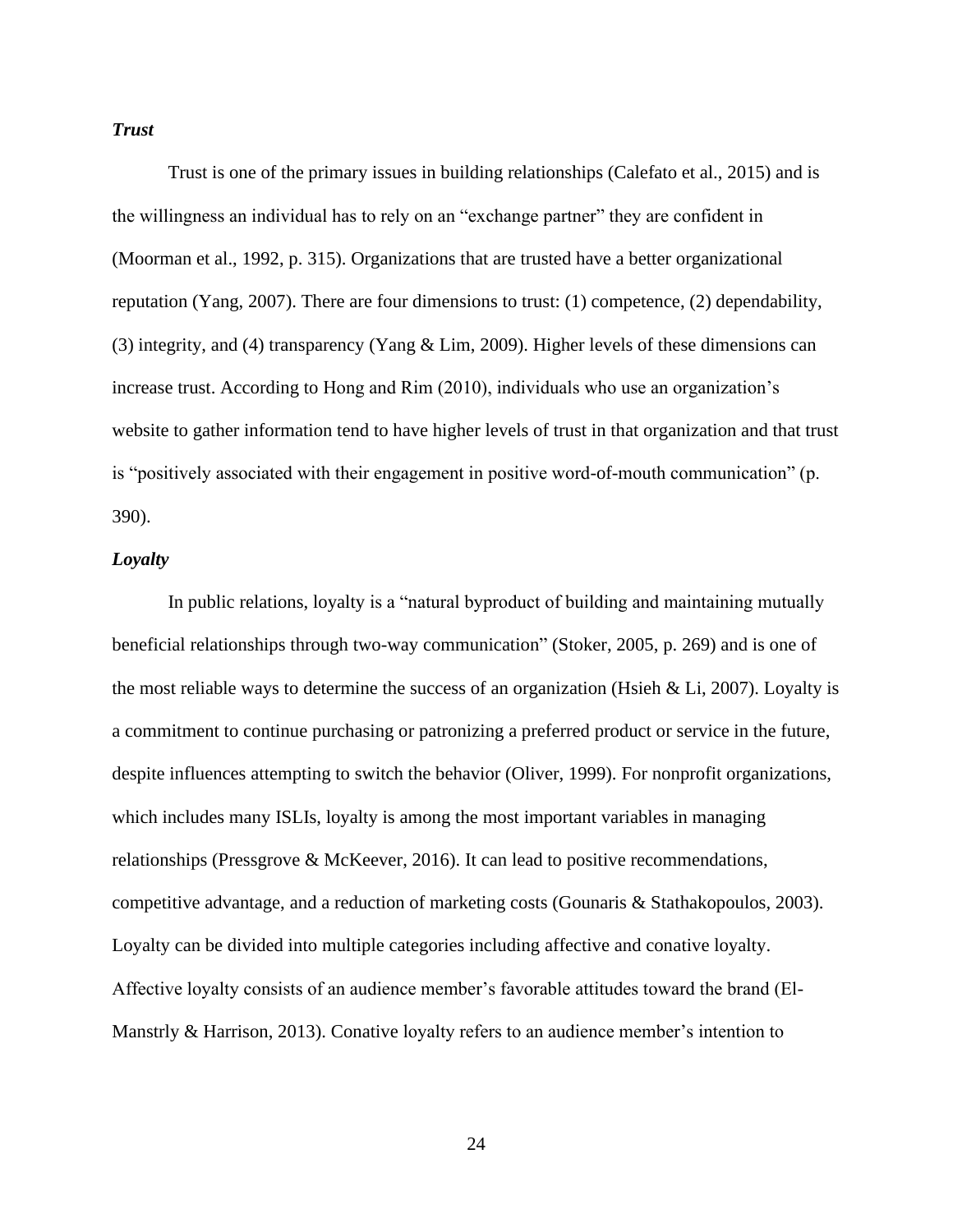### ***Trust***

Trust is one of the primary issues in building relationships (Calefato et al., 2015) and is the willingness an individual has to rely on an "exchange partner" they are confident in (Moorman et al., 1992, p. 315). Organizations that are trusted have a better organizational reputation (Yang, 2007). There are four dimensions to trust: (1) competence, (2) dependability, (3) integrity, and (4) transparency (Yang & Lim, 2009). Higher levels of these dimensions can increase trust. According to Hong and Rim (2010), individuals who use an organization's website to gather information tend to have higher levels of trust in that organization and that trust is "positively associated with their engagement in positive word-of-mouth communication" (p. 390).

### ***Loyalty***

In public relations, loyalty is a "natural byproduct of building and maintaining mutually beneficial relationships through two-way communication" (Stoker, 2005, p. 269) and is one of the most reliable ways to determine the success of an organization (Hsieh & Li, 2007). Loyalty is a commitment to continue purchasing or patronizing a preferred product or service in the future, despite influences attempting to switch the behavior (Oliver, 1999). For nonprofit organizations, which includes many ISLIs, loyalty is among the most important variables in managing relationships (Pressgrove & McKeever, 2016). It can lead to positive recommendations, competitive advantage, and a reduction of marketing costs (Gounaris & Stathakopoulos, 2003). Loyalty can be divided into multiple categories including affective and conative loyalty. Affective loyalty consists of an audience member's favorable attitudes toward the brand (El-Manstrly & Harrison, 2013). Conative loyalty refers to an audience member's intention to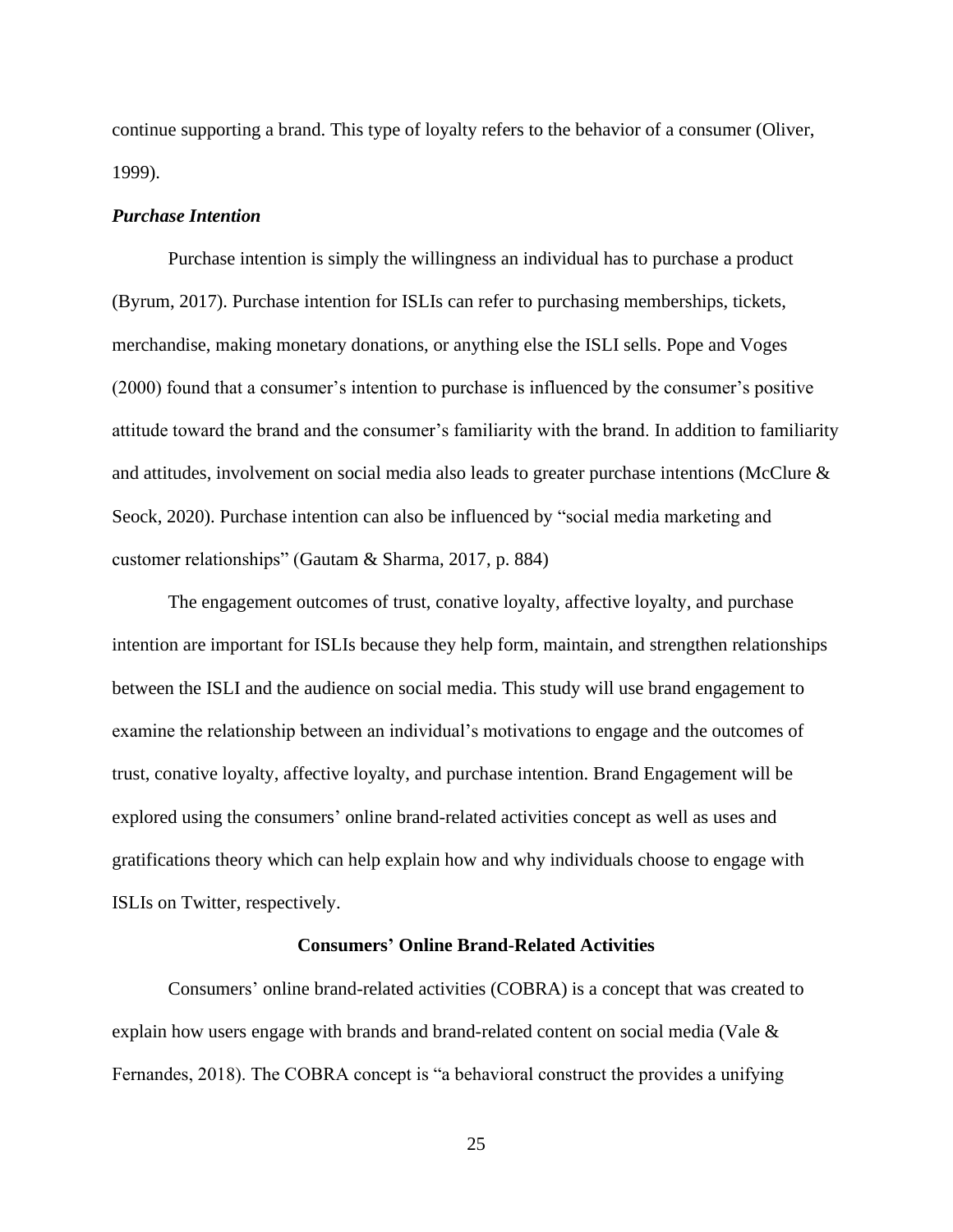continue supporting a brand. This type of loyalty refers to the behavior of a consumer (Oliver, 1999).

### *Purchase Intention*

Purchase intention is simply the willingness an individual has to purchase a product (Byrum, 2017). Purchase intention for ISLIs can refer to purchasing memberships, tickets, merchandise, making monetary donations, or anything else the ISLI sells. Pope and Voges (2000) found that a consumer's intention to purchase is influenced by the consumer's positive attitude toward the brand and the consumer's familiarity with the brand. In addition to familiarity and attitudes, involvement on social media also leads to greater purchase intentions (McClure & Seock, 2020). Purchase intention can also be influenced by "social media marketing and customer relationships" (Gautam & Sharma, 2017, p. 884)

The engagement outcomes of trust, conative loyalty, affective loyalty, and purchase intention are important for ISLIs because they help form, maintain, and strengthen relationships between the ISLI and the audience on social media. This study will use brand engagement to examine the relationship between an individual's motivations to engage and the outcomes of trust, conative loyalty, affective loyalty, and purchase intention. Brand Engagement will be explored using the consumers' online brand-related activities concept as well as uses and gratifications theory which can help explain how and why individuals choose to engage with ISLIs on Twitter, respectively.

## Consumers' Online Brand-Related Activities

Consumers' online brand-related activities (COBRA) is a concept that was created to explain how users engage with brands and brand-related content on social media (Vale & Fernandes, 2018). The COBRA concept is "a behavioral construct the provides a unifying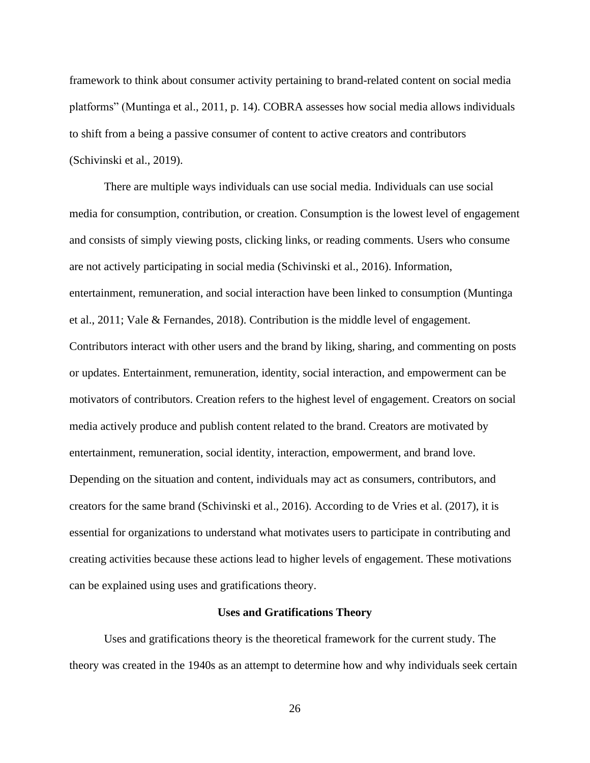framework to think about consumer activity pertaining to brand-related content on social media platforms" (Muntinga et al., 2011, p. 14). COBRA assesses how social media allows individuals to shift from a being a passive consumer of content to active creators and contributors (Schivinski et al., 2019).

There are multiple ways individuals can use social media. Individuals can use social media for consumption, contribution, or creation. Consumption is the lowest level of engagement and consists of simply viewing posts, clicking links, or reading comments. Users who consume are not actively participating in social media (Schivinski et al., 2016). Information, entertainment, remuneration, and social interaction have been linked to consumption (Muntinga et al., 2011; Vale & Fernandes, 2018). Contribution is the middle level of engagement. Contributors interact with other users and the brand by liking, sharing, and commenting on posts or updates. Entertainment, remuneration, identity, social interaction, and empowerment can be motivators of contributors. Creation refers to the highest level of engagement. Creators on social media actively produce and publish content related to the brand. Creators are motivated by entertainment, remuneration, social identity, interaction, empowerment, and brand love. Depending on the situation and content, individuals may act as consumers, contributors, and creators for the same brand (Schivinski et al., 2016). According to de Vries et al. (2017), it is essential for organizations to understand what motivates users to participate in contributing and creating activities because these actions lead to higher levels of engagement. These motivations can be explained using uses and gratifications theory.

## Uses and Gratifications Theory

Uses and gratifications theory is the theoretical framework for the current study. The theory was created in the 1940s as an attempt to determine how and why individuals seek certain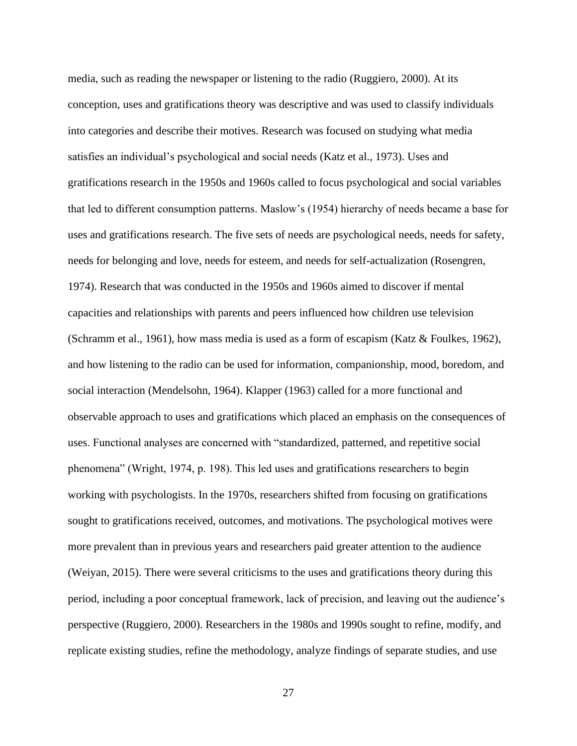media, such as reading the newspaper or listening to the radio (Ruggiero, 2000). At its conception, uses and gratifications theory was descriptive and was used to classify individuals into categories and describe their motives. Research was focused on studying what media satisfies an individual's psychological and social needs (Katz et al., 1973). Uses and gratifications research in the 1950s and 1960s called to focus psychological and social variables that led to different consumption patterns. Maslow's (1954) hierarchy of needs became a base for uses and gratifications research. The five sets of needs are psychological needs, needs for safety, needs for belonging and love, needs for esteem, and needs for self-actualization (Rosengren, 1974). Research that was conducted in the 1950s and 1960s aimed to discover if mental capacities and relationships with parents and peers influenced how children use television (Schramm et al., 1961), how mass media is used as a form of escapism (Katz & Foulkes, 1962), and how listening to the radio can be used for information, companionship, mood, boredom, and social interaction (Mendelsohn, 1964). Klapper (1963) called for a more functional and observable approach to uses and gratifications which placed an emphasis on the consequences of uses. Functional analyses are concerned with "standardized, patterned, and repetitive social phenomena" (Wright, 1974, p. 198). This led uses and gratifications researchers to begin working with psychologists. In the 1970s, researchers shifted from focusing on gratifications sought to gratifications received, outcomes, and motivations. The psychological motives were more prevalent than in previous years and researchers paid greater attention to the audience (Weiyan, 2015). There were several criticisms to the uses and gratifications theory during this period, including a poor conceptual framework, lack of precision, and leaving out the audience's perspective (Ruggiero, 2000). Researchers in the 1980s and 1990s sought to refine, modify, and replicate existing studies, refine the methodology, analyze findings of separate studies, and use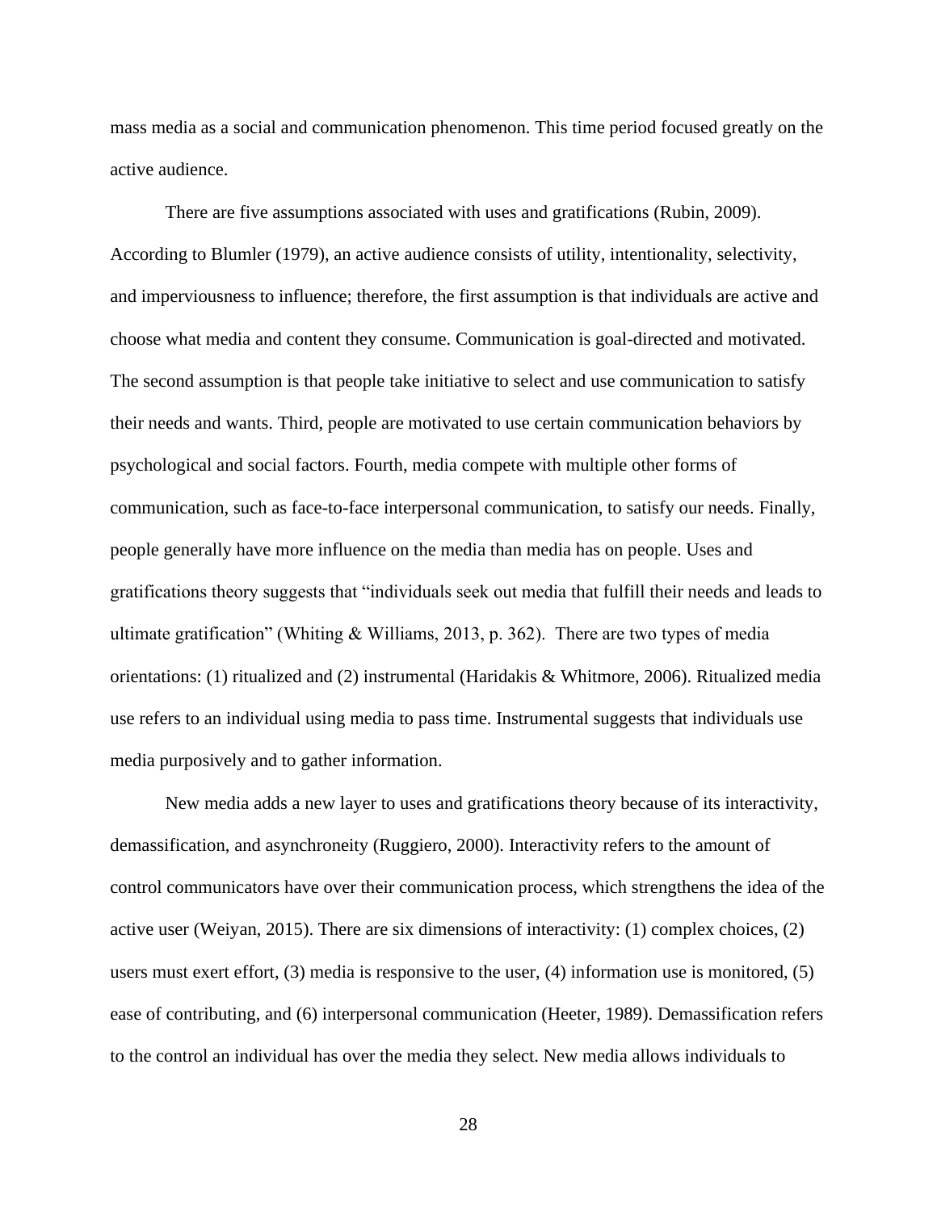mass media as a social and communication phenomenon. This time period focused greatly on the active audience.

There are five assumptions associated with uses and gratifications (Rubin, 2009). According to Blumler (1979), an active audience consists of utility, intentionality, selectivity, and imperviousness to influence; therefore, the first assumption is that individuals are active and choose what media and content they consume. Communication is goal-directed and motivated. The second assumption is that people take initiative to select and use communication to satisfy their needs and wants. Third, people are motivated to use certain communication behaviors by psychological and social factors. Fourth, media compete with multiple other forms of communication, such as face-to-face interpersonal communication, to satisfy our needs. Finally, people generally have more influence on the media than media has on people. Uses and gratifications theory suggests that "individuals seek out media that fulfill their needs and leads to ultimate gratification" (Whiting & Williams, 2013, p. 362). There are two types of media orientations: (1) ritualized and (2) instrumental (Haridakis & Whitmore, 2006). Ritualized media use refers to an individual using media to pass time. Instrumental suggests that individuals use media purposively and to gather information.

New media adds a new layer to uses and gratifications theory because of its interactivity, demassification, and asynchroneity (Ruggiero, 2000). Interactivity refers to the amount of control communicators have over their communication process, which strengthens the idea of the active user (Weiyan, 2015). There are six dimensions of interactivity: (1) complex choices, (2) users must exert effort, (3) media is responsive to the user, (4) information use is monitored, (5) ease of contributing, and (6) interpersonal communication (Heeter, 1989). Demassification refers to the control an individual has over the media they select. New media allows individuals to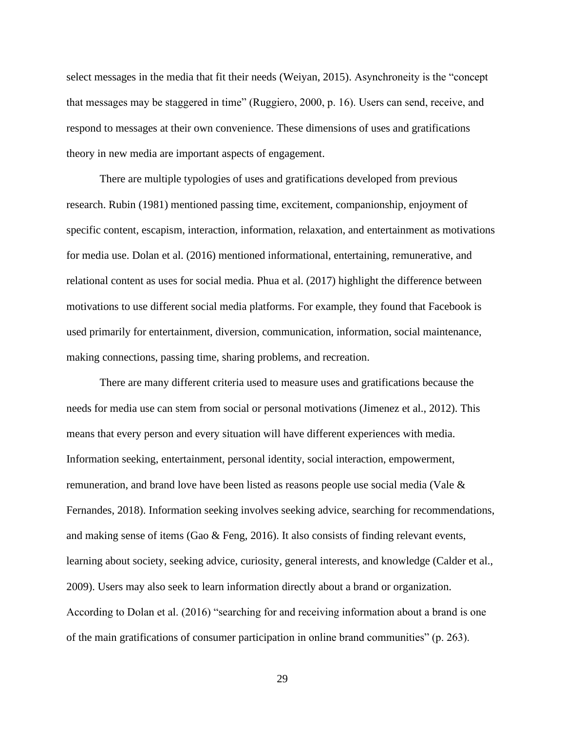select messages in the media that fit their needs (Weiyan, 2015). Asynchroneity is the "concept that messages may be staggered in time" (Ruggiero, 2000, p. 16). Users can send, receive, and respond to messages at their own convenience. These dimensions of uses and gratifications theory in new media are important aspects of engagement.

There are multiple typologies of uses and gratifications developed from previous research. Rubin (1981) mentioned passing time, excitement, companionship, enjoyment of specific content, escapism, interaction, information, relaxation, and entertainment as motivations for media use. Dolan et al. (2016) mentioned informational, entertaining, remunerative, and relational content as uses for social media. Phua et al. (2017) highlight the difference between motivations to use different social media platforms. For example, they found that Facebook is used primarily for entertainment, diversion, communication, information, social maintenance, making connections, passing time, sharing problems, and recreation.

There are many different criteria used to measure uses and gratifications because the needs for media use can stem from social or personal motivations (Jimenez et al., 2012). This means that every person and every situation will have different experiences with media. Information seeking, entertainment, personal identity, social interaction, empowerment, remuneration, and brand love have been listed as reasons people use social media (Vale & Fernandes, 2018). Information seeking involves seeking advice, searching for recommendations, and making sense of items (Gao & Feng, 2016). It also consists of finding relevant events, learning about society, seeking advice, curiosity, general interests, and knowledge (Calder et al., 2009). Users may also seek to learn information directly about a brand or organization. According to Dolan et al. (2016) "searching for and receiving information about a brand is one of the main gratifications of consumer participation in online brand communities" (p. 263).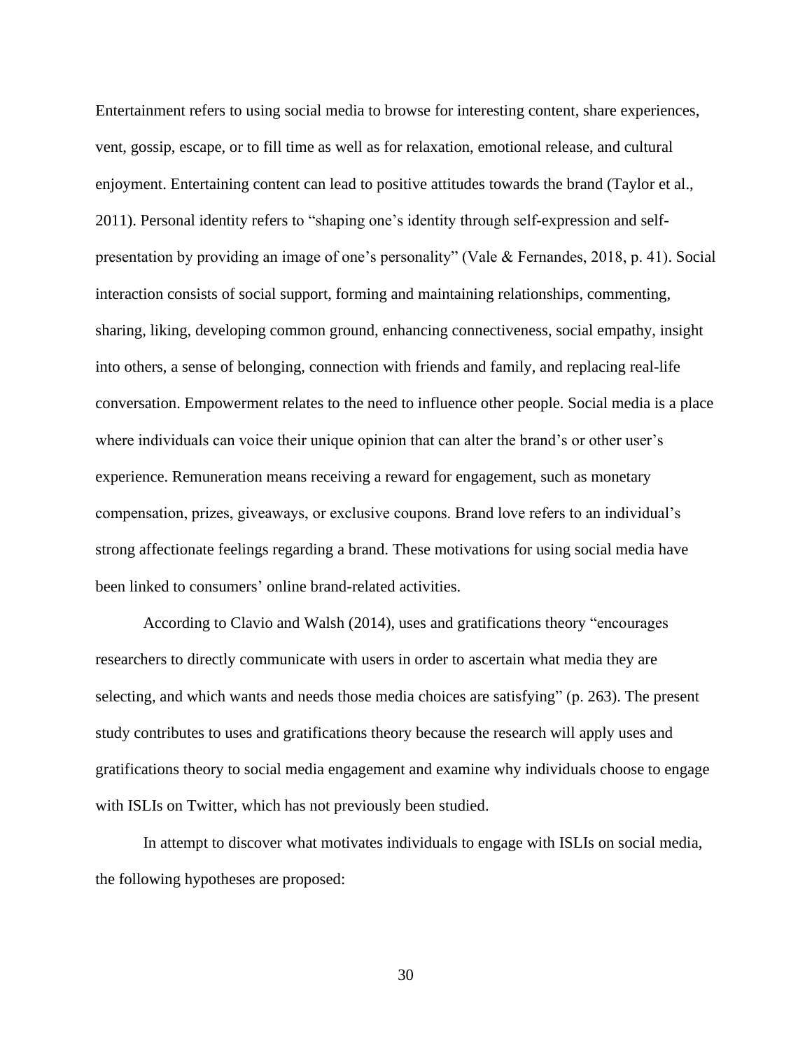Entertainment refers to using social media to browse for interesting content, share experiences, vent, gossip, escape, or to fill time as well as for relaxation, emotional release, and cultural enjoyment. Entertaining content can lead to positive attitudes towards the brand (Taylor et al., 2011). Personal identity refers to "shaping one's identity through self-expression and self-presentation by providing an image of one's personality" (Vale & Fernandes, 2018, p. 41). Social interaction consists of social support, forming and maintaining relationships, commenting, sharing, liking, developing common ground, enhancing connectiveness, social empathy, insight into others, a sense of belonging, connection with friends and family, and replacing real-life conversation. Empowerment relates to the need to influence other people. Social media is a place where individuals can voice their unique opinion that can alter the brand's or other user's experience. Remuneration means receiving a reward for engagement, such as monetary compensation, prizes, giveaways, or exclusive coupons. Brand love refers to an individual's strong affectionate feelings regarding a brand. These motivations for using social media have been linked to consumers' online brand-related activities.

According to Clavio and Walsh (2014), uses and gratifications theory "encourages researchers to directly communicate with users in order to ascertain what media they are selecting, and which wants and needs those media choices are satisfying" (p. 263). The present study contributes to uses and gratifications theory because the research will apply uses and gratifications theory to social media engagement and examine why individuals choose to engage with ISLIs on Twitter, which has not previously been studied.

In attempt to discover what motivates individuals to engage with ISLIs on social media, the following hypotheses are proposed: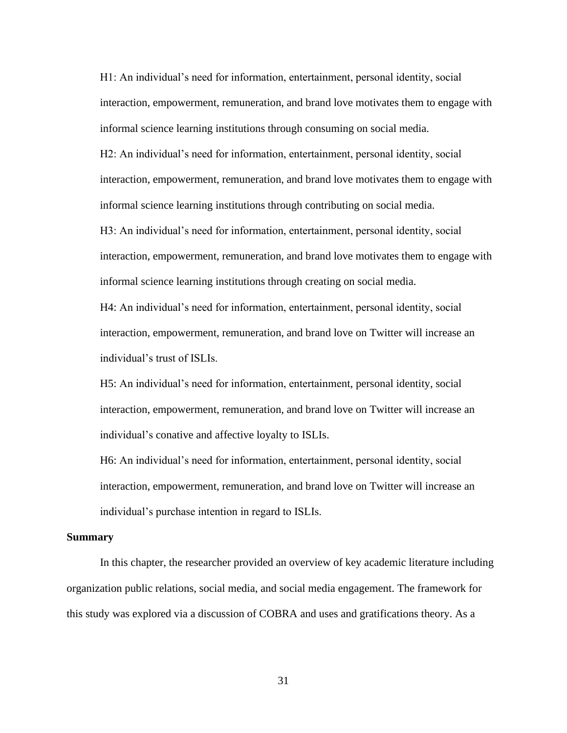H1: An individual's need for information, entertainment, personal identity, social interaction, empowerment, remuneration, and brand love motivates them to engage with informal science learning institutions through consuming on social media.

H2: An individual's need for information, entertainment, personal identity, social interaction, empowerment, remuneration, and brand love motivates them to engage with informal science learning institutions through contributing on social media.

H3: An individual's need for information, entertainment, personal identity, social interaction, empowerment, remuneration, and brand love motivates them to engage with informal science learning institutions through creating on social media.

H4: An individual's need for information, entertainment, personal identity, social interaction, empowerment, remuneration, and brand love on Twitter will increase an individual's trust of ISLIs.

H5: An individual's need for information, entertainment, personal identity, social interaction, empowerment, remuneration, and brand love on Twitter will increase an individual's conative and affective loyalty to ISLIs.

H6: An individual's need for information, entertainment, personal identity, social interaction, empowerment, remuneration, and brand love on Twitter will increase an individual's purchase intention in regard to ISLIs.

## Summary

In this chapter, the researcher provided an overview of key academic literature including organization public relations, social media, and social media engagement. The framework for this study was explored via a discussion of COBRA and uses and gratifications theory. As a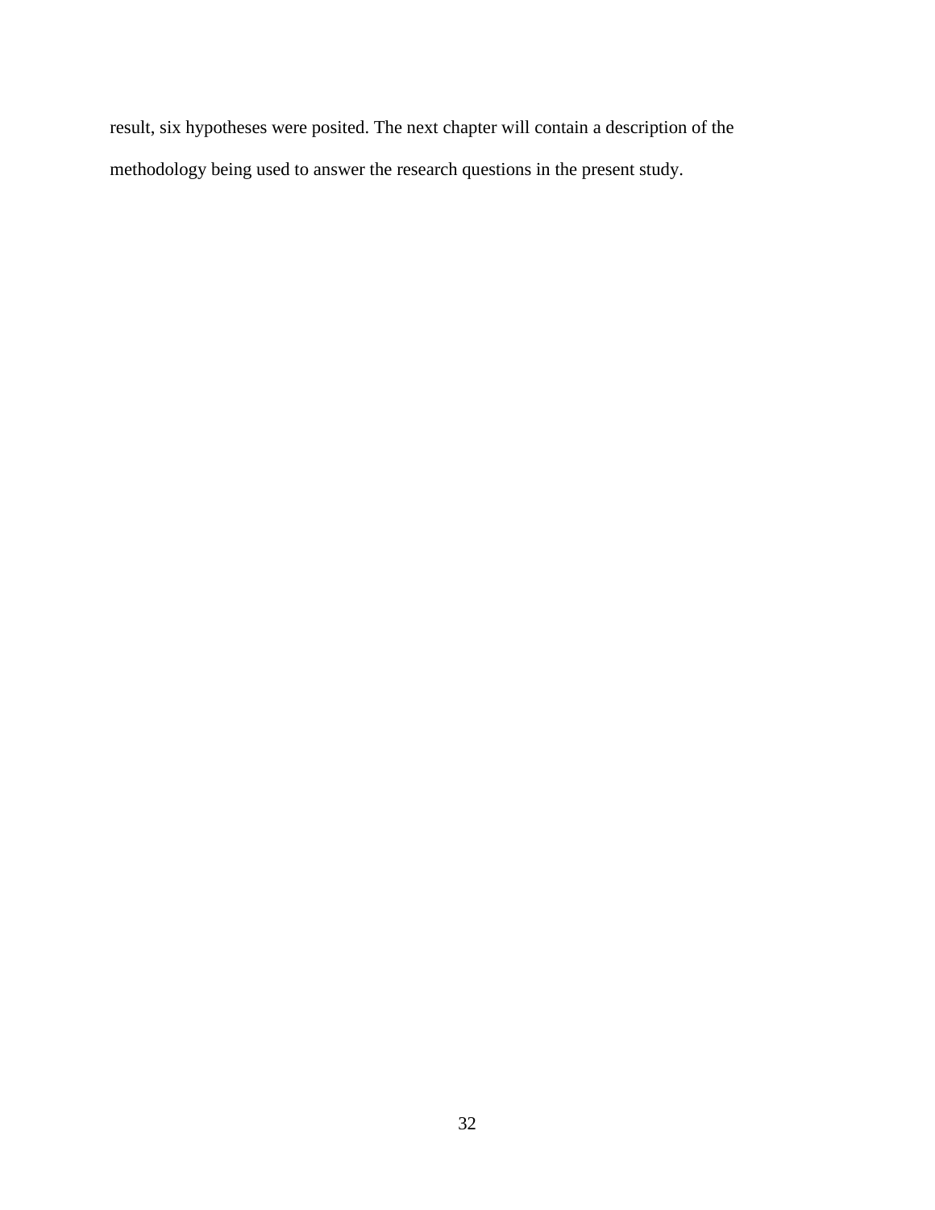result, six hypotheses were posited. The next chapter will contain a description of the methodology being used to answer the research questions in the present study.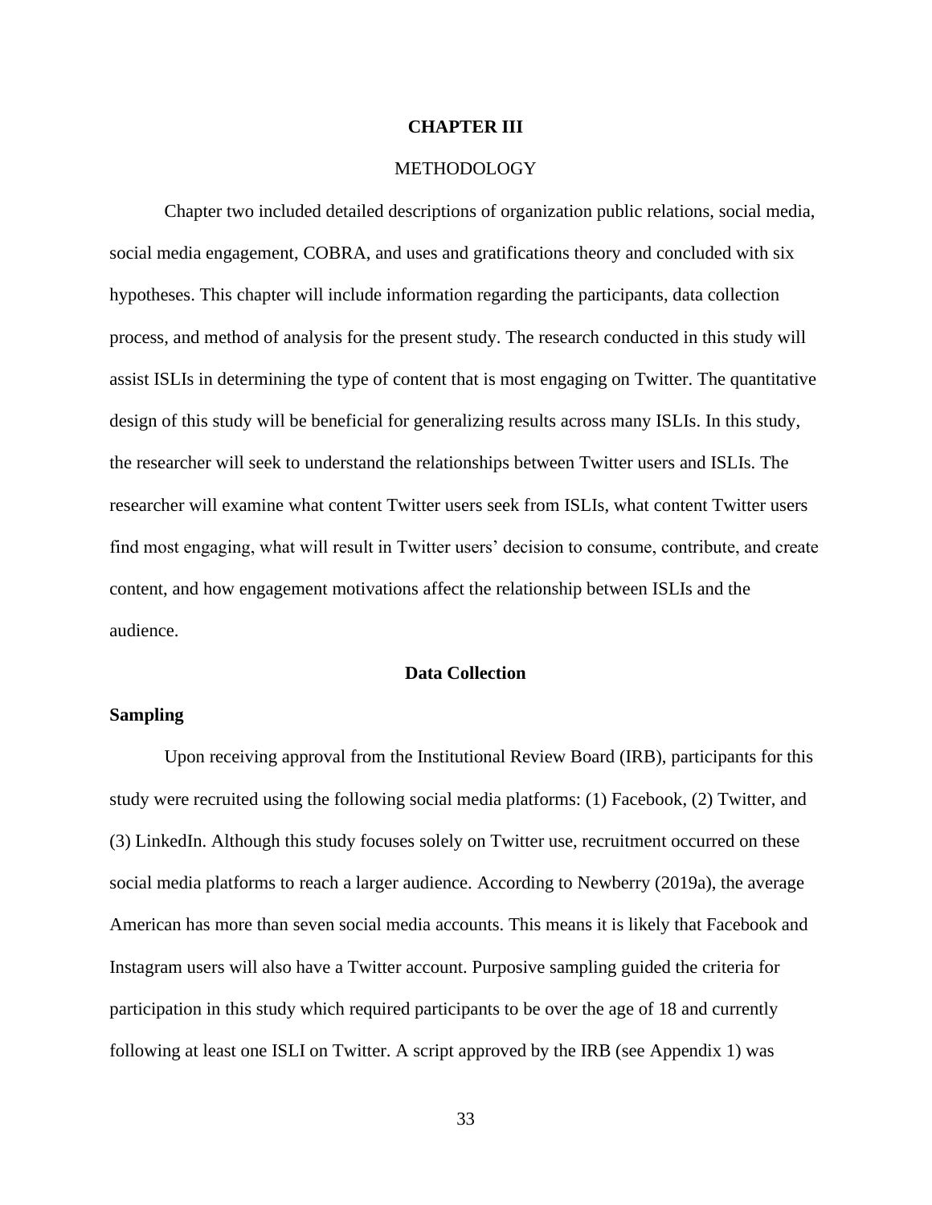# CHAPTER III

## METHODOLOGY

Chapter two included detailed descriptions of organization public relations, social media, social media engagement, COBRA, and uses and gratifications theory and concluded with six hypotheses. This chapter will include information regarding the participants, data collection process, and method of analysis for the present study. The research conducted in this study will assist ISLIs in determining the type of content that is most engaging on Twitter. The quantitative design of this study will be beneficial for generalizing results across many ISLIs. In this study, the researcher will seek to understand the relationships between Twitter users and ISLIs. The researcher will examine what content Twitter users seek from ISLIs, what content Twitter users find most engaging, what will result in Twitter users' decision to consume, contribute, and create content, and how engagement motivations affect the relationship between ISLIs and the audience.

## Data Collection

### Sampling

Upon receiving approval from the Institutional Review Board (IRB), participants for this study were recruited using the following social media platforms: (1) Facebook, (2) Twitter, and (3) LinkedIn. Although this study focuses solely on Twitter use, recruitment occurred on these social media platforms to reach a larger audience. According to Newberry (2019a), the average American has more than seven social media accounts. This means it is likely that Facebook and Instagram users will also have a Twitter account. Purposive sampling guided the criteria for participation in this study which required participants to be over the age of 18 and currently following at least one ISLI on Twitter. A script approved by the IRB (see Appendix 1) was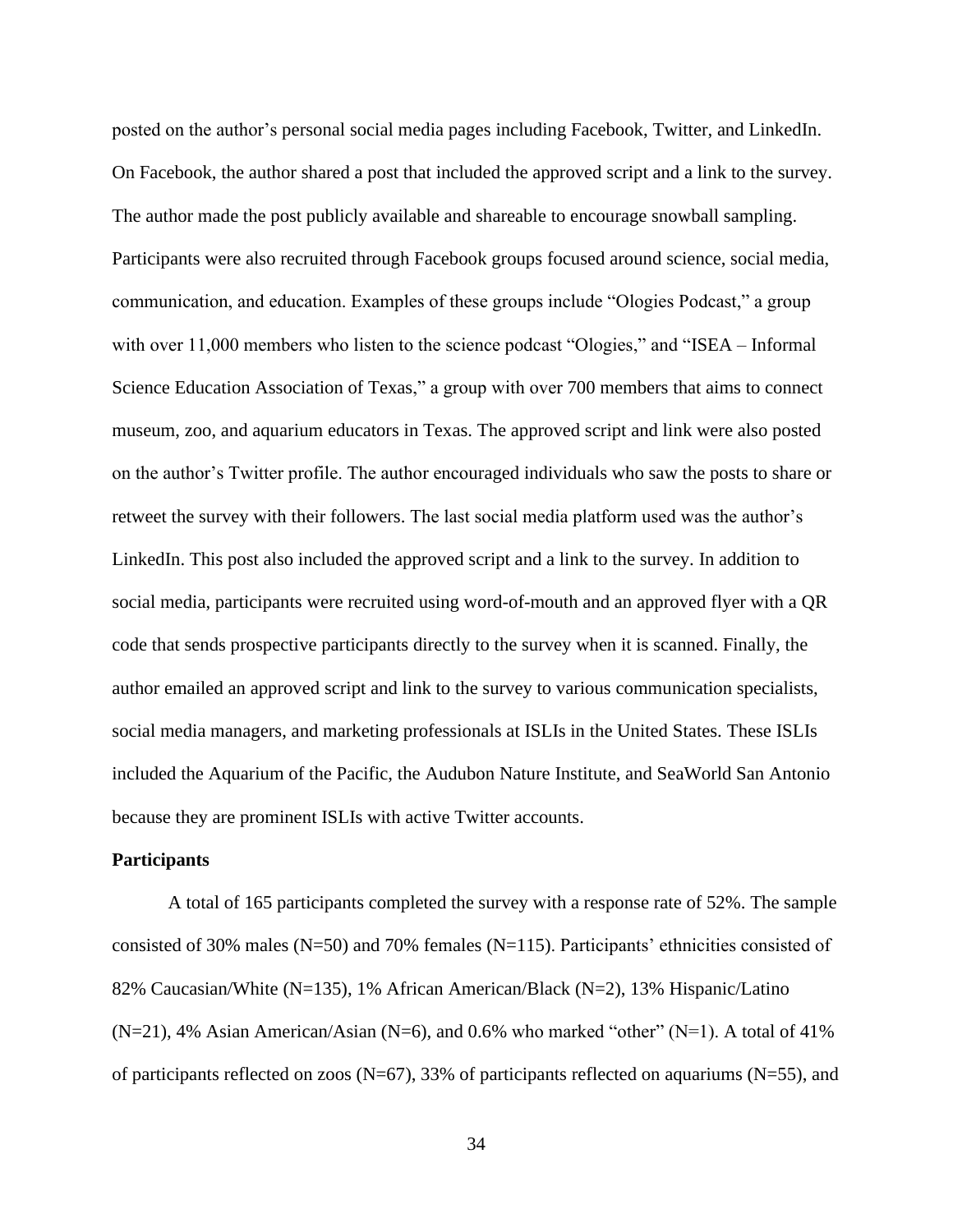posted on the author's personal social media pages including Facebook, Twitter, and LinkedIn. On Facebook, the author shared a post that included the approved script and a link to the survey. The author made the post publicly available and shareable to encourage snowball sampling. Participants were also recruited through Facebook groups focused around science, social media, communication, and education. Examples of these groups include "Ologies Podcast," a group with over 11,000 members who listen to the science podcast "Ologies," and "ISEA – Informal Science Education Association of Texas," a group with over 700 members that aims to connect museum, zoo, and aquarium educators in Texas. The approved script and link were also posted on the author's Twitter profile. The author encouraged individuals who saw the posts to share or retweet the survey with their followers. The last social media platform used was the author's LinkedIn. This post also included the approved script and a link to the survey. In addition to social media, participants were recruited using word-of-mouth and an approved flyer with a QR code that sends prospective participants directly to the survey when it is scanned. Finally, the author emailed an approved script and link to the survey to various communication specialists, social media managers, and marketing professionals at ISLIs in the United States. These ISLIs included the Aquarium of the Pacific, the Audubon Nature Institute, and SeaWorld San Antonio because they are prominent ISLIs with active Twitter accounts.

**Participants**

A total of 165 participants completed the survey with a response rate of 52%. The sample consisted of 30% males (N=50) and 70% females (N=115). Participants' ethnicities consisted of 82% Caucasian/White (N=135), 1% African American/Black (N=2), 13% Hispanic/Latino (N=21), 4% Asian American/Asian (N=6), and 0.6% who marked "other" (N=1). A total of 41% of participants reflected on zoos (N=67), 33% of participants reflected on aquariums (N=55), and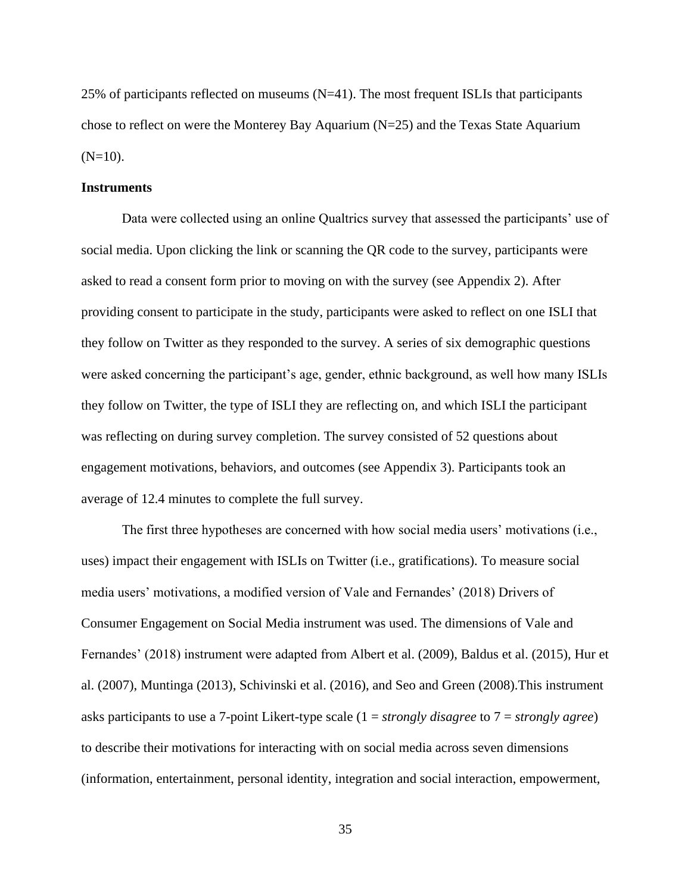25% of participants reflected on museums (N=41). The most frequent ISLIs that participants chose to reflect on were the Monterey Bay Aquarium (N=25) and the Texas State Aquarium (N=10).

**Instruments**

Data were collected using an online Qualtrics survey that assessed the participants' use of social media. Upon clicking the link or scanning the QR code to the survey, participants were asked to read a consent form prior to moving on with the survey (see Appendix 2). After providing consent to participate in the study, participants were asked to reflect on one ISLI that they follow on Twitter as they responded to the survey. A series of six demographic questions were asked concerning the participant's age, gender, ethnic background, as well how many ISLIs they follow on Twitter, the type of ISLI they are reflecting on, and which ISLI the participant was reflecting on during survey completion. The survey consisted of 52 questions about engagement motivations, behaviors, and outcomes (see Appendix 3). Participants took an average of 12.4 minutes to complete the full survey.

The first three hypotheses are concerned with how social media users' motivations (i.e., uses) impact their engagement with ISLIs on Twitter (i.e., gratifications). To measure social media users' motivations, a modified version of Vale and Fernandes' (2018) Drivers of Consumer Engagement on Social Media instrument was used. The dimensions of Vale and Fernandes' (2018) instrument were adapted from Albert et al. (2009), Baldus et al. (2015), Hur et al. (2007), Muntinga (2013), Schivinski et al. (2016), and Seo and Green (2008).This instrument asks participants to use a 7-point Likert-type scale (1 = *strongly disagree* to 7 = *strongly agree*) to describe their motivations for interacting with on social media across seven dimensions (information, entertainment, personal identity, integration and social interaction, empowerment,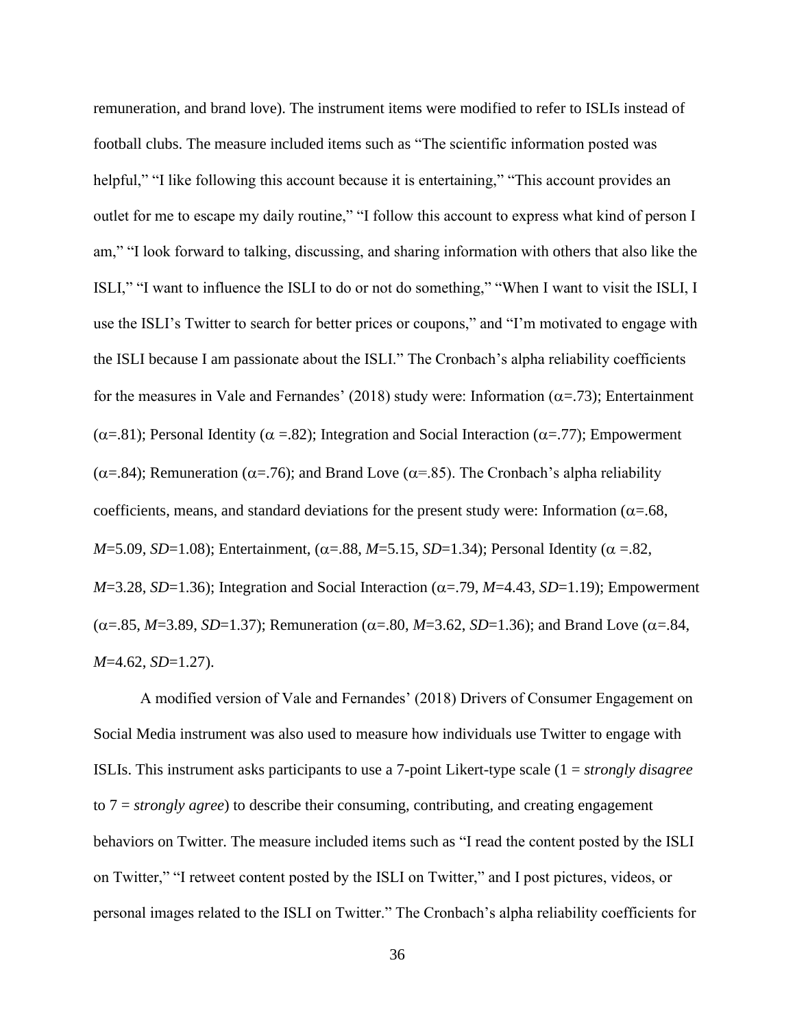remuneration, and brand love). The instrument items were modified to refer to ISLIs instead of football clubs. The measure included items such as "The scientific information posted was helpful," "I like following this account because it is entertaining," "This account provides an outlet for me to escape my daily routine," "I follow this account to express what kind of person I am," "I look forward to talking, discussing, and sharing information with others that also like the ISLI," "I want to influence the ISLI to do or not do something," "When I want to visit the ISLI, I use the ISLI's Twitter to search for better prices or coupons," and "I'm motivated to engage with the ISLI because I am passionate about the ISLI." The Cronbach's alpha reliability coefficients for the measures in Vale and Fernandes' (2018) study were: Information ($\alpha$=.73); Entertainment ($\alpha$=.81); Personal Identity ($\alpha$ =.82); Integration and Social Interaction ($\alpha$=.77); Empowerment ($\alpha$=.84); Remuneration ($\alpha$=.76); and Brand Love ($\alpha$=.85). The Cronbach's alpha reliability coefficients, means, and standard deviations for the present study were: Information ($\alpha$=.68, *M*=5.09, *SD*=1.08); Entertainment, ($\alpha$=.88, *M*=5.15, *SD*=1.34); Personal Identity ($\alpha$ =.82, *M*=3.28, *SD*=1.36); Integration and Social Interaction ($\alpha$=.79, *M*=4.43, *SD*=1.19); Empowerment ($\alpha$=.85, *M*=3.89, *SD*=1.37); Remuneration ($\alpha$=.80, *M*=3.62, *SD*=1.36); and Brand Love ($\alpha$=.84, *M*=4.62, *SD*=1.27).

A modified version of Vale and Fernandes' (2018) Drivers of Consumer Engagement on Social Media instrument was also used to measure how individuals use Twitter to engage with ISLIs. This instrument asks participants to use a 7-point Likert-type scale (1 = *strongly disagree* to 7 = *strongly agree*) to describe their consuming, contributing, and creating engagement behaviors on Twitter. The measure included items such as "I read the content posted by the ISLI on Twitter," "I retweet content posted by the ISLI on Twitter," and I post pictures, videos, or personal images related to the ISLI on Twitter." The Cronbach's alpha reliability coefficients for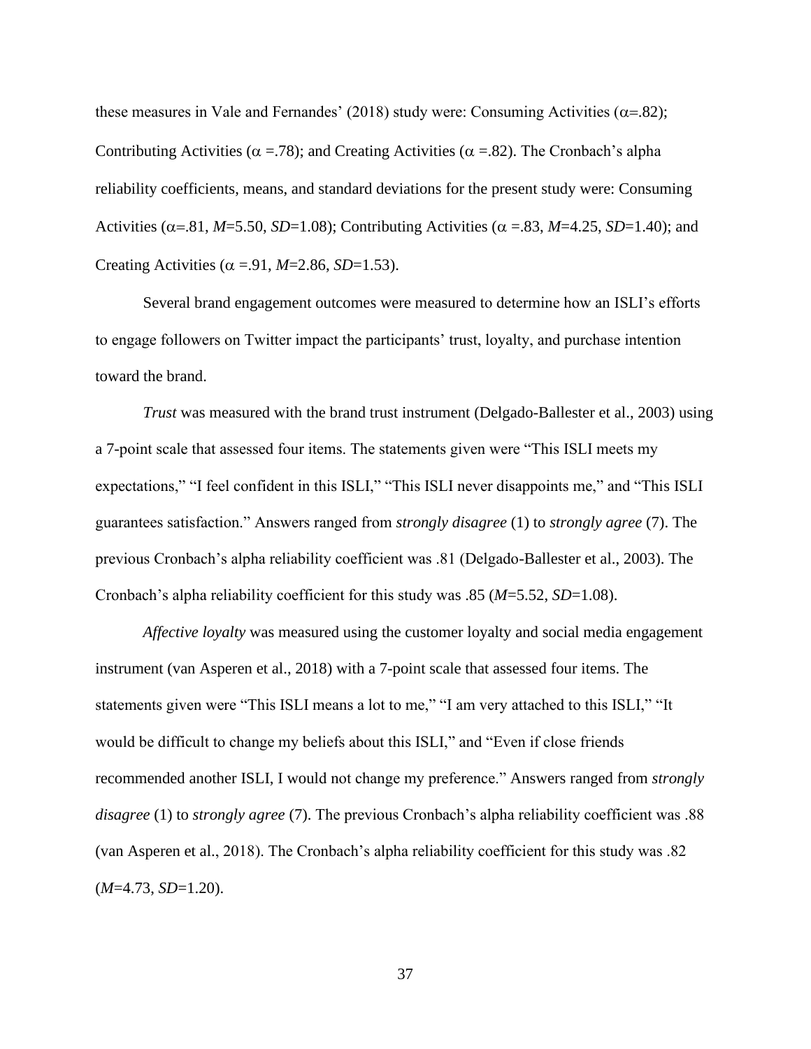these measures in Vale and Fernandes' (2018) study were: Consuming Activities ($\alpha$=.82); Contributing Activities ($\alpha$ =.78); and Creating Activities ($\alpha$ =.82). The Cronbach's alpha reliability coefficients, means, and standard deviations for the present study were: Consuming Activities ($\alpha$=.81, *M*=5.50, *SD*=1.08); Contributing Activities ($\alpha$ =.83, *M*=4.25, *SD*=1.40); and Creating Activities ($\alpha$ =.91, *M*=2.86, *SD*=1.53).

Several brand engagement outcomes were measured to determine how an ISLI's efforts to engage followers on Twitter impact the participants' trust, loyalty, and purchase intention toward the brand.

*Trust* was measured with the brand trust instrument (Delgado-Ballester et al., 2003) using a 7-point scale that assessed four items. The statements given were "This ISLI meets my expectations," "I feel confident in this ISLI," "This ISLI never disappoints me," and "This ISLI guarantees satisfaction." Answers ranged from *strongly disagree* (1) to *strongly agree* (7). The previous Cronbach's alpha reliability coefficient was .81 (Delgado-Ballester et al., 2003). The Cronbach's alpha reliability coefficient for this study was .85 (*M*=5.52, *SD*=1.08).

*Affective loyalty* was measured using the customer loyalty and social media engagement instrument (van Asperen et al., 2018) with a 7-point scale that assessed four items. The statements given were "This ISLI means a lot to me," "I am very attached to this ISLI," "It would be difficult to change my beliefs about this ISLI," and "Even if close friends recommended another ISLI, I would not change my preference." Answers ranged from *strongly disagree* (1) to *strongly agree* (7). The previous Cronbach's alpha reliability coefficient was .88 (van Asperen et al., 2018). The Cronbach's alpha reliability coefficient for this study was .82 (*M*=4.73, *SD*=1.20).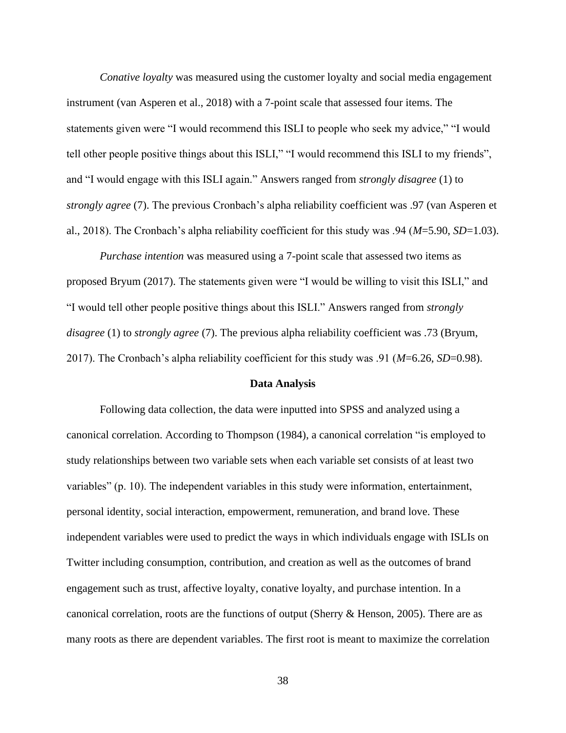*Conative loyalty* was measured using the customer loyalty and social media engagement instrument (van Asperen et al., 2018) with a 7-point scale that assessed four items. The statements given were "I would recommend this ISLI to people who seek my advice," "I would tell other people positive things about this ISLI," "I would recommend this ISLI to my friends", and "I would engage with this ISLI again." Answers ranged from *strongly disagree* (1) to *strongly agree* (7). The previous Cronbach's alpha reliability coefficient was .97 (van Asperen et al., 2018). The Cronbach's alpha reliability coefficient for this study was .94 ($M$=5.90, $SD$=1.03).

*Purchase intention* was measured using a 7-point scale that assessed two items as proposed Bryum (2017). The statements given were "I would be willing to visit this ISLI," and "I would tell other people positive things about this ISLI." Answers ranged from *strongly disagree* (1) to *strongly agree* (7). The previous alpha reliability coefficient was .73 (Bryum, 2017). The Cronbach's alpha reliability coefficient for this study was .91 ($M$=6.26, $SD$=0.98).

## Data Analysis

Following data collection, the data were inputted into SPSS and analyzed using a canonical correlation. According to Thompson (1984), a canonical correlation "is employed to study relationships between two variable sets when each variable set consists of at least two variables" (p. 10). The independent variables in this study were information, entertainment, personal identity, social interaction, empowerment, remuneration, and brand love. These independent variables were used to predict the ways in which individuals engage with ISLIs on Twitter including consumption, contribution, and creation as well as the outcomes of brand engagement such as trust, affective loyalty, conative loyalty, and purchase intention. In a canonical correlation, roots are the functions of output (Sherry & Henson, 2005). There are as many roots as there are dependent variables. The first root is meant to maximize the correlation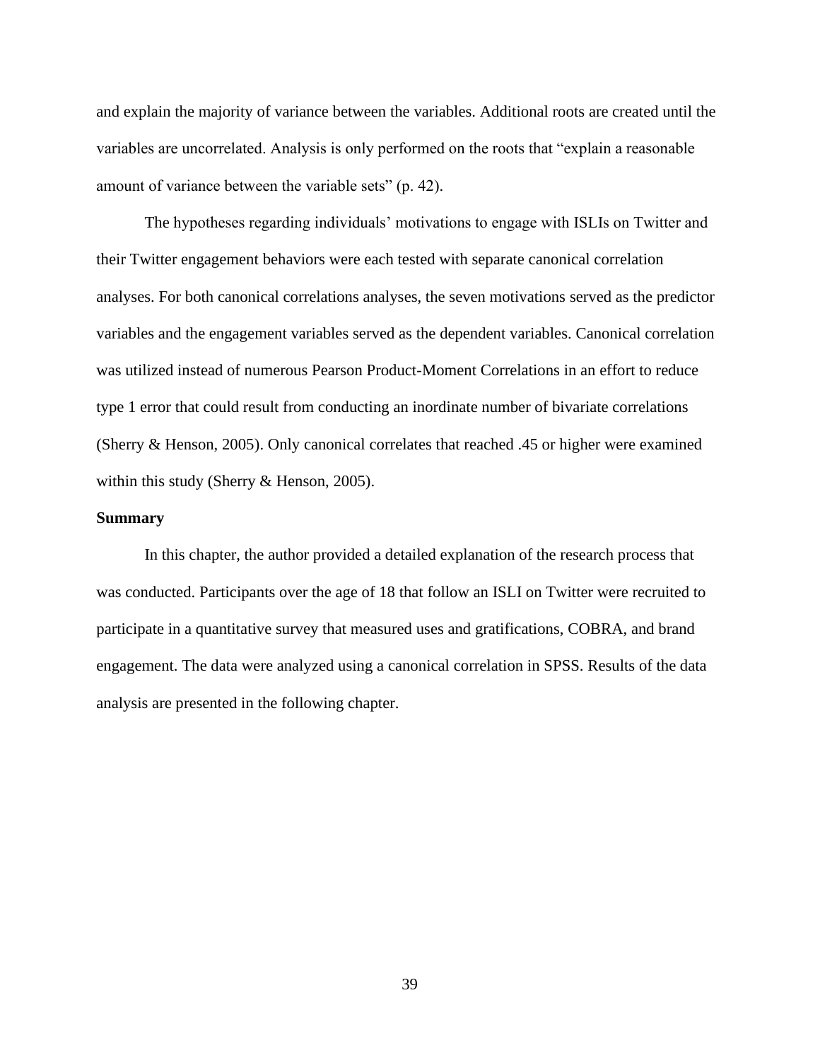and explain the majority of variance between the variables. Additional roots are created until the variables are uncorrelated. Analysis is only performed on the roots that "explain a reasonable amount of variance between the variable sets" (p. 42).

The hypotheses regarding individuals' motivations to engage with ISLIs on Twitter and their Twitter engagement behaviors were each tested with separate canonical correlation analyses. For both canonical correlations analyses, the seven motivations served as the predictor variables and the engagement variables served as the dependent variables. Canonical correlation was utilized instead of numerous Pearson Product-Moment Correlations in an effort to reduce type 1 error that could result from conducting an inordinate number of bivariate correlations (Sherry & Henson, 2005). Only canonical correlates that reached .45 or higher were examined within this study (Sherry & Henson, 2005).

## Summary

In this chapter, the author provided a detailed explanation of the research process that was conducted. Participants over the age of 18 that follow an ISLI on Twitter were recruited to participate in a quantitative survey that measured uses and gratifications, COBRA, and brand engagement. The data were analyzed using a canonical correlation in SPSS. Results of the data analysis are presented in the following chapter.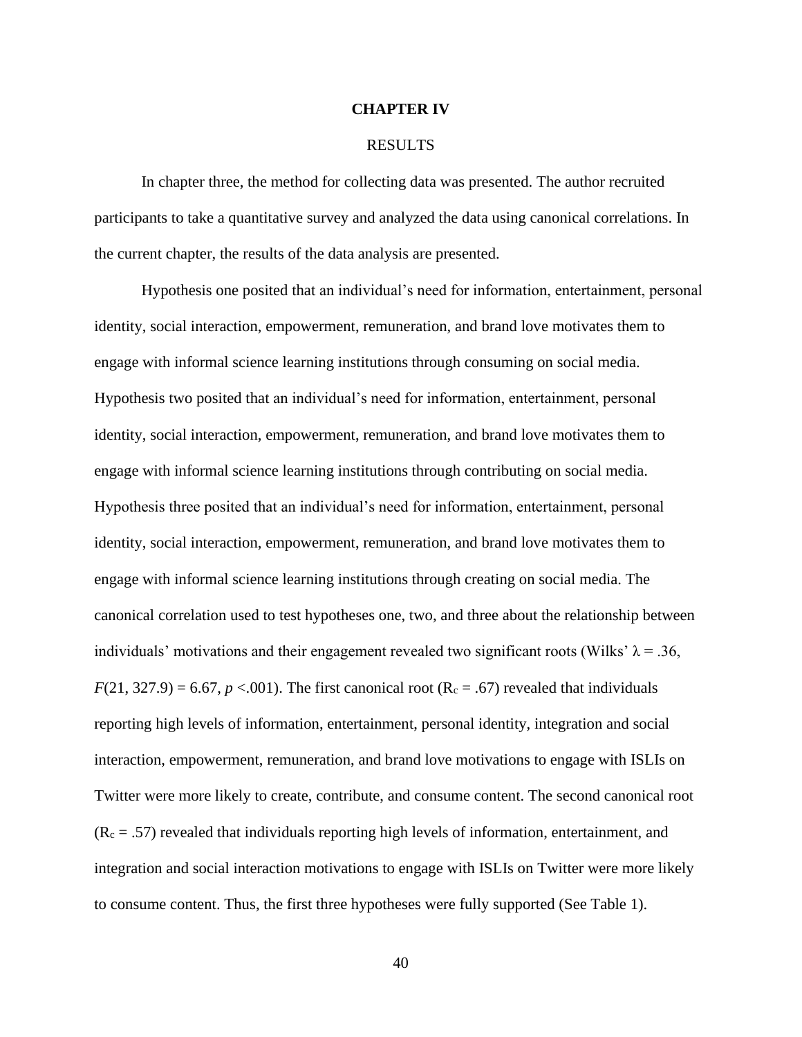# CHAPTER IV

## RESULTS

In chapter three, the method for collecting data was presented. The author recruited participants to take a quantitative survey and analyzed the data using canonical correlations. In the current chapter, the results of the data analysis are presented.

Hypothesis one posited that an individual's need for information, entertainment, personal identity, social interaction, empowerment, remuneration, and brand love motivates them to engage with informal science learning institutions through consuming on social media. Hypothesis two posited that an individual's need for information, entertainment, personal identity, social interaction, empowerment, remuneration, and brand love motivates them to engage with informal science learning institutions through contributing on social media. Hypothesis three posited that an individual's need for information, entertainment, personal identity, social interaction, empowerment, remuneration, and brand love motivates them to engage with informal science learning institutions through creating on social media. The canonical correlation used to test hypotheses one, two, and three about the relationship between individuals' motivations and their engagement revealed two significant roots (Wilks' $\lambda = .36$, $F(21, 327.9) = 6.67$, $p < .001$). The first canonical root ($R_c = .67$) revealed that individuals reporting high levels of information, entertainment, personal identity, integration and social interaction, empowerment, remuneration, and brand love motivations to engage with ISLIs on Twitter were more likely to create, contribute, and consume content. The second canonical root ($R_c = .57$) revealed that individuals reporting high levels of information, entertainment, and integration and social interaction motivations to engage with ISLIs on Twitter were more likely to consume content. Thus, the first three hypotheses were fully supported (See Table 1).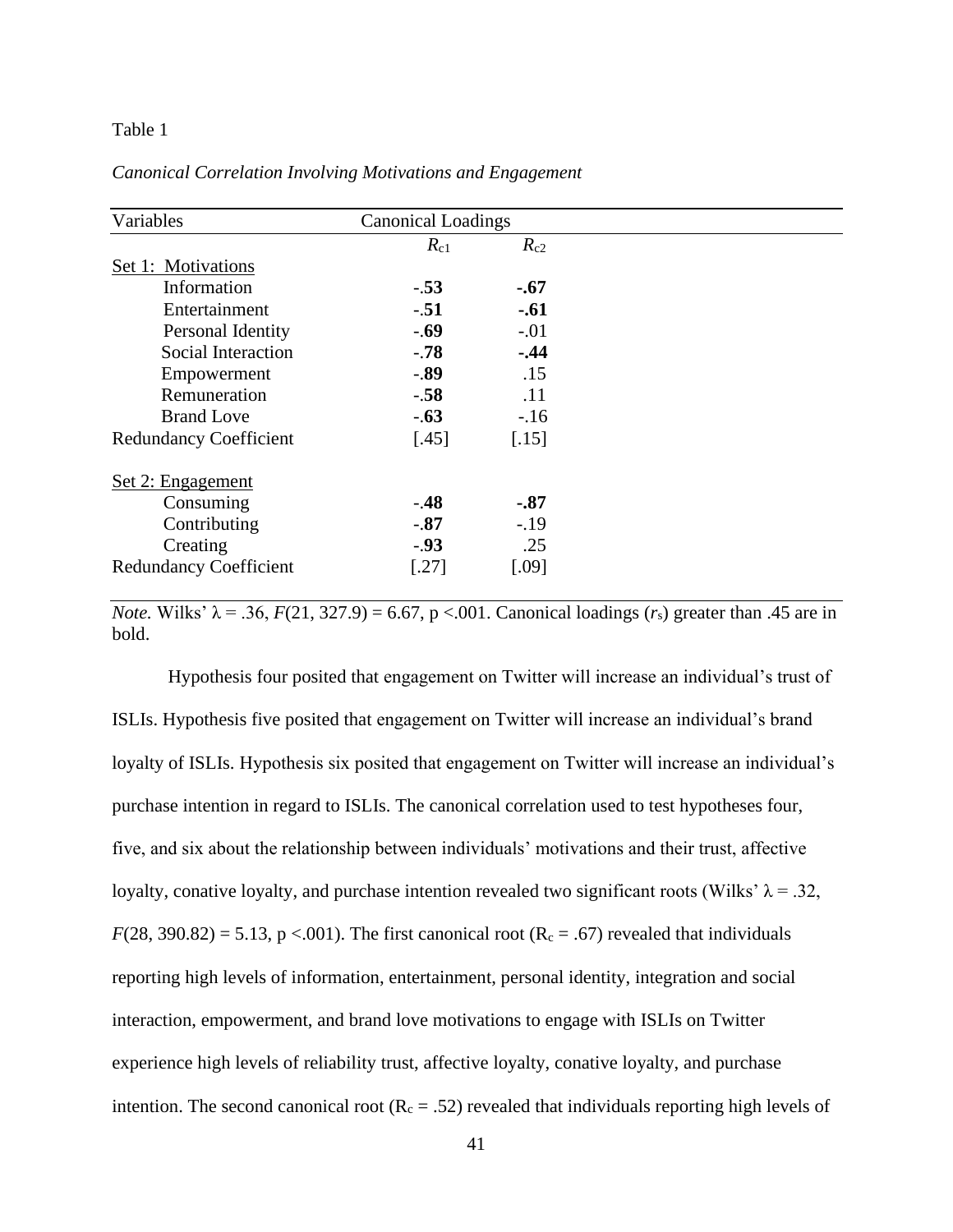Table 1

*Canonical Correlation Involving Motivations and Engagement*

| Variables | Canonical Loadings | |
|---|---|---|
| | $R_{c1}$ | $R_{c2}$ |
| Set 1: Motivations | | |
| Information | **-.53** | **-.67** |
| Entertainment | **-.51** | **-.61** |
| Personal Identity | **-.69** | -.01 |
| Social Interaction | **-.78** | **-.44** |
| Empowerment | **-.89** | .15 |
| Remuneration | **-.58** | .11 |
| Brand Love | **-.63** | -.16 |
| Redundancy Coefficient | [.45] | [.15] |
| Set 2: Engagement | | |
| Consuming | **-.48** | **-.87** |
| Contributing | **-.87** | -.19 |
| Creating | **-.93** | .25 |
| Redundancy Coefficient | [.27] | [.09] |

*Note.* Wilks' λ = .36, $F(21, 327.9) = 6.67$, p <.001. Canonical loadings ($r_s$) greater than .45 are in bold.

Hypothesis four posited that engagement on Twitter will increase an individual's trust of ISLIs. Hypothesis five posited that engagement on Twitter will increase an individual's brand loyalty of ISLIs. Hypothesis six posited that engagement on Twitter will increase an individual's purchase intention in regard to ISLIs. The canonical correlation used to test hypotheses four, five, and six about the relationship between individuals' motivations and their trust, affective loyalty, conative loyalty, and purchase intention revealed two significant roots (Wilks' λ = .32, $F(28, 390.82) = 5.13$, p <.001). The first canonical root ($R_c = .67$) revealed that individuals reporting high levels of information, entertainment, personal identity, integration and social interaction, empowerment, and brand love motivations to engage with ISLIs on Twitter experience high levels of reliability trust, affective loyalty, conative loyalty, and purchase intention. The second canonical root ($R_c = .52$) revealed that individuals reporting high levels of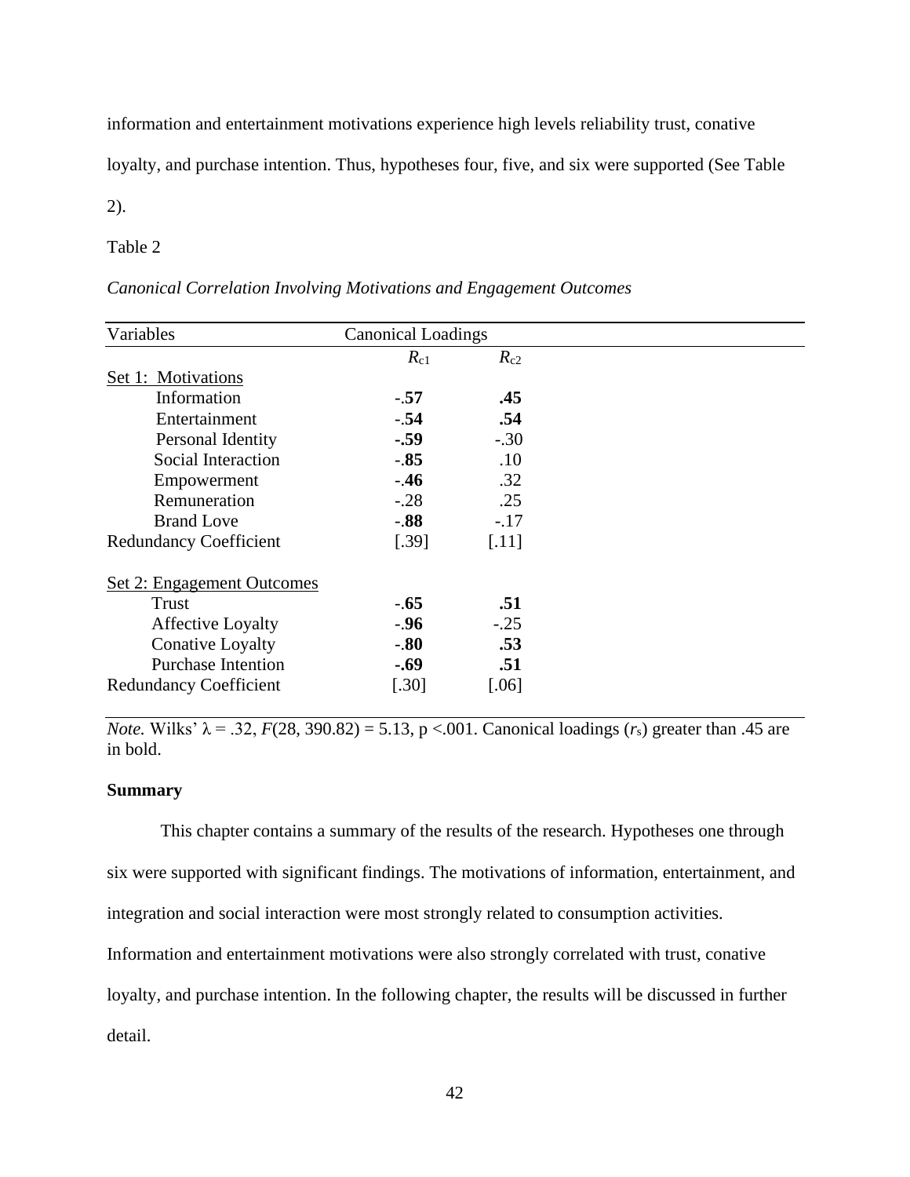information and entertainment motivations experience high levels reliability trust, conative loyalty, and purchase intention. Thus, hypotheses four, five, and six were supported (See Table 2).

Table 2

*Canonical Correlation Involving Motivations and Engagement Outcomes*

| Variables | Canonical Loadings | |
|---|---|---|
| | $R_{c1}$ | $R_{c2}$ |
| Set 1: Motivations | | |
| Information | **-.57** | **.45** |
| Entertainment | **-.54** | **.54** |
| Personal Identity | **-.59** | -.30 |
| Social Interaction | **-.85** | .10 |
| Empowerment | **-.46** | .32 |
| Remuneration | -.28 | .25 |
| Brand Love | **-.88** | -.17 |
| Redundancy Coefficient | [.39] | [.11] |
| Set 2: Engagement Outcomes | | |
| Trust | **-.65** | **.51** |
| Affective Loyalty | **-.96** | -.25 |
| Conative Loyalty | **-.80** | **.53** |
| Purchase Intention | **-.69** | **.51** |
| Redundancy Coefficient | [.30] | [.06] |

*Note.* Wilks' $\lambda = .32$, $F(28, 390.82) = 5.13$, $p < .001$. Canonical loadings ($r_s$) greater than .45 are in bold.

**Summary**

This chapter contains a summary of the results of the research. Hypotheses one through six were supported with significant findings. The motivations of information, entertainment, and integration and social interaction were most strongly related to consumption activities. Information and entertainment motivations were also strongly correlated with trust, conative loyalty, and purchase intention. In the following chapter, the results will be discussed in further detail.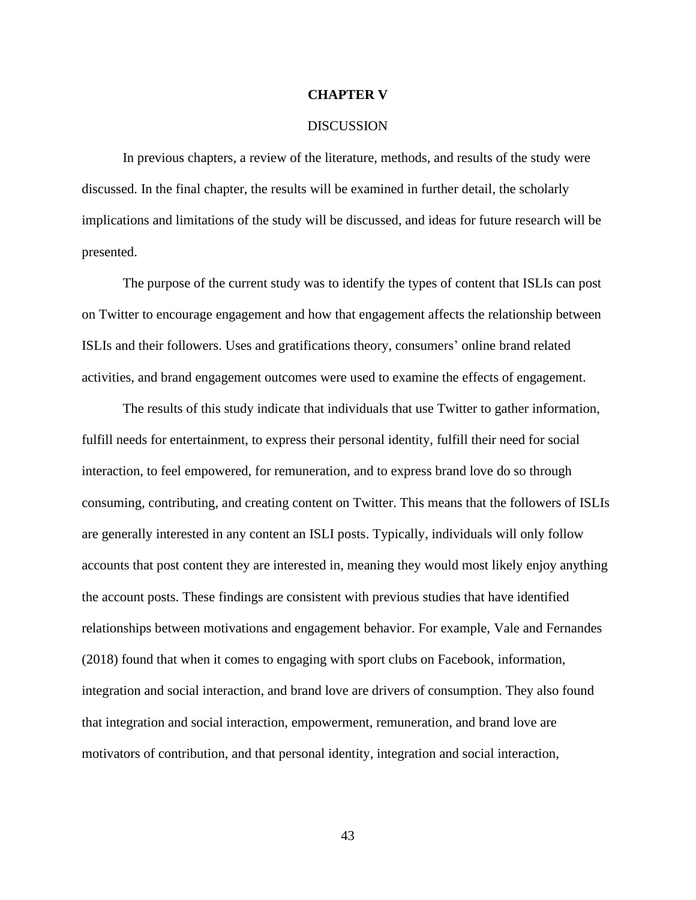# CHAPTER V

## DISCUSSION

In previous chapters, a review of the literature, methods, and results of the study were discussed. In the final chapter, the results will be examined in further detail, the scholarly implications and limitations of the study will be discussed, and ideas for future research will be presented.

The purpose of the current study was to identify the types of content that ISLIs can post on Twitter to encourage engagement and how that engagement affects the relationship between ISLIs and their followers. Uses and gratifications theory, consumers' online brand related activities, and brand engagement outcomes were used to examine the effects of engagement.

The results of this study indicate that individuals that use Twitter to gather information, fulfill needs for entertainment, to express their personal identity, fulfill their need for social interaction, to feel empowered, for remuneration, and to express brand love do so through consuming, contributing, and creating content on Twitter. This means that the followers of ISLIs are generally interested in any content an ISLI posts. Typically, individuals will only follow accounts that post content they are interested in, meaning they would most likely enjoy anything the account posts. These findings are consistent with previous studies that have identified relationships between motivations and engagement behavior. For example, Vale and Fernandes (2018) found that when it comes to engaging with sport clubs on Facebook, information, integration and social interaction, and brand love are drivers of consumption. They also found that integration and social interaction, empowerment, remuneration, and brand love are motivators of contribution, and that personal identity, integration and social interaction,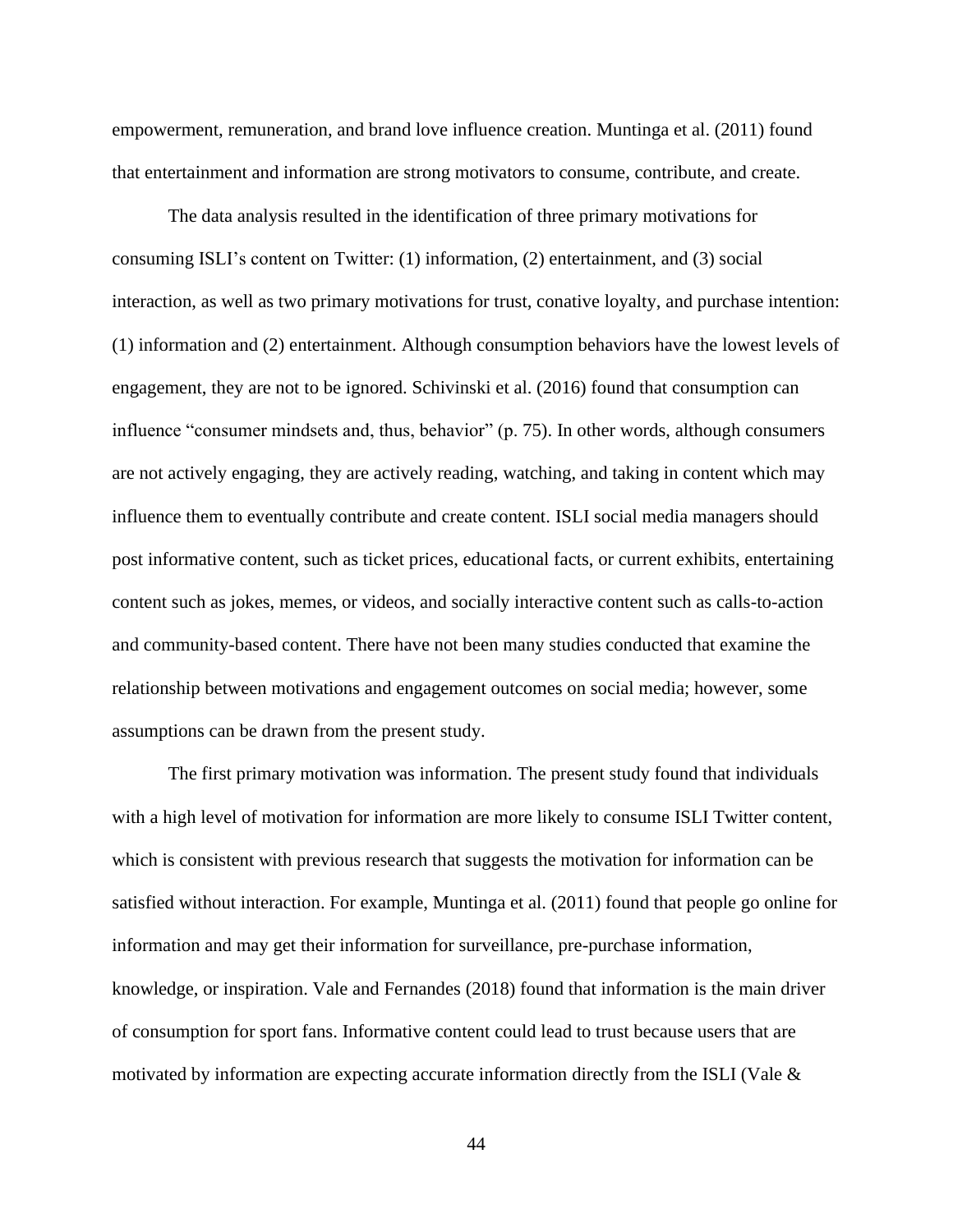empowerment, remuneration, and brand love influence creation. Muntinga et al. (2011) found that entertainment and information are strong motivators to consume, contribute, and create.

The data analysis resulted in the identification of three primary motivations for consuming ISLI's content on Twitter: (1) information, (2) entertainment, and (3) social interaction, as well as two primary motivations for trust, conative loyalty, and purchase intention: (1) information and (2) entertainment. Although consumption behaviors have the lowest levels of engagement, they are not to be ignored. Schivinski et al. (2016) found that consumption can influence "consumer mindsets and, thus, behavior" (p. 75). In other words, although consumers are not actively engaging, they are actively reading, watching, and taking in content which may influence them to eventually contribute and create content. ISLI social media managers should post informative content, such as ticket prices, educational facts, or current exhibits, entertaining content such as jokes, memes, or videos, and socially interactive content such as calls-to-action and community-based content. There have not been many studies conducted that examine the relationship between motivations and engagement outcomes on social media; however, some assumptions can be drawn from the present study.

The first primary motivation was information. The present study found that individuals with a high level of motivation for information are more likely to consume ISLI Twitter content, which is consistent with previous research that suggests the motivation for information can be satisfied without interaction. For example, Muntinga et al. (2011) found that people go online for information and may get their information for surveillance, pre-purchase information, knowledge, or inspiration. Vale and Fernandes (2018) found that information is the main driver of consumption for sport fans. Informative content could lead to trust because users that are motivated by information are expecting accurate information directly from the ISLI (Vale &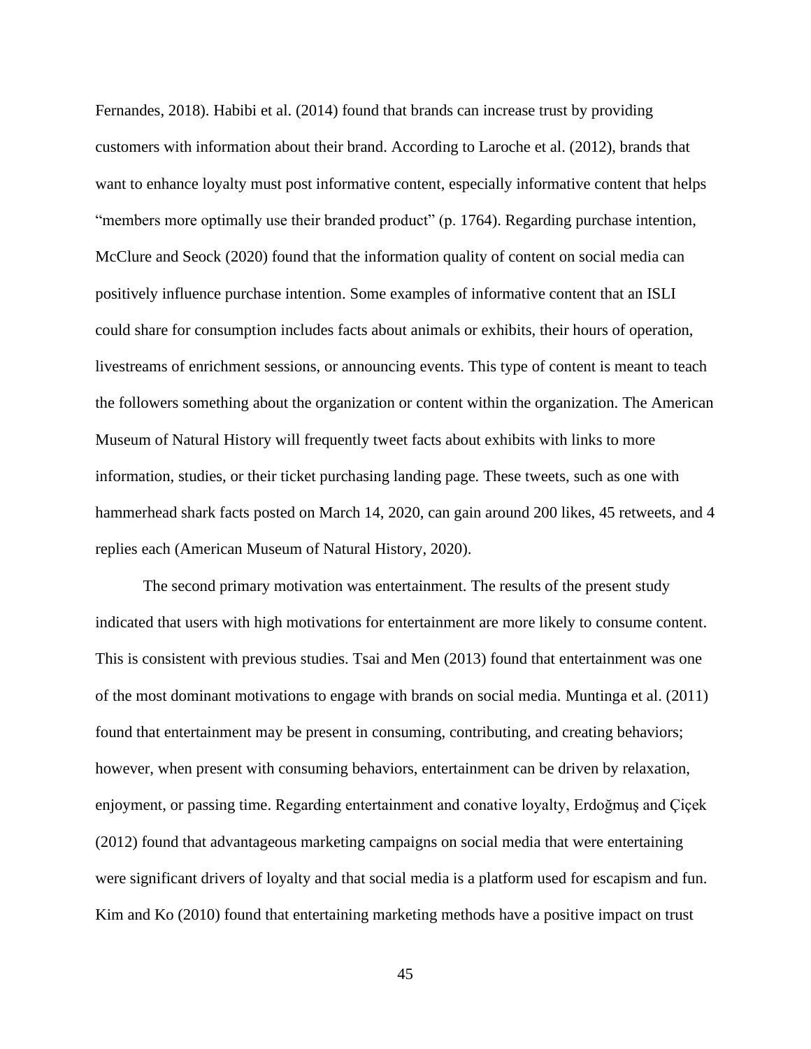Fernandes, 2018). Habibi et al. (2014) found that brands can increase trust by providing customers with information about their brand. According to Laroche et al. (2012), brands that want to enhance loyalty must post informative content, especially informative content that helps "members more optimally use their branded product" (p. 1764). Regarding purchase intention, McClure and Seock (2020) found that the information quality of content on social media can positively influence purchase intention. Some examples of informative content that an ISLI could share for consumption includes facts about animals or exhibits, their hours of operation, livestreams of enrichment sessions, or announcing events. This type of content is meant to teach the followers something about the organization or content within the organization. The American Museum of Natural History will frequently tweet facts about exhibits with links to more information, studies, or their ticket purchasing landing page. These tweets, such as one with hammerhead shark facts posted on March 14, 2020, can gain around 200 likes, 45 retweets, and 4 replies each (American Museum of Natural History, 2020).

The second primary motivation was entertainment. The results of the present study indicated that users with high motivations for entertainment are more likely to consume content. This is consistent with previous studies. Tsai and Men (2013) found that entertainment was one of the most dominant motivations to engage with brands on social media. Muntinga et al. (2011) found that entertainment may be present in consuming, contributing, and creating behaviors; however, when present with consuming behaviors, entertainment can be driven by relaxation, enjoyment, or passing time. Regarding entertainment and conative loyalty, Erdoğmuş and Çiçek (2012) found that advantageous marketing campaigns on social media that were entertaining were significant drivers of loyalty and that social media is a platform used for escapism and fun. Kim and Ko (2010) found that entertaining marketing methods have a positive impact on trust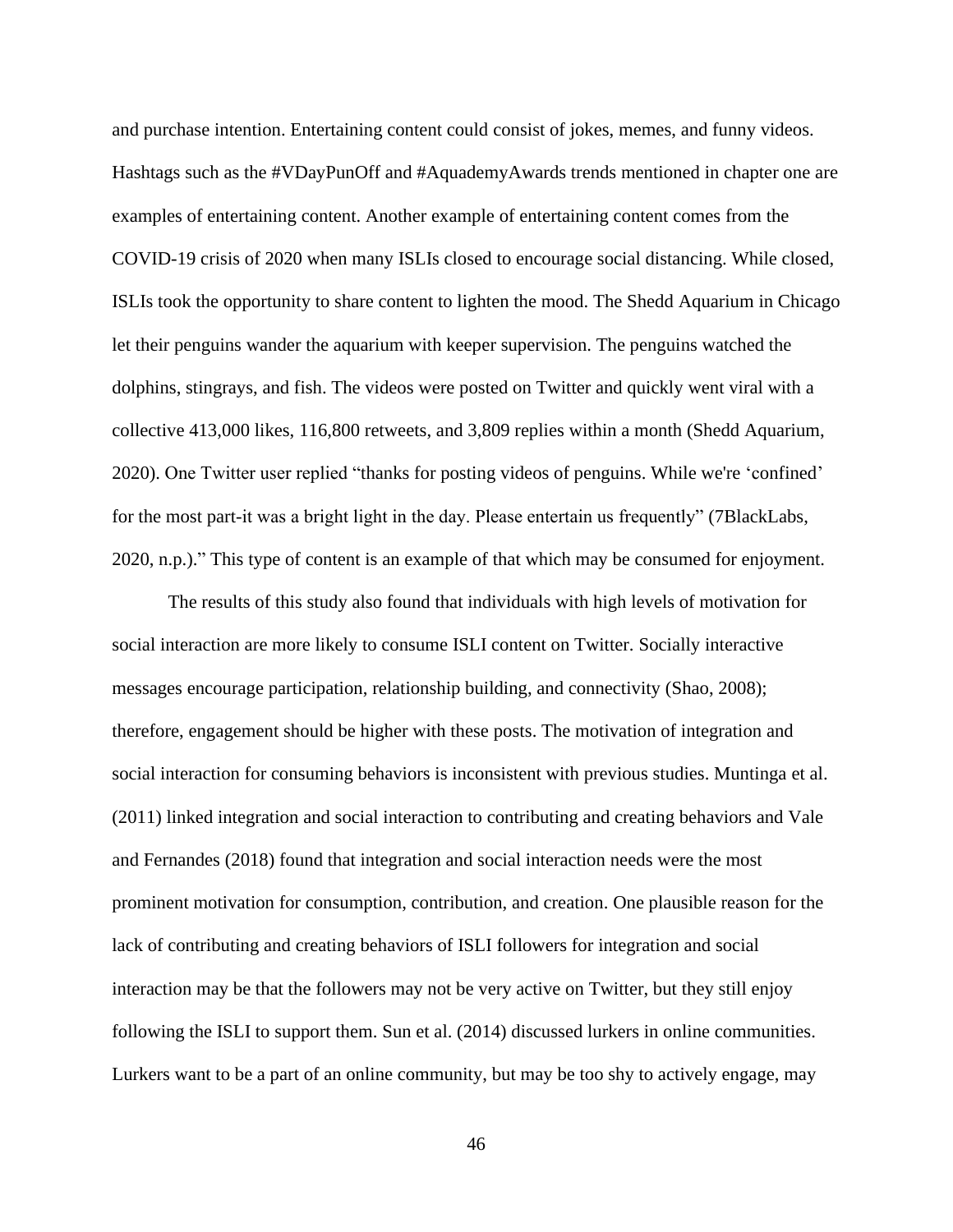and purchase intention. Entertaining content could consist of jokes, memes, and funny videos. Hashtags such as the #VDayPunOff and #AquademyAwards trends mentioned in chapter one are examples of entertaining content. Another example of entertaining content comes from the COVID-19 crisis of 2020 when many ISLIs closed to encourage social distancing. While closed, ISLIs took the opportunity to share content to lighten the mood. The Shedd Aquarium in Chicago let their penguins wander the aquarium with keeper supervision. The penguins watched the dolphins, stingrays, and fish. The videos were posted on Twitter and quickly went viral with a collective 413,000 likes, 116,800 retweets, and 3,809 replies within a month (Shedd Aquarium, 2020). One Twitter user replied "thanks for posting videos of penguins. While we're 'confined' for the most part-it was a bright light in the day. Please entertain us frequently" (7BlackLabs, 2020, n.p.)." This type of content is an example of that which may be consumed for enjoyment.

The results of this study also found that individuals with high levels of motivation for social interaction are more likely to consume ISLI content on Twitter. Socially interactive messages encourage participation, relationship building, and connectivity (Shao, 2008); therefore, engagement should be higher with these posts. The motivation of integration and social interaction for consuming behaviors is inconsistent with previous studies. Muntinga et al. (2011) linked integration and social interaction to contributing and creating behaviors and Vale and Fernandes (2018) found that integration and social interaction needs were the most prominent motivation for consumption, contribution, and creation. One plausible reason for the lack of contributing and creating behaviors of ISLI followers for integration and social interaction may be that the followers may not be very active on Twitter, but they still enjoy following the ISLI to support them. Sun et al. (2014) discussed lurkers in online communities. Lurkers want to be a part of an online community, but may be too shy to actively engage, may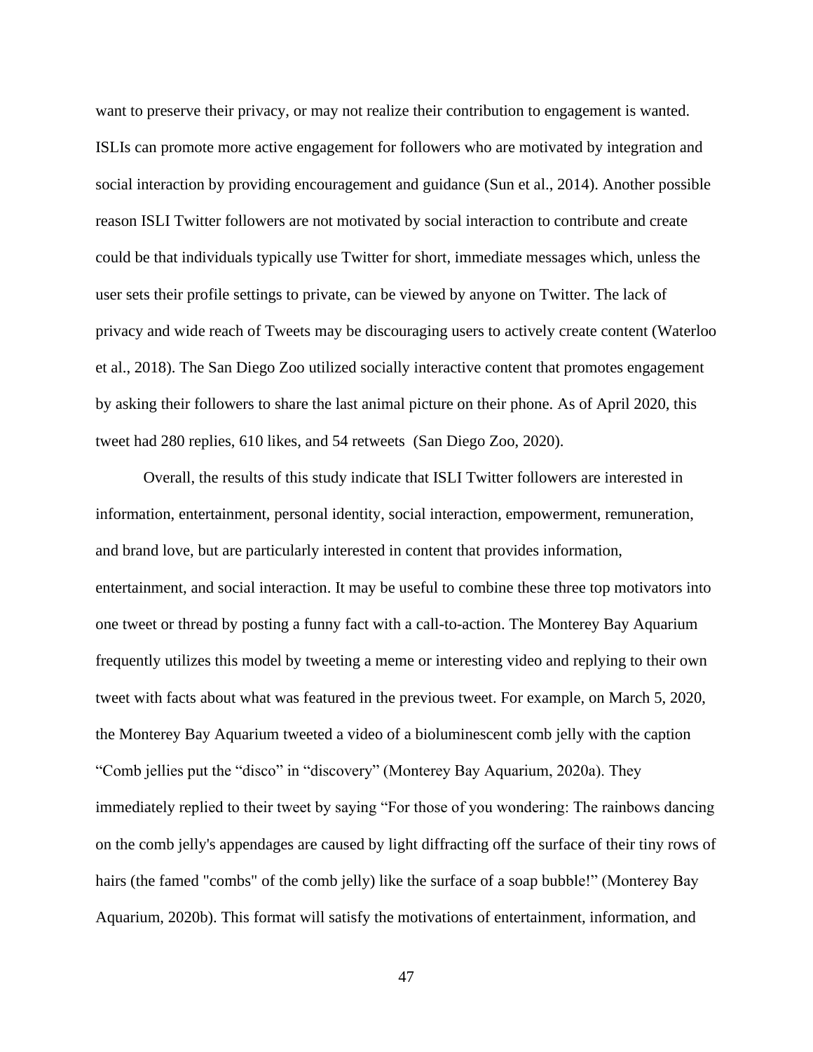want to preserve their privacy, or may not realize their contribution to engagement is wanted. ISLIs can promote more active engagement for followers who are motivated by integration and social interaction by providing encouragement and guidance (Sun et al., 2014). Another possible reason ISLI Twitter followers are not motivated by social interaction to contribute and create could be that individuals typically use Twitter for short, immediate messages which, unless the user sets their profile settings to private, can be viewed by anyone on Twitter. The lack of privacy and wide reach of Tweets may be discouraging users to actively create content (Waterloo et al., 2018). The San Diego Zoo utilized socially interactive content that promotes engagement by asking their followers to share the last animal picture on their phone. As of April 2020, this tweet had 280 replies, 610 likes, and 54 retweets  (San Diego Zoo, 2020).

Overall, the results of this study indicate that ISLI Twitter followers are interested in information, entertainment, personal identity, social interaction, empowerment, remuneration, and brand love, but are particularly interested in content that provides information, entertainment, and social interaction. It may be useful to combine these three top motivators into one tweet or thread by posting a funny fact with a call-to-action. The Monterey Bay Aquarium frequently utilizes this model by tweeting a meme or interesting video and replying to their own tweet with facts about what was featured in the previous tweet. For example, on March 5, 2020, the Monterey Bay Aquarium tweeted a video of a bioluminescent comb jelly with the caption "Comb jellies put the "disco" in "discovery" (Monterey Bay Aquarium, 2020a). They immediately replied to their tweet by saying "For those of you wondering: The rainbows dancing on the comb jelly's appendages are caused by light diffracting off the surface of their tiny rows of hairs (the famed "combs" of the comb jelly) like the surface of a soap bubble!" (Monterey Bay Aquarium, 2020b). This format will satisfy the motivations of entertainment, information, and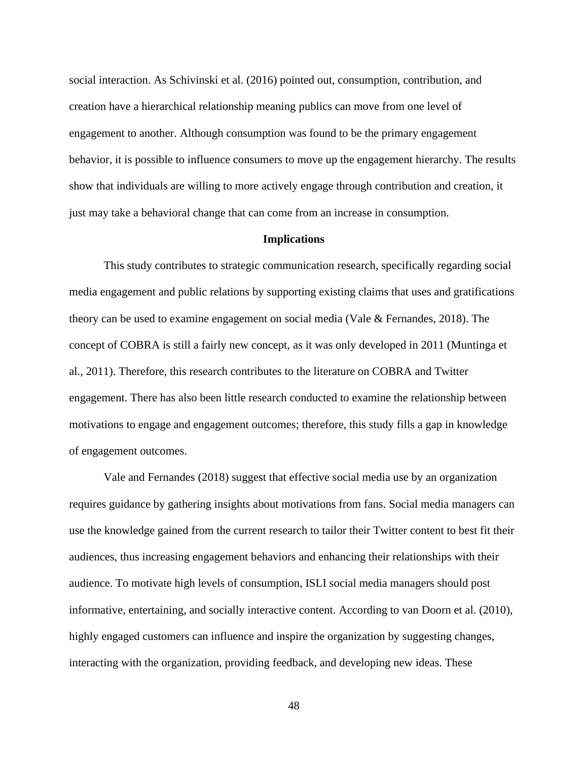social interaction. As Schivinski et al. (2016) pointed out, consumption, contribution, and creation have a hierarchical relationship meaning publics can move from one level of engagement to another. Although consumption was found to be the primary engagement behavior, it is possible to influence consumers to move up the engagement hierarchy. The results show that individuals are willing to more actively engage through contribution and creation, it just may take a behavioral change that can come from an increase in consumption.

## Implications

This study contributes to strategic communication research, specifically regarding social media engagement and public relations by supporting existing claims that uses and gratifications theory can be used to examine engagement on social media (Vale & Fernandes, 2018). The concept of COBRA is still a fairly new concept, as it was only developed in 2011 (Muntinga et al., 2011). Therefore, this research contributes to the literature on COBRA and Twitter engagement. There has also been little research conducted to examine the relationship between motivations to engage and engagement outcomes; therefore, this study fills a gap in knowledge of engagement outcomes.

Vale and Fernandes (2018) suggest that effective social media use by an organization requires guidance by gathering insights about motivations from fans. Social media managers can use the knowledge gained from the current research to tailor their Twitter content to best fit their audiences, thus increasing engagement behaviors and enhancing their relationships with their audience. To motivate high levels of consumption, ISLI social media managers should post informative, entertaining, and socially interactive content. According to van Doorn et al. (2010), highly engaged customers can influence and inspire the organization by suggesting changes, interacting with the organization, providing feedback, and developing new ideas. These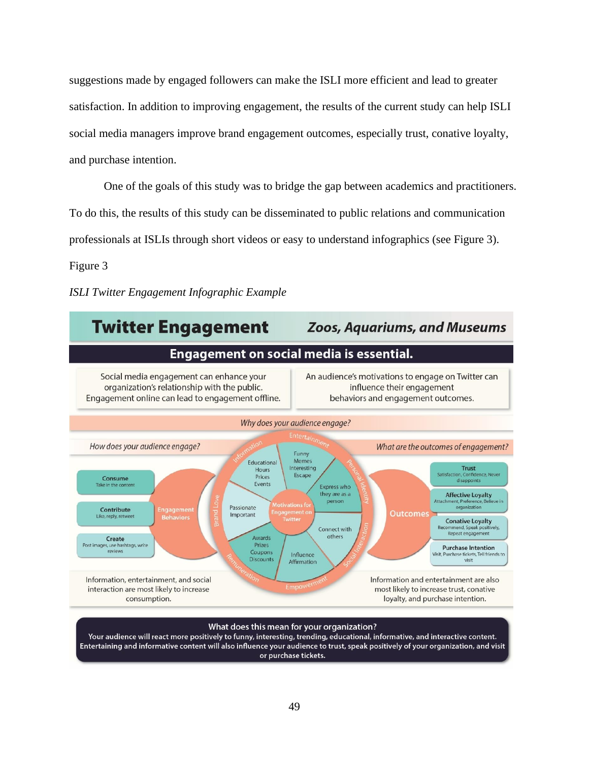suggestions made by engaged followers can make the ISLI more efficient and lead to greater satisfaction. In addition to improving engagement, the results of the current study can help ISLI social media managers improve brand engagement outcomes, especially trust, conative loyalty, and purchase intention.

One of the goals of this study was to bridge the gap between academics and practitioners. To do this, the results of this study can be disseminated to public relations and communication professionals at ISLIs through short videos or easy to understand infographics (see Figure 3).

Figure 3

*ISLI Twitter Engagement Infographic Example*

**Twitter Engagement** — *Zoos, Aquariums, and Museums*

**Engagement on social media is essential.**

Social media engagement can enhance your organization's relationship with the public. Engagement online can lead to engagement offline.

An audience's motivations to engage on Twitter can influence their engagement behaviors and engagement outcomes.

*Why does your audience engage?*

*How does your audience engage?*

*What are the outcomes of engagement?*

**Engagement Behaviors**

- **Consume** — Take in the content
- **Contribute** — Like, reply, retweet
- **Create** — Post images, use hashtags, write reviews

**Motivations for Engagement on Twitter**

- Information — Educational, Hours, Prices, Events
- Entertainment — Funny, Memes, Interesting, Escape
- Personal Identity — Express who they are as a person
- Social Interaction — Connect with others
- Empowerment — Influence, Affirmation
- Remuneration — Awards, Prizes, Coupons, Discounts
- Brand Love — Passionate, Important

**Outcomes**

- **Trust** — Satisfaction, Confidence, Never disappoints
- **Affective Loyalty** — Attachment, Preference, Believe in organization
- **Conative Loyalty** — Recommend, Speak positively, Repeat engagement
- **Purchase Intention** — Visit, Purchase tickets, Tell friends to visit

Information, entertainment, and social interaction are most likely to increase consumption.

Information and entertainment are also most likely to increase trust, conative loyalty, and purchase intention.

**What does this mean for your organization?**

**Your audience will react more positively to funny, interesting, trending, educational, informative, and interactive content. Entertaining and informative content will also influence your audience to trust, speak positively of your organization, and visit or purchase tickets.**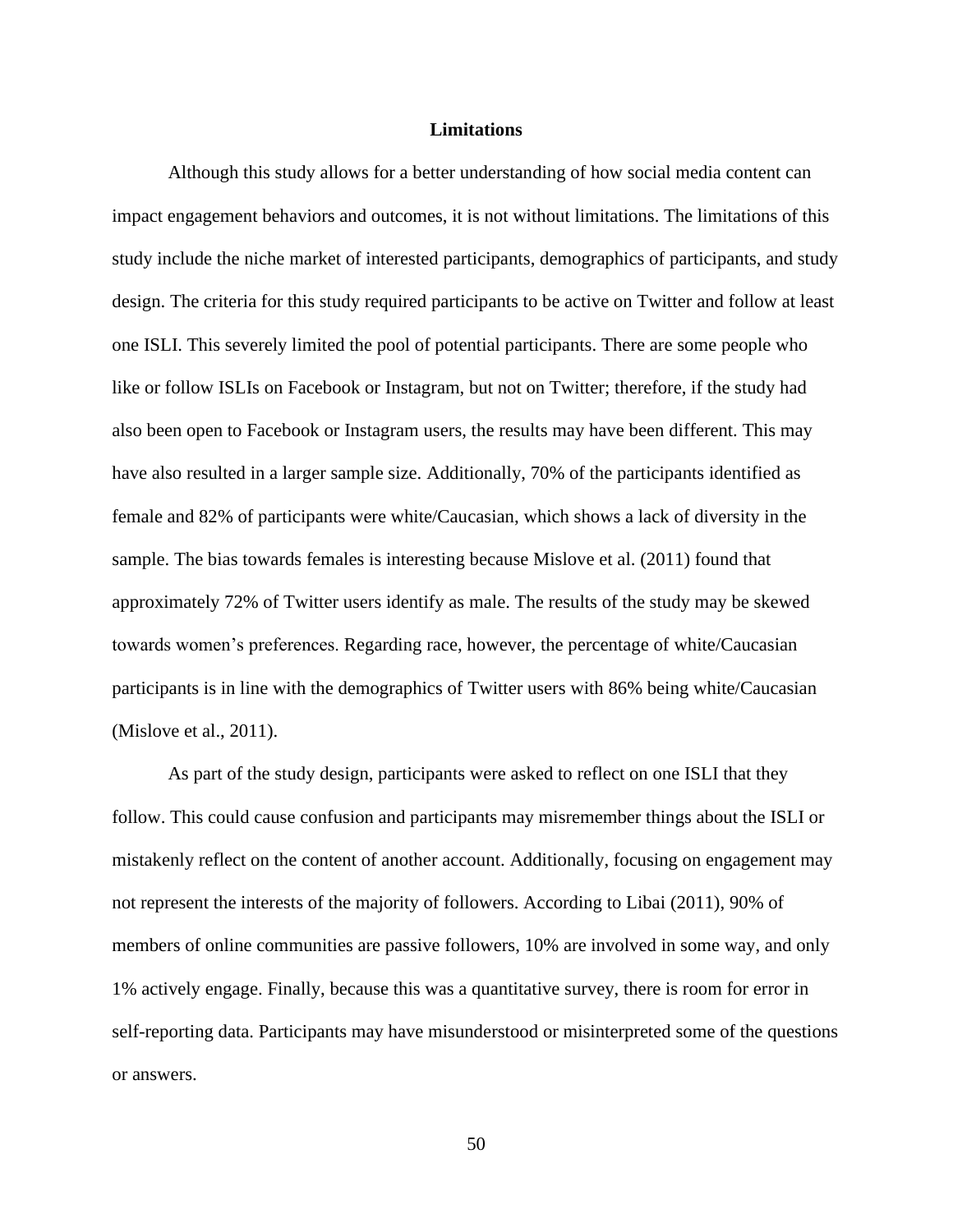## Limitations

Although this study allows for a better understanding of how social media content can impact engagement behaviors and outcomes, it is not without limitations. The limitations of this study include the niche market of interested participants, demographics of participants, and study design. The criteria for this study required participants to be active on Twitter and follow at least one ISLI. This severely limited the pool of potential participants. There are some people who like or follow ISLIs on Facebook or Instagram, but not on Twitter; therefore, if the study had also been open to Facebook or Instagram users, the results may have been different. This may have also resulted in a larger sample size. Additionally, 70% of the participants identified as female and 82% of participants were white/Caucasian, which shows a lack of diversity in the sample. The bias towards females is interesting because Mislove et al. (2011) found that approximately 72% of Twitter users identify as male. The results of the study may be skewed towards women's preferences. Regarding race, however, the percentage of white/Caucasian participants is in line with the demographics of Twitter users with 86% being white/Caucasian (Mislove et al., 2011).

As part of the study design, participants were asked to reflect on one ISLI that they follow. This could cause confusion and participants may misremember things about the ISLI or mistakenly reflect on the content of another account. Additionally, focusing on engagement may not represent the interests of the majority of followers. According to Libai (2011), 90% of members of online communities are passive followers, 10% are involved in some way, and only 1% actively engage. Finally, because this was a quantitative survey, there is room for error in self-reporting data. Participants may have misunderstood or misinterpreted some of the questions or answers.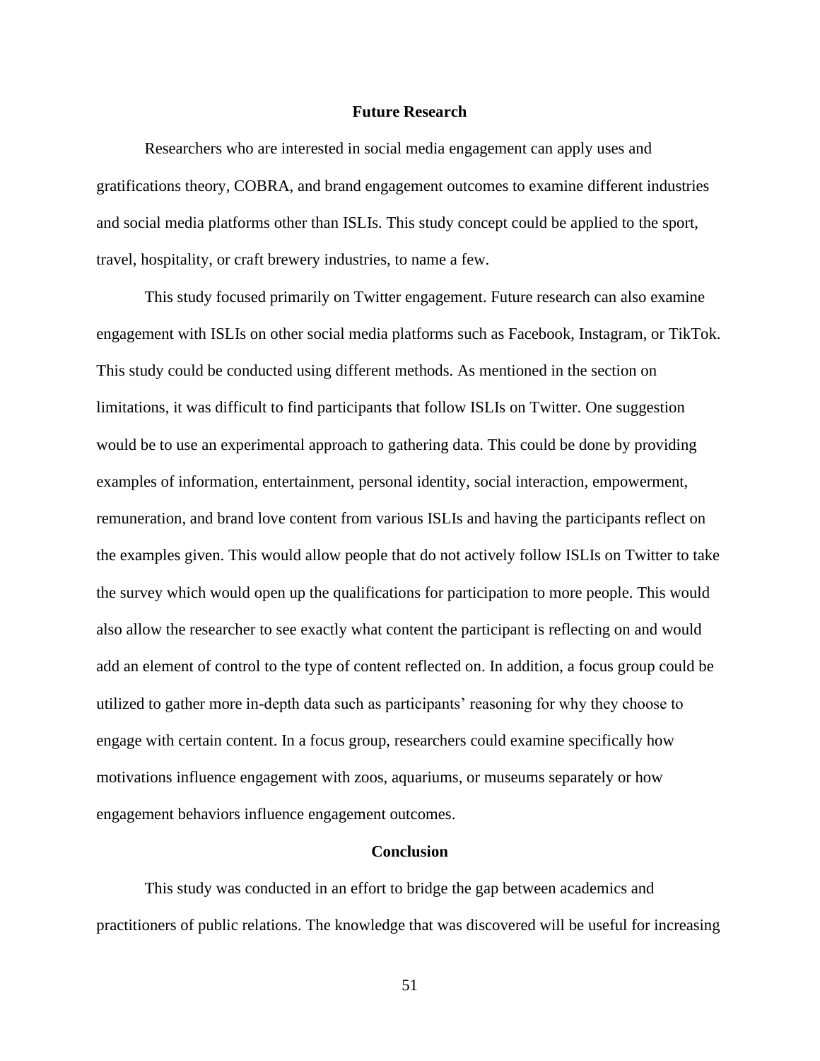## Future Research

Researchers who are interested in social media engagement can apply uses and gratifications theory, COBRA, and brand engagement outcomes to examine different industries and social media platforms other than ISLIs. This study concept could be applied to the sport, travel, hospitality, or craft brewery industries, to name a few.

This study focused primarily on Twitter engagement. Future research can also examine engagement with ISLIs on other social media platforms such as Facebook, Instagram, or TikTok. This study could be conducted using different methods. As mentioned in the section on limitations, it was difficult to find participants that follow ISLIs on Twitter. One suggestion would be to use an experimental approach to gathering data. This could be done by providing examples of information, entertainment, personal identity, social interaction, empowerment, remuneration, and brand love content from various ISLIs and having the participants reflect on the examples given. This would allow people that do not actively follow ISLIs on Twitter to take the survey which would open up the qualifications for participation to more people. This would also allow the researcher to see exactly what content the participant is reflecting on and would add an element of control to the type of content reflected on. In addition, a focus group could be utilized to gather more in-depth data such as participants' reasoning for why they choose to engage with certain content. In a focus group, researchers could examine specifically how motivations influence engagement with zoos, aquariums, or museums separately or how engagement behaviors influence engagement outcomes.

## Conclusion

This study was conducted in an effort to bridge the gap between academics and practitioners of public relations. The knowledge that was discovered will be useful for increasing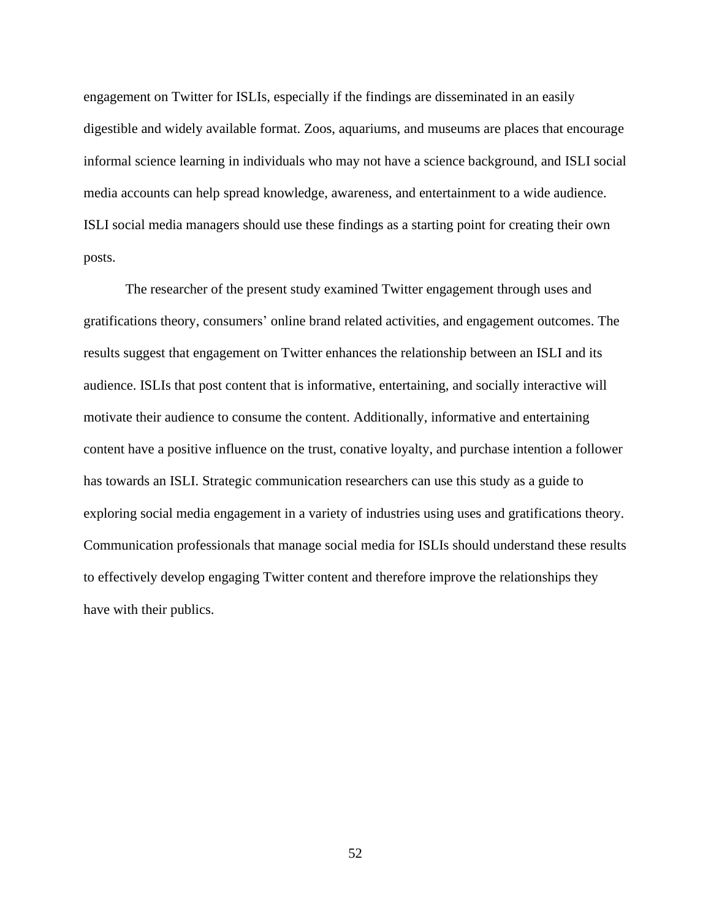engagement on Twitter for ISLIs, especially if the findings are disseminated in an easily digestible and widely available format. Zoos, aquariums, and museums are places that encourage informal science learning in individuals who may not have a science background, and ISLI social media accounts can help spread knowledge, awareness, and entertainment to a wide audience. ISLI social media managers should use these findings as a starting point for creating their own posts.

The researcher of the present study examined Twitter engagement through uses and gratifications theory, consumers' online brand related activities, and engagement outcomes. The results suggest that engagement on Twitter enhances the relationship between an ISLI and its audience. ISLIs that post content that is informative, entertaining, and socially interactive will motivate their audience to consume the content. Additionally, informative and entertaining content have a positive influence on the trust, conative loyalty, and purchase intention a follower has towards an ISLI. Strategic communication researchers can use this study as a guide to exploring social media engagement in a variety of industries using uses and gratifications theory. Communication professionals that manage social media for ISLIs should understand these results to effectively develop engaging Twitter content and therefore improve the relationships they have with their publics.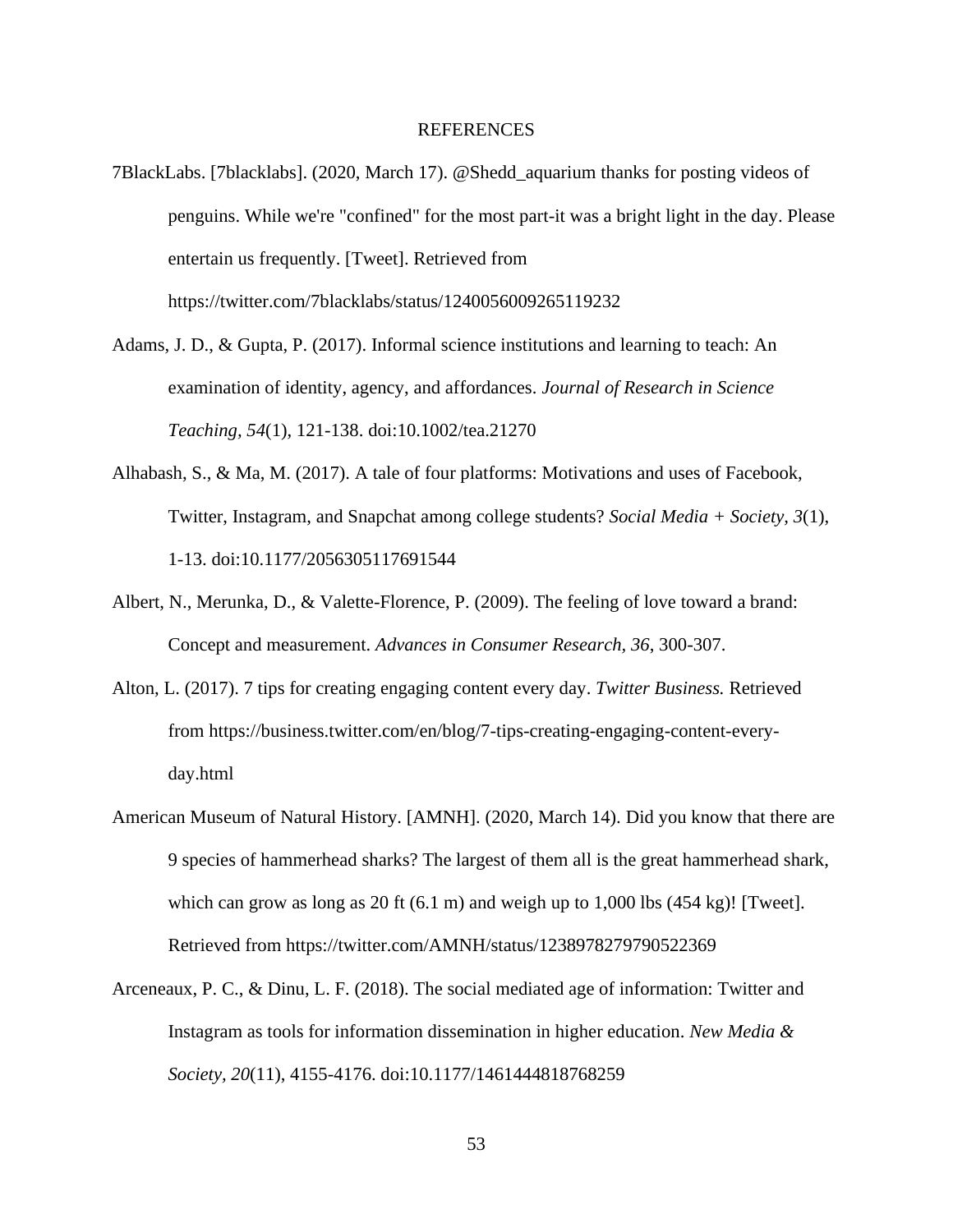# REFERENCES

7BlackLabs. [7blacklabs]. (2020, March 17). @Shedd_aquarium thanks for posting videos of penguins. While we're "confined" for the most part-it was a bright light in the day. Please entertain us frequently. [Tweet]. Retrieved from https://twitter.com/7blacklabs/status/1240056009265119232

Adams, J. D., & Gupta, P. (2017). Informal science institutions and learning to teach: An examination of identity, agency, and affordances. *Journal of Research in Science Teaching, 54*(1), 121-138. doi:10.1002/tea.21270

Alhabash, S., & Ma, M. (2017). A tale of four platforms: Motivations and uses of Facebook, Twitter, Instagram, and Snapchat among college students? *Social Media + Society, 3*(1), 1-13. doi:10.1177/2056305117691544

Albert, N., Merunka, D., & Valette-Florence, P. (2009). The feeling of love toward a brand: Concept and measurement. *Advances in Consumer Research, 36*, 300-307.

Alton, L. (2017). 7 tips for creating engaging content every day. *Twitter Business.* Retrieved from https://business.twitter.com/en/blog/7-tips-creating-engaging-content-every-day.html

American Museum of Natural History. [AMNH]. (2020, March 14). Did you know that there are 9 species of hammerhead sharks? The largest of them all is the great hammerhead shark, which can grow as long as 20 ft (6.1 m) and weigh up to 1,000 lbs (454 kg)! [Tweet]. Retrieved from https://twitter.com/AMNH/status/1238978279790522369

Arceneaux, P. C., & Dinu, L. F. (2018). The social mediated age of information: Twitter and Instagram as tools for information dissemination in higher education. *New Media & Society, 20*(11), 4155-4176. doi:10.1177/1461444818768259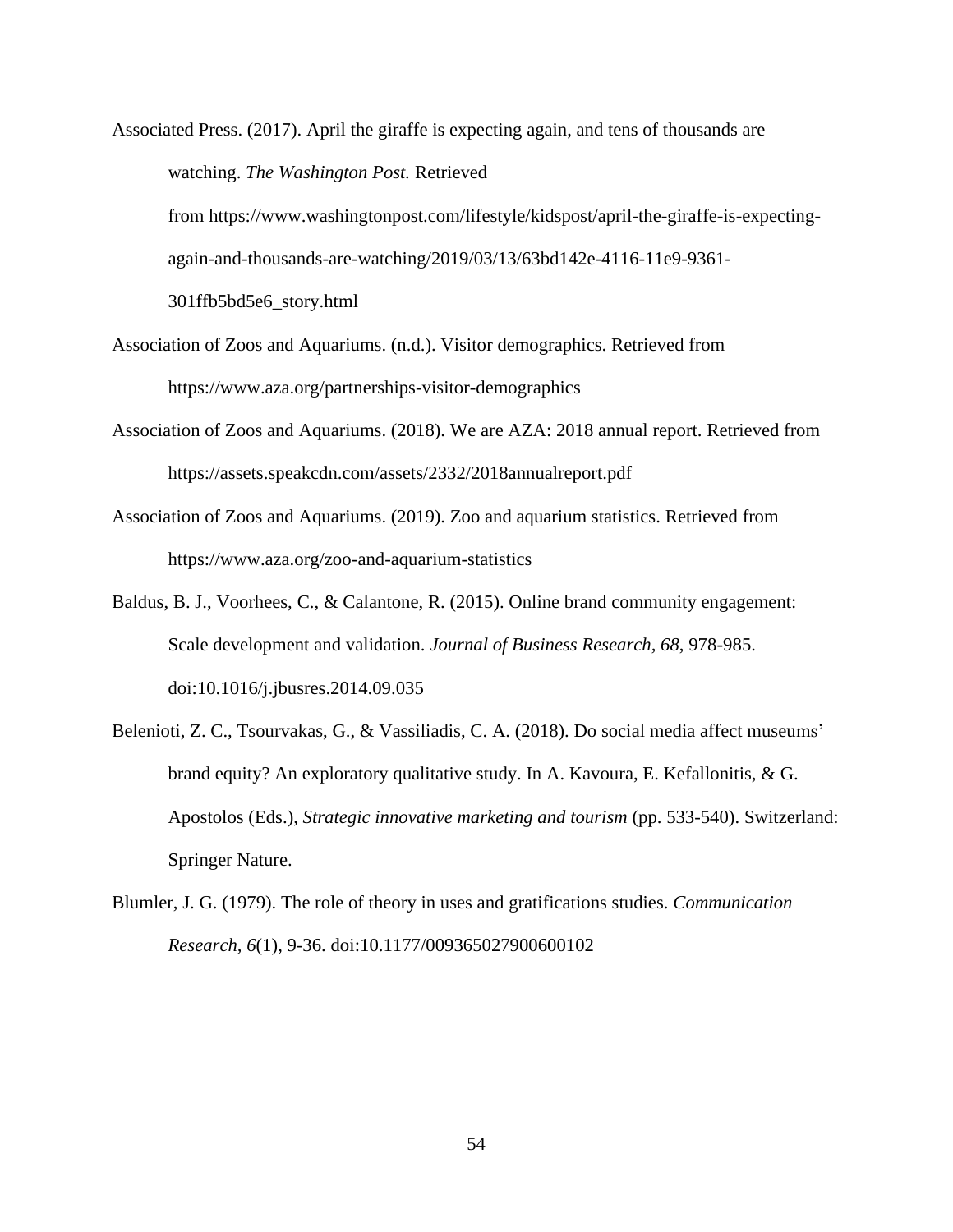Associated Press. (2017). April the giraffe is expecting again, and tens of thousands are watching. *The Washington Post.* Retrieved from https://www.washingtonpost.com/lifestyle/kidspost/april-the-giraffe-is-expecting-again-and-thousands-are-watching/2019/03/13/63bd142e-4116-11e9-9361-301ffb5bd5e6_story.html

Association of Zoos and Aquariums. (n.d.). Visitor demographics. Retrieved from https://www.aza.org/partnerships-visitor-demographics

Association of Zoos and Aquariums. (2018). We are AZA: 2018 annual report. Retrieved from https://assets.speakcdn.com/assets/2332/2018annualreport.pdf

Association of Zoos and Aquariums. (2019). Zoo and aquarium statistics. Retrieved from https://www.aza.org/zoo-and-aquarium-statistics

Baldus, B. J., Voorhees, C., & Calantone, R. (2015). Online brand community engagement: Scale development and validation. *Journal of Business Research, 68*, 978-985. doi:10.1016/j.jbusres.2014.09.035

Belenioti, Z. C., Tsourvakas, G., & Vassiliadis, C. A. (2018). Do social media affect museums' brand equity? An exploratory qualitative study. In A. Kavoura, E. Kefallonitis, & G. Apostolos (Eds.), *Strategic innovative marketing and tourism* (pp. 533-540). Switzerland: Springer Nature.

Blumler, J. G. (1979). The role of theory in uses and gratifications studies. *Communication Research, 6*(1), 9-36. doi:10.1177/009365027900600102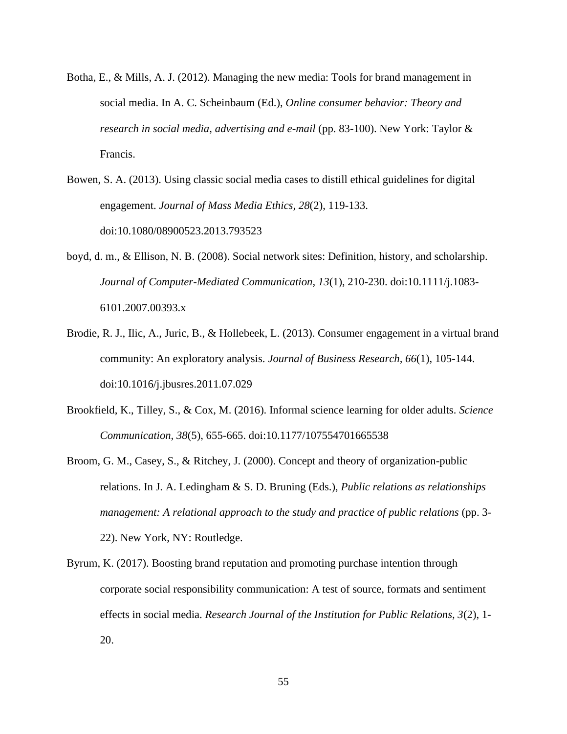Botha, E., & Mills, A. J. (2012). Managing the new media: Tools for brand management in social media. In A. C. Scheinbaum (Ed.), *Online consumer behavior: Theory and research in social media, advertising and e-mail* (pp. 83-100). New York: Taylor & Francis.

Bowen, S. A. (2013). Using classic social media cases to distill ethical guidelines for digital engagement. *Journal of Mass Media Ethics, 28*(2), 119-133. doi:10.1080/08900523.2013.793523

boyd, d. m., & Ellison, N. B. (2008). Social network sites: Definition, history, and scholarship. *Journal of Computer-Mediated Communication, 13*(1), 210-230. doi:10.1111/j.1083-6101.2007.00393.x

Brodie, R. J., Ilic, A., Juric, B., & Hollebeek, L. (2013). Consumer engagement in a virtual brand community: An exploratory analysis. *Journal of Business Research, 66*(1), 105-144. doi:10.1016/j.jbusres.2011.07.029

Brookfield, K., Tilley, S., & Cox, M. (2016). Informal science learning for older adults. *Science Communication, 38*(5), 655-665. doi:10.1177/107554701665538

Broom, G. M., Casey, S., & Ritchey, J. (2000). Concept and theory of organization-public relations. In J. A. Ledingham & S. D. Bruning (Eds.), *Public relations as relationships management: A relational approach to the study and practice of public relations* (pp. 3-22). New York, NY: Routledge.

Byrum, K. (2017). Boosting brand reputation and promoting purchase intention through corporate social responsibility communication: A test of source, formats and sentiment effects in social media. *Research Journal of the Institution for Public Relations, 3*(2), 1-20.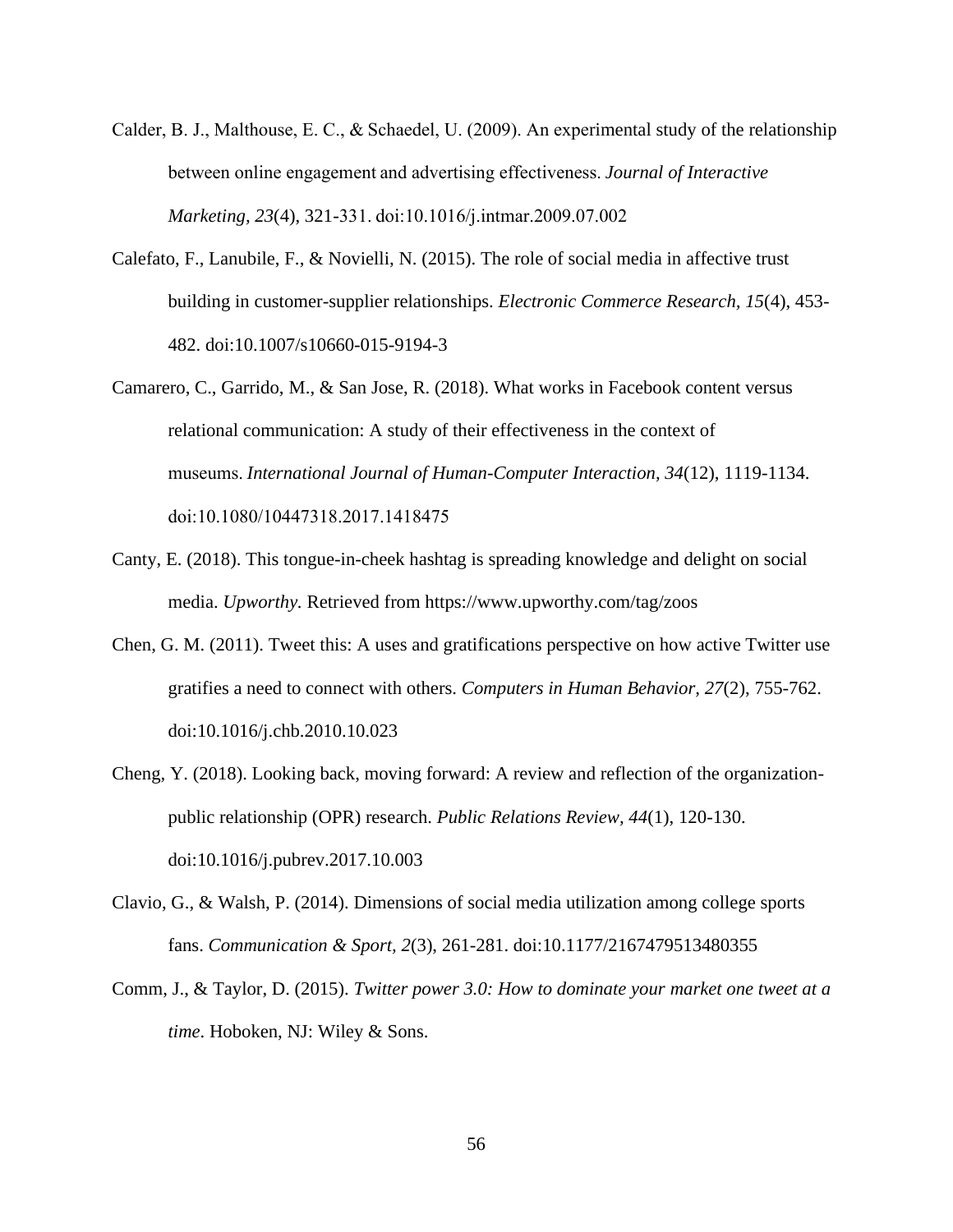Calder, B. J., Malthouse, E. C., & Schaedel, U. (2009). An experimental study of the relationship between online engagement and advertising effectiveness. *Journal of Interactive Marketing, 23*(4), 321-331. doi:10.1016/j.intmar.2009.07.002

Calefato, F., Lanubile, F., & Novielli, N. (2015). The role of social media in affective trust building in customer-supplier relationships. *Electronic Commerce Research, 15*(4), 453-482. doi:10.1007/s10660-015-9194-3

Camarero, C., Garrido, M., & San Jose, R. (2018). What works in Facebook content versus relational communication: A study of their effectiveness in the context of museums. *International Journal of Human-Computer Interaction, 34*(12), 1119-1134. doi:10.1080/10447318.2017.1418475

Canty, E. (2018). This tongue-in-cheek hashtag is spreading knowledge and delight on social media. *Upworthy.* Retrieved from https://www.upworthy.com/tag/zoos

Chen, G. M. (2011). Tweet this: A uses and gratifications perspective on how active Twitter use gratifies a need to connect with others. *Computers in Human Behavior, 27*(2), 755-762. doi:10.1016/j.chb.2010.10.023

Cheng, Y. (2018). Looking back, moving forward: A review and reflection of the organization-public relationship (OPR) research. *Public Relations Review, 44*(1), 120-130. doi:10.1016/j.pubrev.2017.10.003

Clavio, G., & Walsh, P. (2014). Dimensions of social media utilization among college sports fans. *Communication & Sport, 2*(3), 261-281. doi:10.1177/2167479513480355

Comm, J., & Taylor, D. (2015). *Twitter power 3.0: How to dominate your market one tweet at a time*. Hoboken, NJ: Wiley & Sons.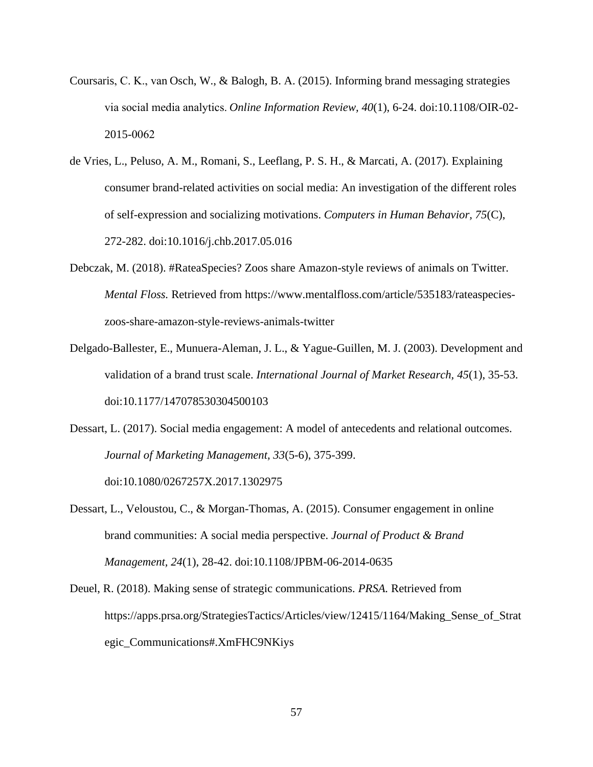Coursaris, C. K., van Osch, W., & Balogh, B. A. (2015). Informing brand messaging strategies via social media analytics. *Online Information Review, 40*(1), 6-24. doi:10.1108/OIR-02-2015-0062

de Vries, L., Peluso, A. M., Romani, S., Leeflang, P. S. H., & Marcati, A. (2017). Explaining consumer brand-related activities on social media: An investigation of the different roles of self-expression and socializing motivations. *Computers in Human Behavior, 75*(C), 272-282. doi:10.1016/j.chb.2017.05.016

Debczak, M. (2018). #RateaSpecies? Zoos share Amazon-style reviews of animals on Twitter. *Mental Floss.* Retrieved from https://www.mentalfloss.com/article/535183/rateaspecies-zoos-share-amazon-style-reviews-animals-twitter

Delgado-Ballester, E., Munuera-Aleman, J. L., & Yague-Guillen, M. J. (2003). Development and validation of a brand trust scale. *International Journal of Market Research*, *45*(1), 35-53. doi:10.1177/147078530304500103

Dessart, L. (2017). Social media engagement: A model of antecedents and relational outcomes. *Journal of Marketing Management, 33*(5-6), 375-399. doi:10.1080/0267257X.2017.1302975

Dessart, L., Veloustou, C., & Morgan-Thomas, A. (2015). Consumer engagement in online brand communities: A social media perspective. *Journal of Product & Brand Management, 24*(1), 28-42. doi:10.1108/JPBM-06-2014-0635

Deuel, R. (2018). Making sense of strategic communications. *PRSA.* Retrieved from https://apps.prsa.org/StrategiesTactics/Articles/view/12415/1164/Making_Sense_of_Strategic_Communications#.XmFHC9NKiys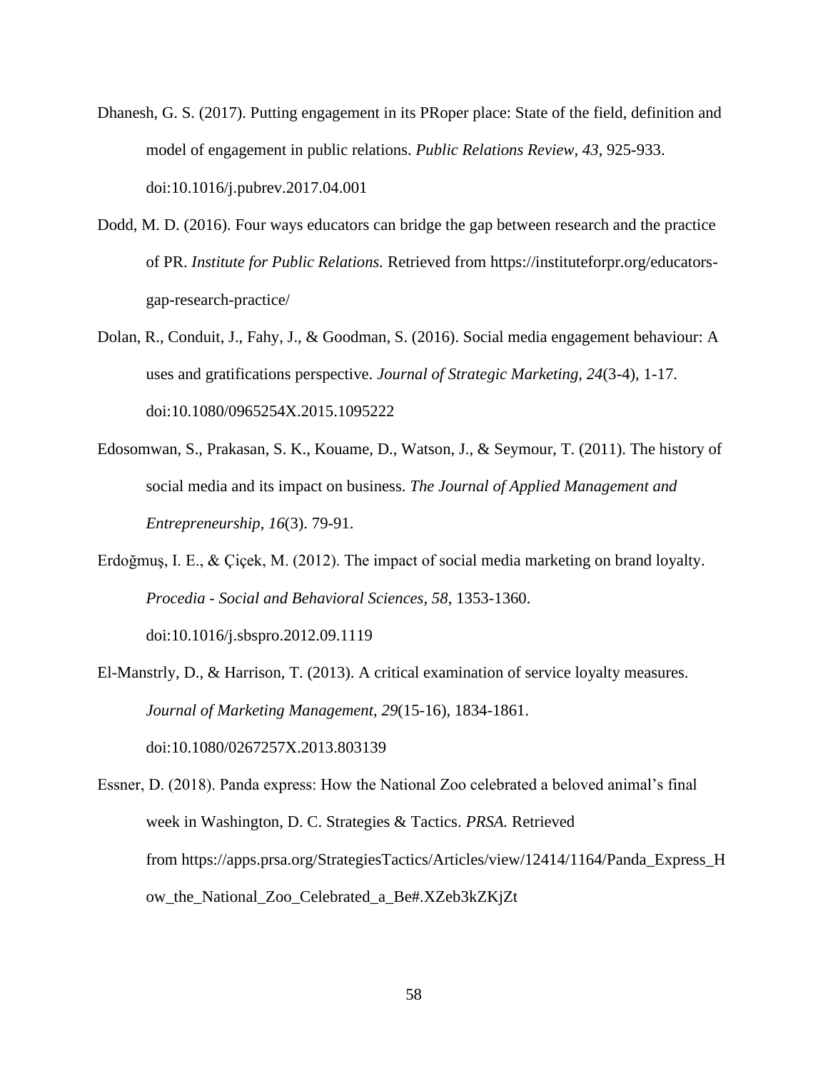Dhanesh, G. S. (2017). Putting engagement in its PRoper place: State of the field, definition and model of engagement in public relations. *Public Relations Review*, *43*, 925-933. doi:10.1016/j.pubrev.2017.04.001

Dodd, M. D. (2016). Four ways educators can bridge the gap between research and the practice of PR. *Institute for Public Relations.* Retrieved from https://instituteforpr.org/educators-gap-research-practice/

Dolan, R., Conduit, J., Fahy, J., & Goodman, S. (2016). Social media engagement behaviour: A uses and gratifications perspective. *Journal of Strategic Marketing, 24*(3-4), 1-17. doi:10.1080/0965254X.2015.1095222

Edosomwan, S., Prakasan, S. K., Kouame, D., Watson, J., & Seymour, T. (2011). The history of social media and its impact on business. *The Journal of Applied Management and Entrepreneurship, 16*(3). 79-91.

Erdoğmuş, I. E., & Çiçek, M. (2012). The impact of social media marketing on brand loyalty. *Procedia - Social and Behavioral Sciences, 58,* 1353-1360. doi:10.1016/j.sbspro.2012.09.1119

El-Manstrly, D., & Harrison, T. (2013). A critical examination of service loyalty measures. *Journal of Marketing Management, 29*(15-16), 1834-1861. doi:10.1080/0267257X.2013.803139

Essner, D. (2018). Panda express: How the National Zoo celebrated a beloved animal's final week in Washington, D. C. Strategies & Tactics. *PRSA.* Retrieved from https://apps.prsa.org/StrategiesTactics/Articles/view/12414/1164/Panda_Express_How_the_National_Zoo_Celebrated_a_Be#.XZeb3kZKjZt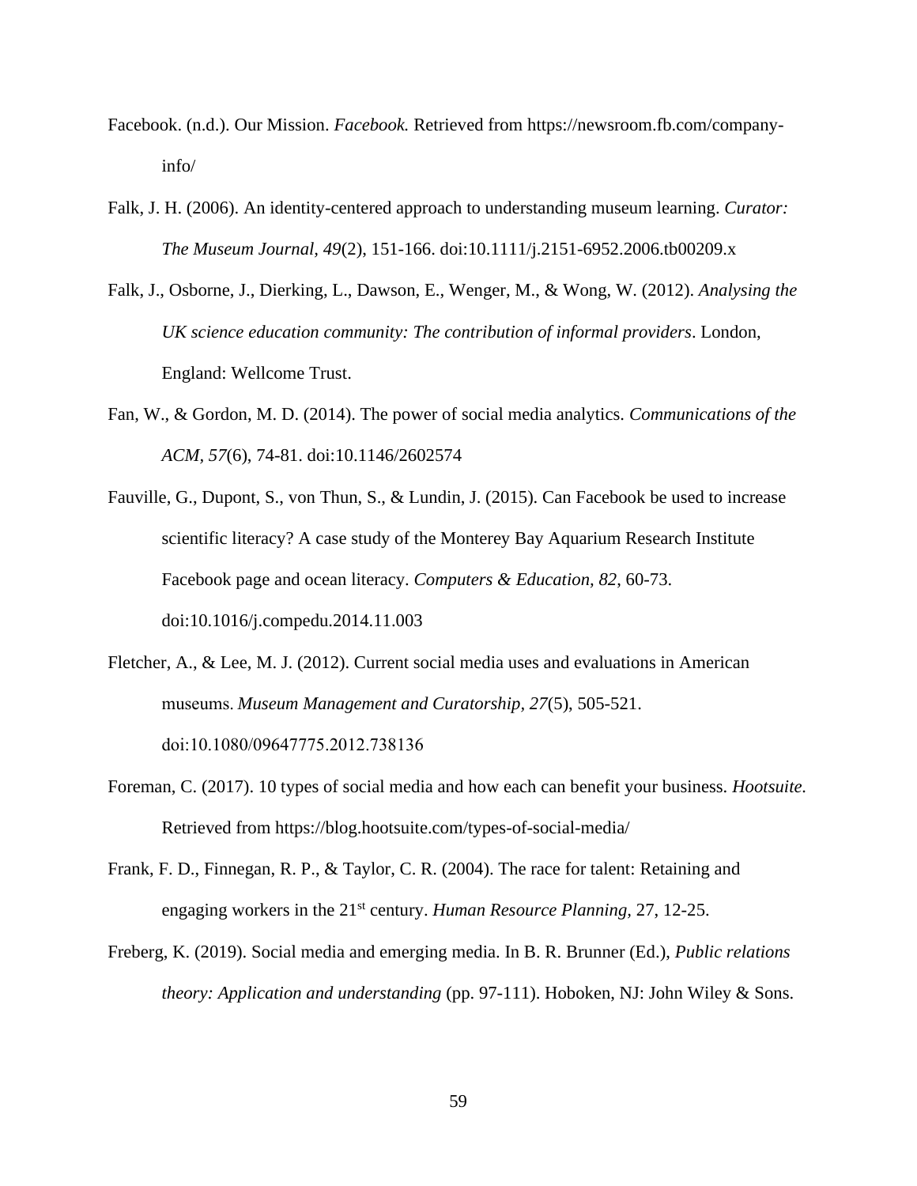Facebook. (n.d.). Our Mission. *Facebook.* Retrieved from https://newsroom.fb.com/company-info/

Falk, J. H. (2006). An identity-centered approach to understanding museum learning. *Curator: The Museum Journal, 49*(2), 151-166. doi:10.1111/j.2151-6952.2006.tb00209.x

Falk, J., Osborne, J., Dierking, L., Dawson, E., Wenger, M., & Wong, W. (2012). *Analysing the UK science education community: The contribution of informal providers*. London, England: Wellcome Trust.

Fan, W., & Gordon, M. D. (2014). The power of social media analytics. *Communications of the ACM*, *57*(6), 74-81. doi:10.1146/2602574

Fauville, G., Dupont, S., von Thun, S., & Lundin, J. (2015). Can Facebook be used to increase scientific literacy? A case study of the Monterey Bay Aquarium Research Institute Facebook page and ocean literacy. *Computers & Education, 82*, 60-73. doi:10.1016/j.compedu.2014.11.003

Fletcher, A., & Lee, M. J. (2012). Current social media uses and evaluations in American museums. *Museum Management and Curatorship, 27*(5), 505-521. doi:10.1080/09647775.2012.738136

Foreman, C. (2017). 10 types of social media and how each can benefit your business. *Hootsuite.* Retrieved from https://blog.hootsuite.com/types-of-social-media/

Frank, F. D., Finnegan, R. P., & Taylor, C. R. (2004). The race for talent: Retaining and engaging workers in the 21st century. *Human Resource Planning,* 27, 12-25.

Freberg, K. (2019). Social media and emerging media. In B. R. Brunner (Ed.), *Public relations theory: Application and understanding* (pp. 97-111). Hoboken, NJ: John Wiley & Sons.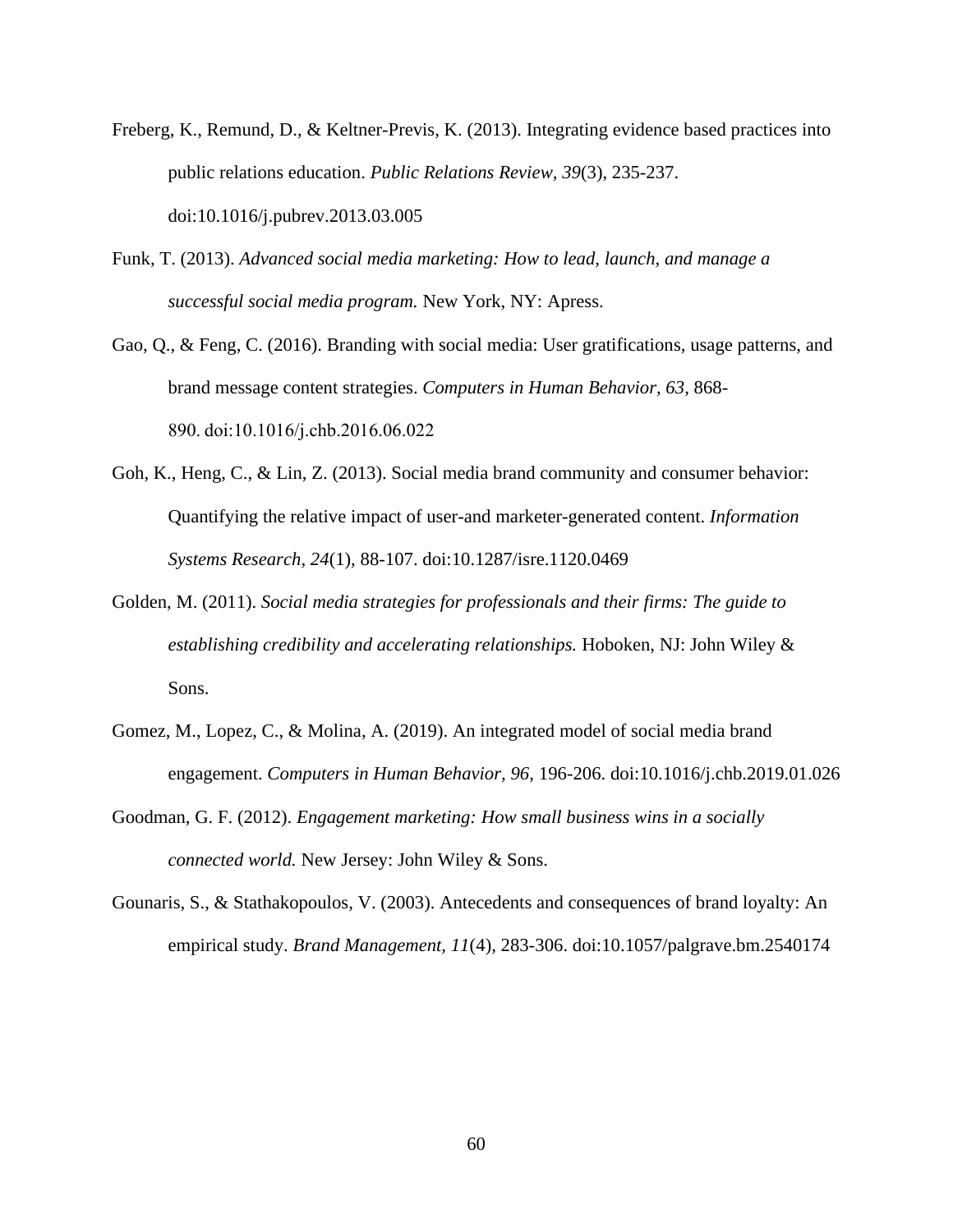Freberg, K., Remund, D., & Keltner-Previs, K. (2013). Integrating evidence based practices into public relations education. *Public Relations Review, 39*(3), 235-237. doi:10.1016/j.pubrev.2013.03.005

Funk, T. (2013). *Advanced social media marketing: How to lead, launch, and manage a successful social media program.* New York, NY: Apress.

Gao, Q., & Feng, C. (2016). Branding with social media: User gratifications, usage patterns, and brand message content strategies. *Computers in Human Behavior, 63*, 868-890. doi:10.1016/j.chb.2016.06.022

Goh, K., Heng, C., & Lin, Z. (2013). Social media brand community and consumer behavior: Quantifying the relative impact of user-and marketer-generated content. *Information Systems Research, 24*(1), 88-107. doi:10.1287/isre.1120.0469

Golden, M. (2011). *Social media strategies for professionals and their firms: The guide to establishing credibility and accelerating relationships.* Hoboken, NJ: John Wiley & Sons.

Gomez, M., Lopez, C., & Molina, A. (2019). An integrated model of social media brand engagement. *Computers in Human Behavior, 96*, 196-206. doi:10.1016/j.chb.2019.01.026

Goodman, G. F. (2012). *Engagement marketing: How small business wins in a socially connected world.* New Jersey: John Wiley & Sons.

Gounaris, S., & Stathakopoulos, V. (2003). Antecedents and consequences of brand loyalty: An empirical study. *Brand Management, 11*(4), 283-306. doi:10.1057/palgrave.bm.2540174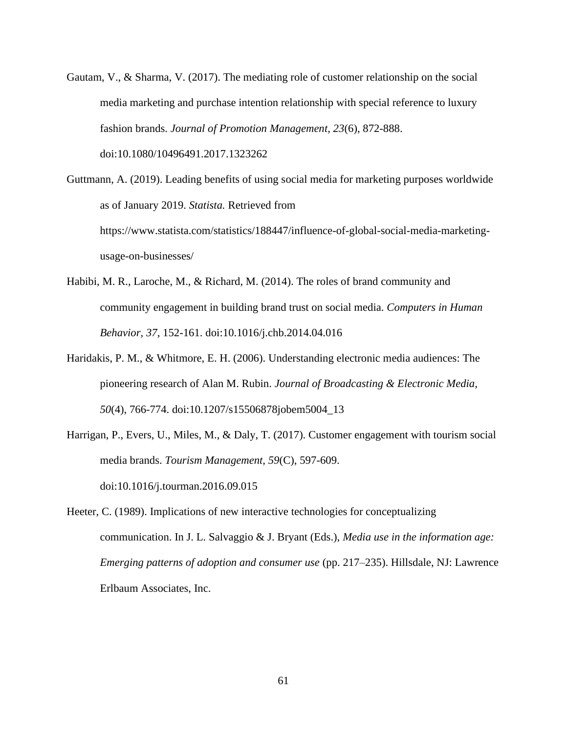Gautam, V., & Sharma, V. (2017). The mediating role of customer relationship on the social media marketing and purchase intention relationship with special reference to luxury fashion brands. *Journal of Promotion Management, 23*(6), 872-888. doi:10.1080/10496491.2017.1323262

Guttmann, A. (2019). Leading benefits of using social media for marketing purposes worldwide as of January 2019. *Statista.* Retrieved from https://www.statista.com/statistics/188447/influence-of-global-social-media-marketing-usage-on-businesses/

Habibi, M. R., Laroche, M., & Richard, M. (2014). The roles of brand community and community engagement in building brand trust on social media. *Computers in Human Behavior, 37*, 152-161. doi:10.1016/j.chb.2014.04.016

Haridakis, P. M., & Whitmore, E. H. (2006). Understanding electronic media audiences: The pioneering research of Alan M. Rubin. *Journal of Broadcasting & Electronic Media, 50*(4), 766-774. doi:10.1207/s15506878jobem5004_13

Harrigan, P., Evers, U., Miles, M., & Daly, T. (2017). Customer engagement with tourism social media brands. *Tourism Management, 59*(C), 597-609. doi:10.1016/j.tourman.2016.09.015

Heeter, C. (1989). Implications of new interactive technologies for conceptualizing communication. In J. L. Salvaggio & J. Bryant (Eds.), *Media use in the information age: Emerging patterns of adoption and consumer use* (pp. 217–235). Hillsdale, NJ: Lawrence Erlbaum Associates, Inc.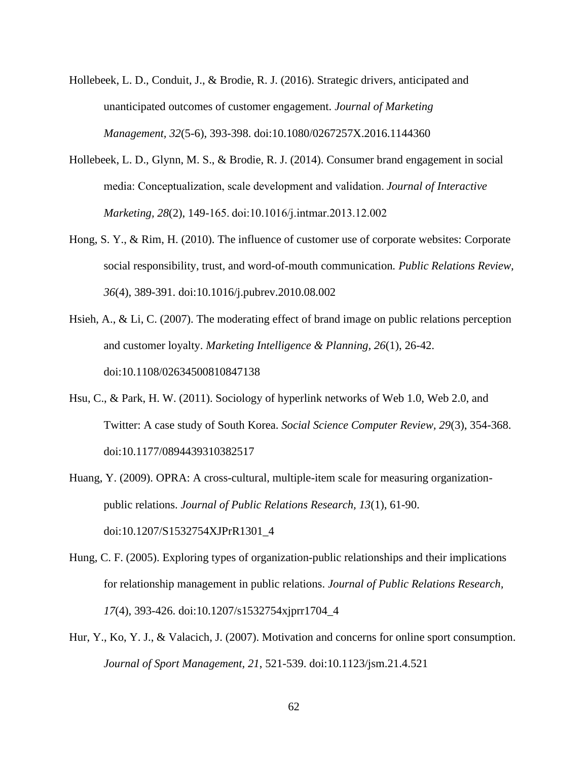Hollebeek, L. D., Conduit, J., & Brodie, R. J. (2016). Strategic drivers, anticipated and unanticipated outcomes of customer engagement. *Journal of Marketing Management, 32*(5-6), 393-398. doi:10.1080/0267257X.2016.1144360

Hollebeek, L. D., Glynn, M. S., & Brodie, R. J. (2014). Consumer brand engagement in social media: Conceptualization, scale development and validation. *Journal of Interactive Marketing, 28*(2), 149-165. doi:10.1016/j.intmar.2013.12.002

Hong, S. Y., & Rim, H. (2010). The influence of customer use of corporate websites: Corporate social responsibility, trust, and word-of-mouth communication. *Public Relations Review, 36*(4), 389-391. doi:10.1016/j.pubrev.2010.08.002

Hsieh, A., & Li, C. (2007). The moderating effect of brand image on public relations perception and customer loyalty. *Marketing Intelligence & Planning, 26*(1), 26-42. doi:10.1108/02634500810847138

Hsu, C., & Park, H. W. (2011). Sociology of hyperlink networks of Web 1.0, Web 2.0, and Twitter: A case study of South Korea. *Social Science Computer Review, 29*(3), 354-368. doi:10.1177/0894439310382517

Huang, Y. (2009). OPRA: A cross-cultural, multiple-item scale for measuring organization-public relations. *Journal of Public Relations Research, 13*(1), 61-90. doi:10.1207/S1532754XJPrR1301_4

Hung, C. F. (2005). Exploring types of organization-public relationships and their implications for relationship management in public relations. *Journal of Public Relations Research, 17*(4), 393-426. doi:10.1207/s1532754xjprr1704_4

Hur, Y., Ko, Y. J., & Valacich, J. (2007). Motivation and concerns for online sport consumption. *Journal of Sport Management, 21*, 521-539. doi:10.1123/jsm.21.4.521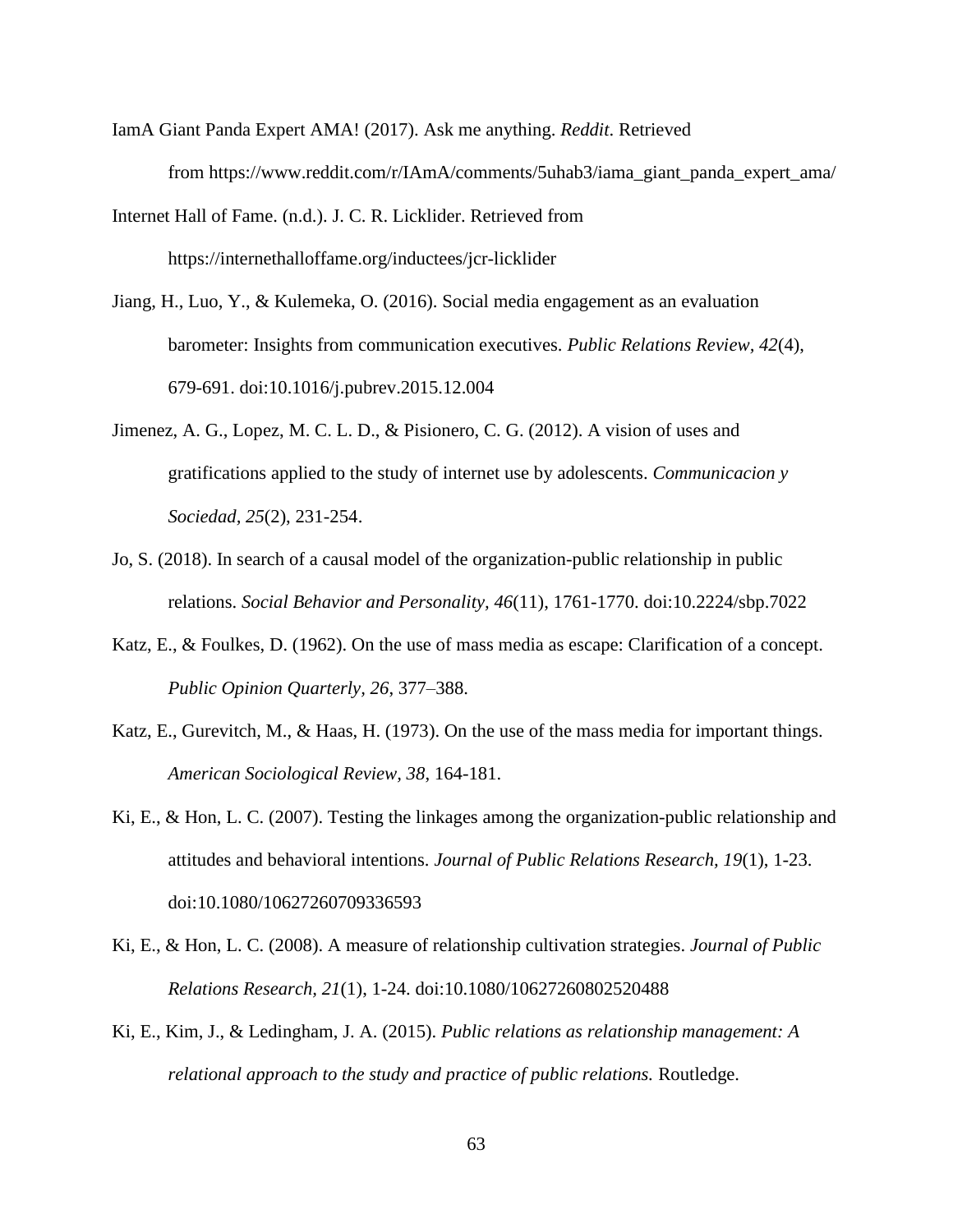IamA Giant Panda Expert AMA! (2017). Ask me anything. *Reddit*. Retrieved from https://www.reddit.com/r/IAmA/comments/5uhab3/iama_giant_panda_expert_ama/

Internet Hall of Fame. (n.d.). J. C. R. Licklider. Retrieved from https://internethalloffame.org/inductees/jcr-licklider

Jiang, H., Luo, Y., & Kulemeka, O. (2016). Social media engagement as an evaluation barometer: Insights from communication executives. *Public Relations Review, 42*(4), 679-691. doi:10.1016/j.pubrev.2015.12.004

Jimenez, A. G., Lopez, M. C. L. D., & Pisionero, C. G. (2012). A vision of uses and gratifications applied to the study of internet use by adolescents. *Communicacion y Sociedad, 25*(2), 231-254.

Jo, S. (2018). In search of a causal model of the organization-public relationship in public relations. *Social Behavior and Personality, 46*(11), 1761-1770. doi:10.2224/sbp.7022

Katz, E., & Foulkes, D. (1962). On the use of mass media as escape: Clarification of a concept. *Public Opinion Quarterly, 26*, 377–388.

Katz, E., Gurevitch, M., & Haas, H. (1973). On the use of the mass media for important things. *American Sociological Review, 38*, 164-181.

Ki, E., & Hon, L. C. (2007). Testing the linkages among the organization-public relationship and attitudes and behavioral intentions. *Journal of Public Relations Research, 19*(1), 1-23. doi:10.1080/10627260709336593

Ki, E., & Hon, L. C. (2008). A measure of relationship cultivation strategies. *Journal of Public Relations Research, 21*(1), 1-24. doi:10.1080/10627260802520488

Ki, E., Kim, J., & Ledingham, J. A. (2015). *Public relations as relationship management: A relational approach to the study and practice of public relations.* Routledge.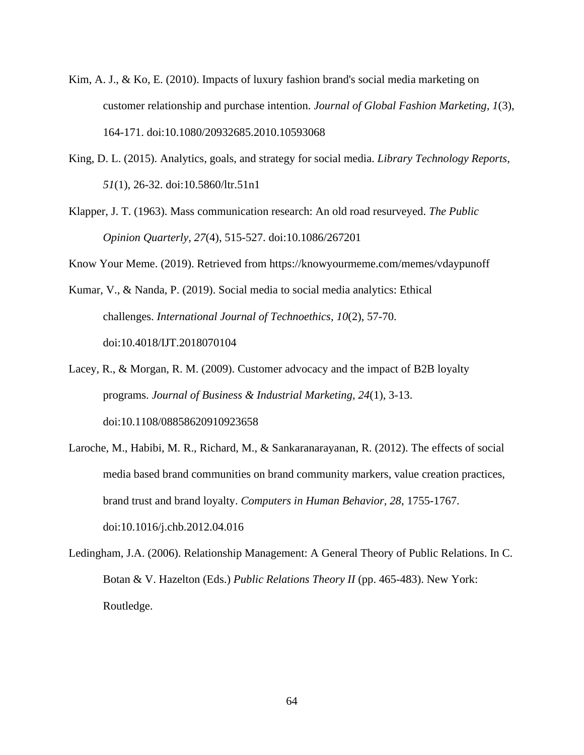Kim, A. J., & Ko, E. (2010). Impacts of luxury fashion brand's social media marketing on customer relationship and purchase intention. *Journal of Global Fashion Marketing, 1*(3), 164-171. doi:10.1080/20932685.2010.10593068

King, D. L. (2015). Analytics, goals, and strategy for social media. *Library Technology Reports, 51*(1), 26-32. doi:10.5860/ltr.51n1

Klapper, J. T. (1963). Mass communication research: An old road resurveyed. *The Public Opinion Quarterly, 27*(4), 515-527. doi:10.1086/267201

Know Your Meme. (2019). Retrieved from https://knowyourmeme.com/memes/vdaypunoff

Kumar, V., & Nanda, P. (2019). Social media to social media analytics: Ethical challenges. *International Journal of Technoethics, 10*(2), 57-70. doi:10.4018/IJT.2018070104

Lacey, R., & Morgan, R. M. (2009). Customer advocacy and the impact of B2B loyalty programs. *Journal of Business & Industrial Marketing, 24*(1), 3-13. doi:10.1108/08858620910923658

Laroche, M., Habibi, M. R., Richard, M., & Sankaranarayanan, R. (2012). The effects of social media based brand communities on brand community markers, value creation practices, brand trust and brand loyalty. *Computers in Human Behavior, 28*, 1755-1767. doi:10.1016/j.chb.2012.04.016

Ledingham, J.A. (2006). Relationship Management: A General Theory of Public Relations. In C. Botan & V. Hazelton (Eds.) *Public Relations Theory II* (pp. 465-483). New York: Routledge.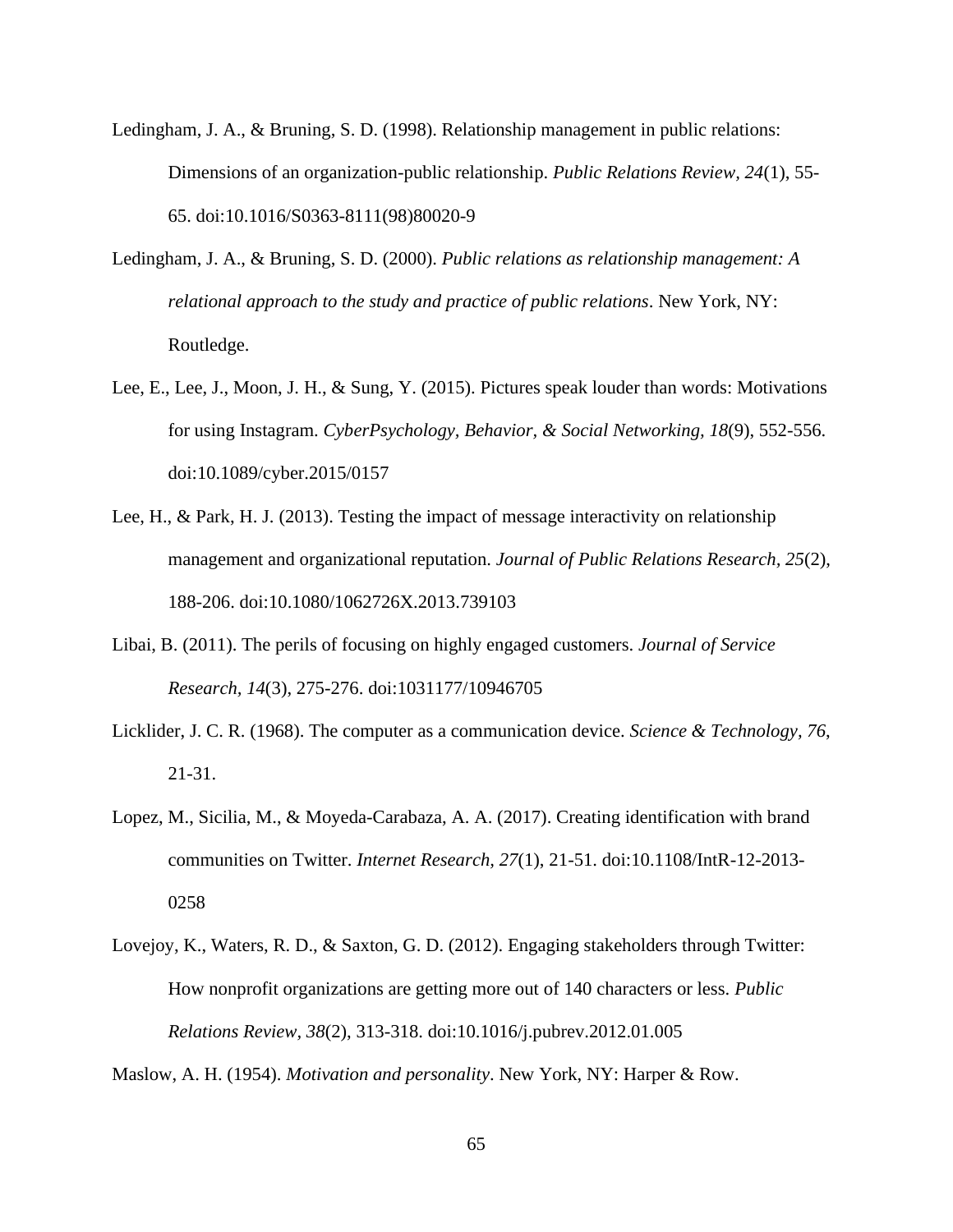Ledingham, J. A., & Bruning, S. D. (1998). Relationship management in public relations: Dimensions of an organization-public relationship. *Public Relations Review*, *24*(1), 55-65. doi:10.1016/S0363-8111(98)80020-9

Ledingham, J. A., & Bruning, S. D. (2000). *Public relations as relationship management: A relational approach to the study and practice of public relations*. New York, NY: Routledge.

Lee, E., Lee, J., Moon, J. H., & Sung, Y. (2015). Pictures speak louder than words: Motivations for using Instagram. *CyberPsychology, Behavior, & Social Networking, 18*(9), 552-556. doi:10.1089/cyber.2015/0157

Lee, H., & Park, H. J. (2013). Testing the impact of message interactivity on relationship management and organizational reputation. *Journal of Public Relations Research*, *25*(2), 188-206. doi:10.1080/1062726X.2013.739103

Libai, B. (2011). The perils of focusing on highly engaged customers. *Journal of Service Research, 14*(3), 275-276. doi:1031177/10946705

Licklider, J. C. R. (1968). The computer as a communication device. *Science & Technology, 76*, 21-31.

Lopez, M., Sicilia, M., & Moyeda-Carabaza, A. A. (2017). Creating identification with brand communities on Twitter. *Internet Research, 27*(1), 21-51. doi:10.1108/IntR-12-2013-0258

Lovejoy, K., Waters, R. D., & Saxton, G. D. (2012). Engaging stakeholders through Twitter: How nonprofit organizations are getting more out of 140 characters or less. *Public Relations Review, 38*(2), 313-318. doi:10.1016/j.pubrev.2012.01.005

Maslow, A. H. (1954). *Motivation and personality*. New York, NY: Harper & Row.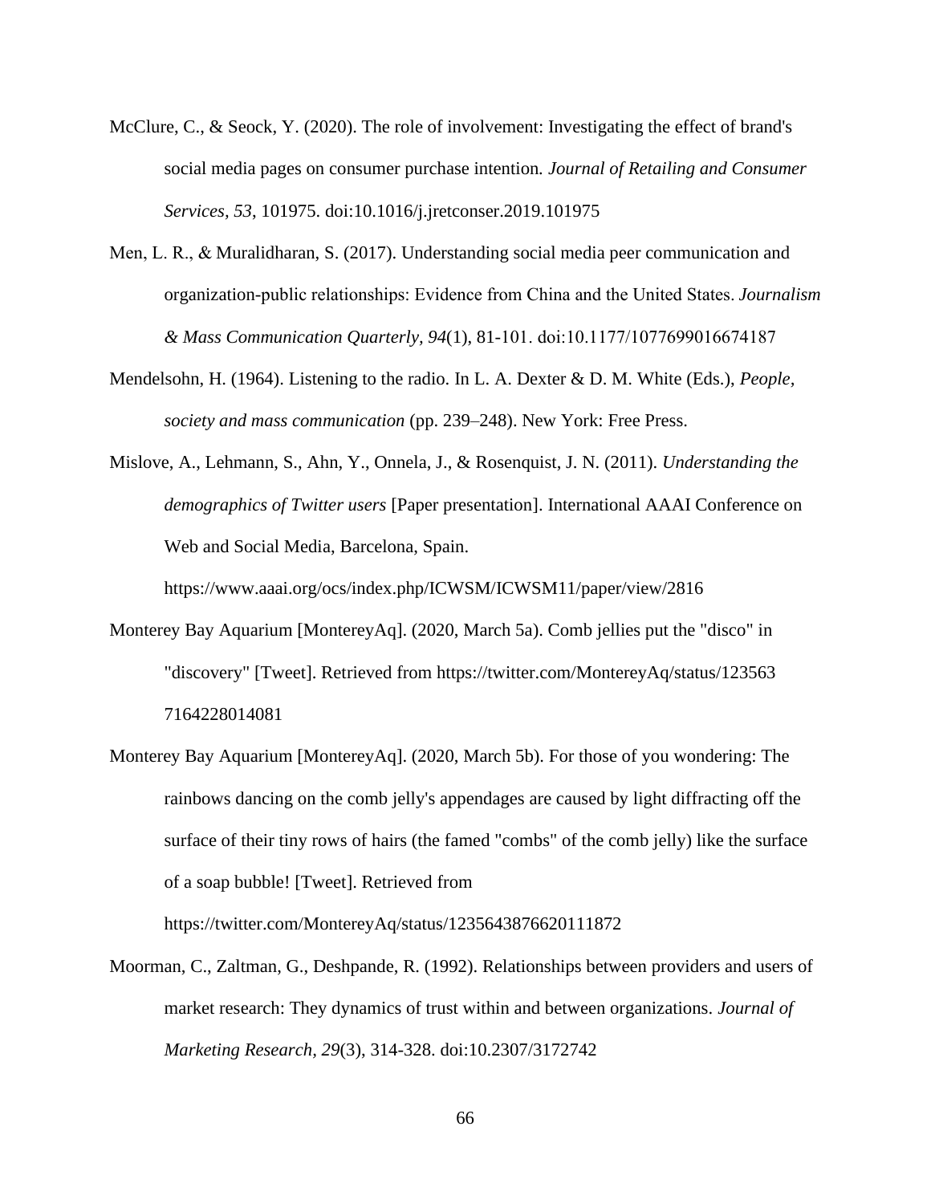McClure, C., & Seock, Y. (2020). The role of involvement: Investigating the effect of brand's social media pages on consumer purchase intention. *Journal of Retailing and Consumer Services, 53*, 101975. doi:10.1016/j.jretconser.2019.101975

Men, L. R., & Muralidharan, S. (2017). Understanding social media peer communication and organization-public relationships: Evidence from China and the United States. *Journalism & Mass Communication Quarterly, 94*(1), 81-101. doi:10.1177/1077699016674187

Mendelsohn, H. (1964). Listening to the radio. In L. A. Dexter & D. M. White (Eds.), *People, society and mass communication* (pp. 239–248). New York: Free Press.

Mislove, A., Lehmann, S., Ahn, Y., Onnela, J., & Rosenquist, J. N. (2011). *Understanding the demographics of Twitter users* [Paper presentation]. International AAAI Conference on Web and Social Media, Barcelona, Spain. https://www.aaai.org/ocs/index.php/ICWSM/ICWSM11/paper/view/2816

Monterey Bay Aquarium [MontereyAq]. (2020, March 5a). Comb jellies put the "disco" in "discovery" [Tweet]. Retrieved from https://twitter.com/MontereyAq/status/1235637164228014081

Monterey Bay Aquarium [MontereyAq]. (2020, March 5b). For those of you wondering: The rainbows dancing on the comb jelly's appendages are caused by light diffracting off the surface of their tiny rows of hairs (the famed "combs" of the comb jelly) like the surface of a soap bubble! [Tweet]. Retrieved from https://twitter.com/MontereyAq/status/1235643876620111872

Moorman, C., Zaltman, G., Deshpande, R. (1992). Relationships between providers and users of market research: They dynamics of trust within and between organizations. *Journal of Marketing Research, 29*(3), 314-328. doi:10.2307/3172742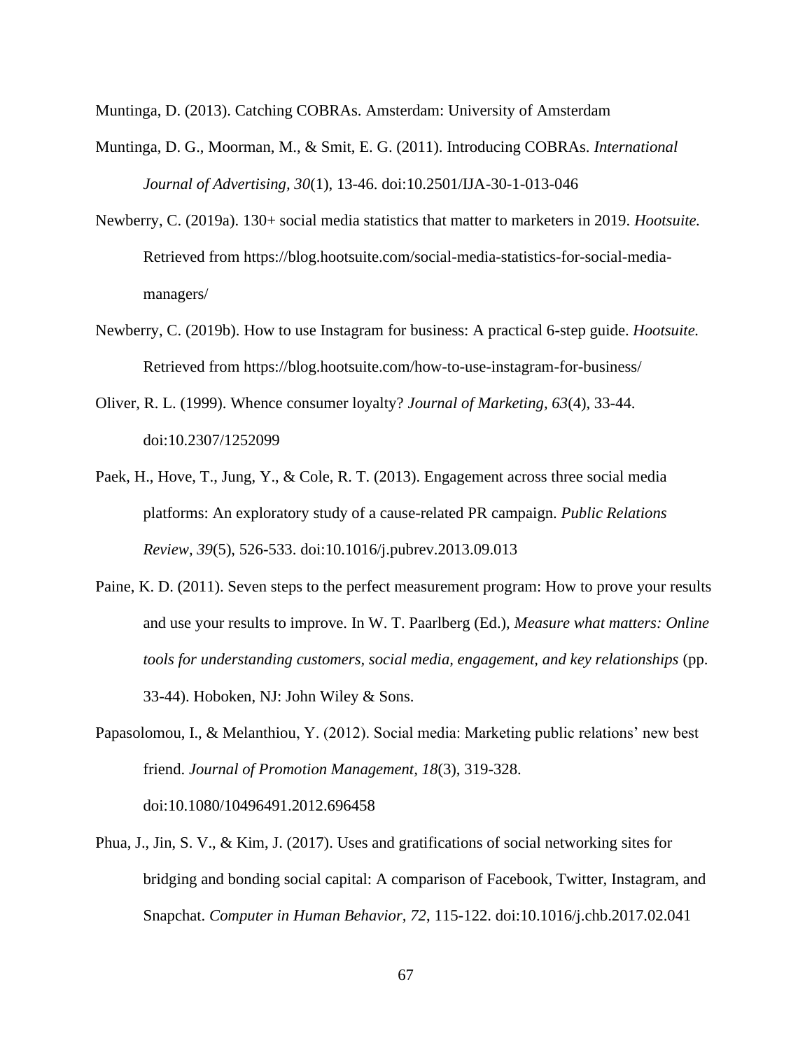Muntinga, D. (2013). Catching COBRAs. Amsterdam: University of Amsterdam

Muntinga, D. G., Moorman, M., & Smit, E. G. (2011). Introducing COBRAs. *International Journal of Advertising, 30*(1), 13-46. doi:10.2501/IJA-30-1-013-046

Newberry, C. (2019a). 130+ social media statistics that matter to marketers in 2019. *Hootsuite.* Retrieved from https://blog.hootsuite.com/social-media-statistics-for-social-media-managers/

Newberry, C. (2019b). How to use Instagram for business: A practical 6-step guide. *Hootsuite.* Retrieved from https://blog.hootsuite.com/how-to-use-instagram-for-business/

Oliver, R. L. (1999). Whence consumer loyalty? *Journal of Marketing, 63*(4), 33-44. doi:10.2307/1252099

Paek, H., Hove, T., Jung, Y., & Cole, R. T. (2013). Engagement across three social media platforms: An exploratory study of a cause-related PR campaign. *Public Relations Review, 39*(5), 526-533. doi:10.1016/j.pubrev.2013.09.013

Paine, K. D. (2011). Seven steps to the perfect measurement program: How to prove your results and use your results to improve. In W. T. Paarlberg (Ed.), *Measure what matters: Online tools for understanding customers, social media, engagement, and key relationships* (pp. 33-44). Hoboken, NJ: John Wiley & Sons.

Papasolomou, I., & Melanthiou, Y. (2012). Social media: Marketing public relations' new best friend. *Journal of Promotion Management, 18*(3), 319-328. doi:10.1080/10496491.2012.696458

Phua, J., Jin, S. V., & Kim, J. (2017). Uses and gratifications of social networking sites for bridging and bonding social capital: A comparison of Facebook, Twitter, Instagram, and Snapchat. *Computer in Human Behavior, 72*, 115-122. doi:10.1016/j.chb.2017.02.041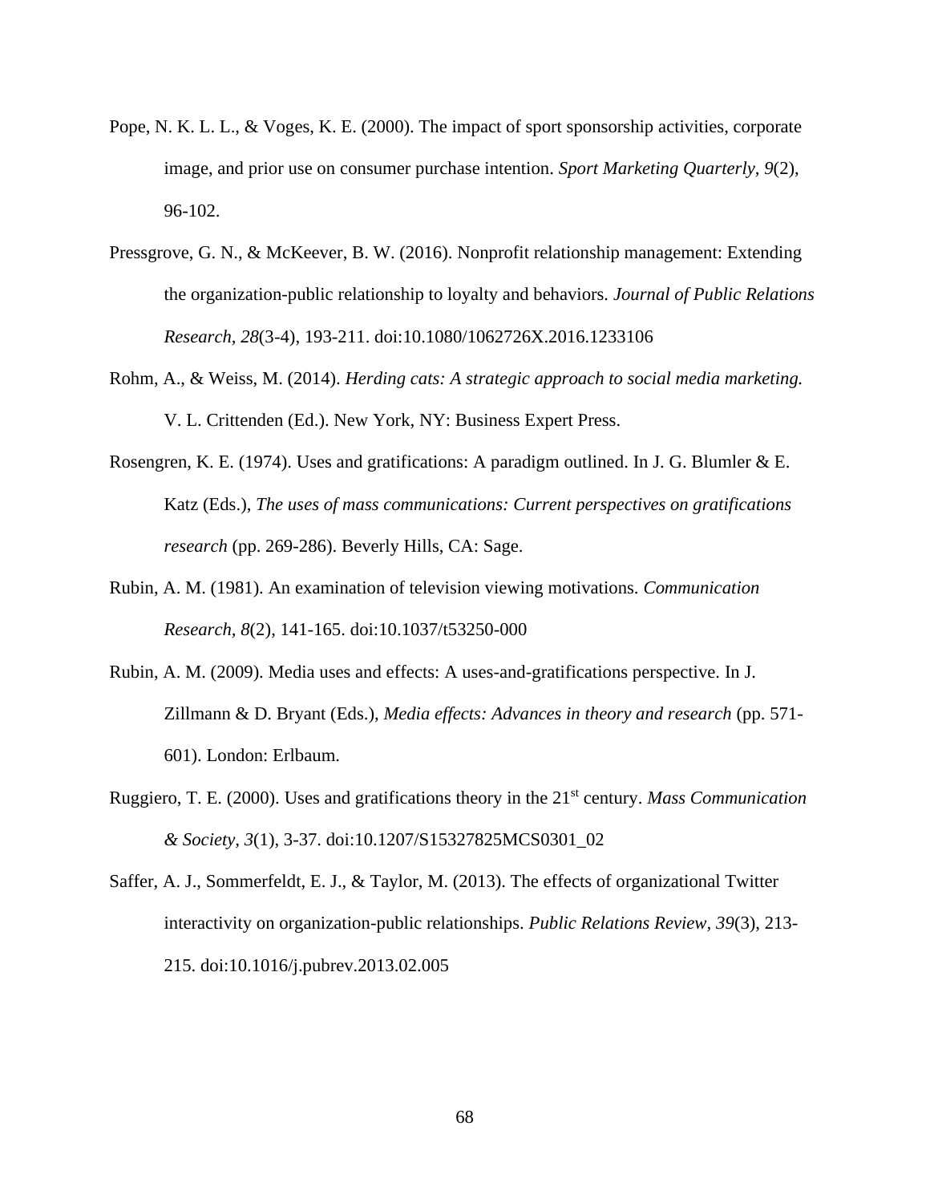Pope, N. K. L. L., & Voges, K. E. (2000). The impact of sport sponsorship activities, corporate image, and prior use on consumer purchase intention. *Sport Marketing Quarterly, 9*(2), 96-102.

Pressgrove, G. N., & McKeever, B. W. (2016). Nonprofit relationship management: Extending the organization-public relationship to loyalty and behaviors. *Journal of Public Relations Research, 28*(3-4), 193-211. doi:10.1080/1062726X.2016.1233106

Rohm, A., & Weiss, M. (2014). *Herding cats: A strategic approach to social media marketing.* V. L. Crittenden (Ed.). New York, NY: Business Expert Press.

Rosengren, K. E. (1974). Uses and gratifications: A paradigm outlined. In J. G. Blumler & E. Katz (Eds.), *The uses of mass communications: Current perspectives on gratifications research* (pp. 269-286). Beverly Hills, CA: Sage.

Rubin, A. M. (1981). An examination of television viewing motivations. *Communication Research, 8*(2), 141-165. doi:10.1037/t53250-000

Rubin, A. M. (2009). Media uses and effects: A uses-and-gratifications perspective. In J. Zillmann & D. Bryant (Eds.), *Media effects: Advances in theory and research* (pp. 571-601). London: Erlbaum.

Ruggiero, T. E. (2000). Uses and gratifications theory in the 21st century. *Mass Communication & Society, 3*(1), 3-37. doi:10.1207/S15327825MCS0301_02

Saffer, A. J., Sommerfeldt, E. J., & Taylor, M. (2013). The effects of organizational Twitter interactivity on organization-public relationships. *Public Relations Review, 39*(3), 213-215. doi:10.1016/j.pubrev.2013.02.005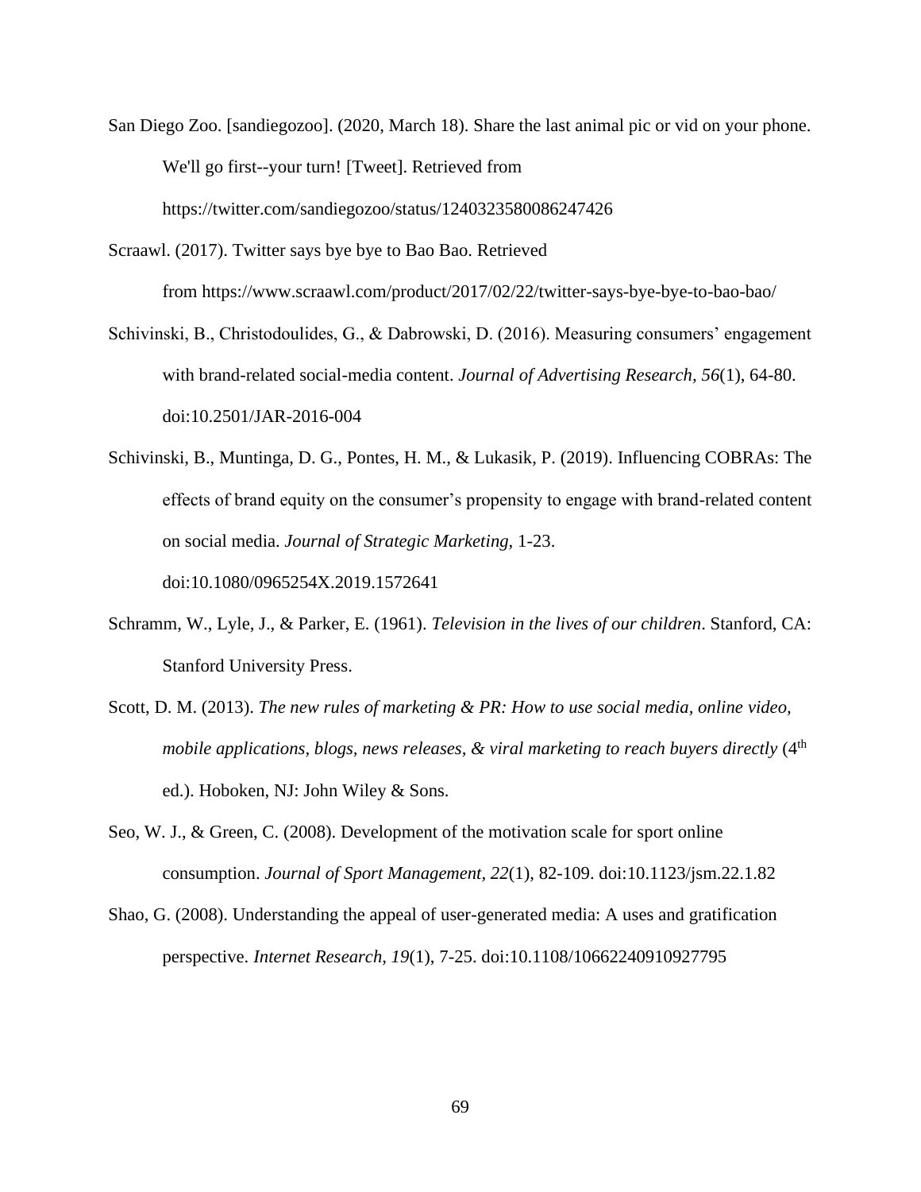San Diego Zoo. [sandiegozoo]. (2020, March 18). Share the last animal pic or vid on your phone. We'll go first--your turn! [Tweet]. Retrieved from https://twitter.com/sandiegozoo/status/1240323580086247426

Scraawl. (2017). Twitter says bye bye to Bao Bao. Retrieved from https://www.scraawl.com/product/2017/02/22/twitter-says-bye-bye-to-bao-bao/

Schivinski, B., Christodoulides, G., & Dabrowski, D. (2016). Measuring consumers' engagement with brand-related social-media content. *Journal of Advertising Research, 56*(1), 64-80. doi:10.2501/JAR-2016-004

Schivinski, B., Muntinga, D. G., Pontes, H. M., & Lukasik, P. (2019). Influencing COBRAs: The effects of brand equity on the consumer's propensity to engage with brand-related content on social media. *Journal of Strategic Marketing*, 1-23. doi:10.1080/0965254X.2019.1572641

Schramm, W., Lyle, J., & Parker, E. (1961). *Television in the lives of our children*. Stanford, CA: Stanford University Press.

Scott, D. M. (2013). *The new rules of marketing & PR: How to use social media, online video, mobile applications, blogs, news releases, & viral marketing to reach buyers directly* (4th ed.). Hoboken, NJ: John Wiley & Sons.

Seo, W. J., & Green, C. (2008). Development of the motivation scale for sport online consumption. *Journal of Sport Management, 22*(1), 82-109. doi:10.1123/jsm.22.1.82

Shao, G. (2008). Understanding the appeal of user-generated media: A uses and gratification perspective. *Internet Research, 19*(1), 7-25. doi:10.1108/10662240910927795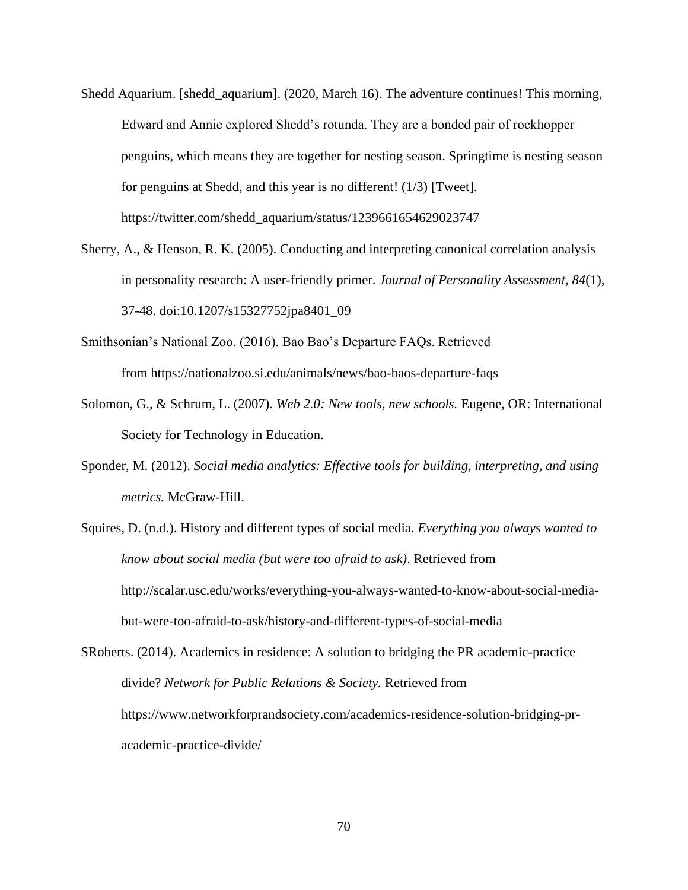Shedd Aquarium. [shedd_aquarium]. (2020, March 16). The adventure continues! This morning, Edward and Annie explored Shedd's rotunda. They are a bonded pair of rockhopper penguins, which means they are together for nesting season. Springtime is nesting season for penguins at Shedd, and this year is no different! (1/3) [Tweet]. https://twitter.com/shedd_aquarium/status/1239661654629023747

Sherry, A., & Henson, R. K. (2005). Conducting and interpreting canonical correlation analysis in personality research: A user-friendly primer. *Journal of Personality Assessment, 84*(1), 37-48. doi:10.1207/s15327752jpa8401_09

Smithsonian's National Zoo. (2016). Bao Bao's Departure FAQs. Retrieved from https://nationalzoo.si.edu/animals/news/bao-baos-departure-faqs

Solomon, G., & Schrum, L. (2007). *Web 2.0: New tools, new schools.* Eugene, OR: International Society for Technology in Education.

Sponder, M. (2012). *Social media analytics: Effective tools for building, interpreting, and using metrics.* McGraw-Hill.

Squires, D. (n.d.). History and different types of social media. *Everything you always wanted to know about social media (but were too afraid to ask)*. Retrieved from http://scalar.usc.edu/works/everything-you-always-wanted-to-know-about-social-media-but-were-too-afraid-to-ask/history-and-different-types-of-social-media

SRoberts. (2014). Academics in residence: A solution to bridging the PR academic-practice divide? *Network for Public Relations & Society.* Retrieved from https://www.networkforprandsociety.com/academics-residence-solution-bridging-pr-academic-practice-divide/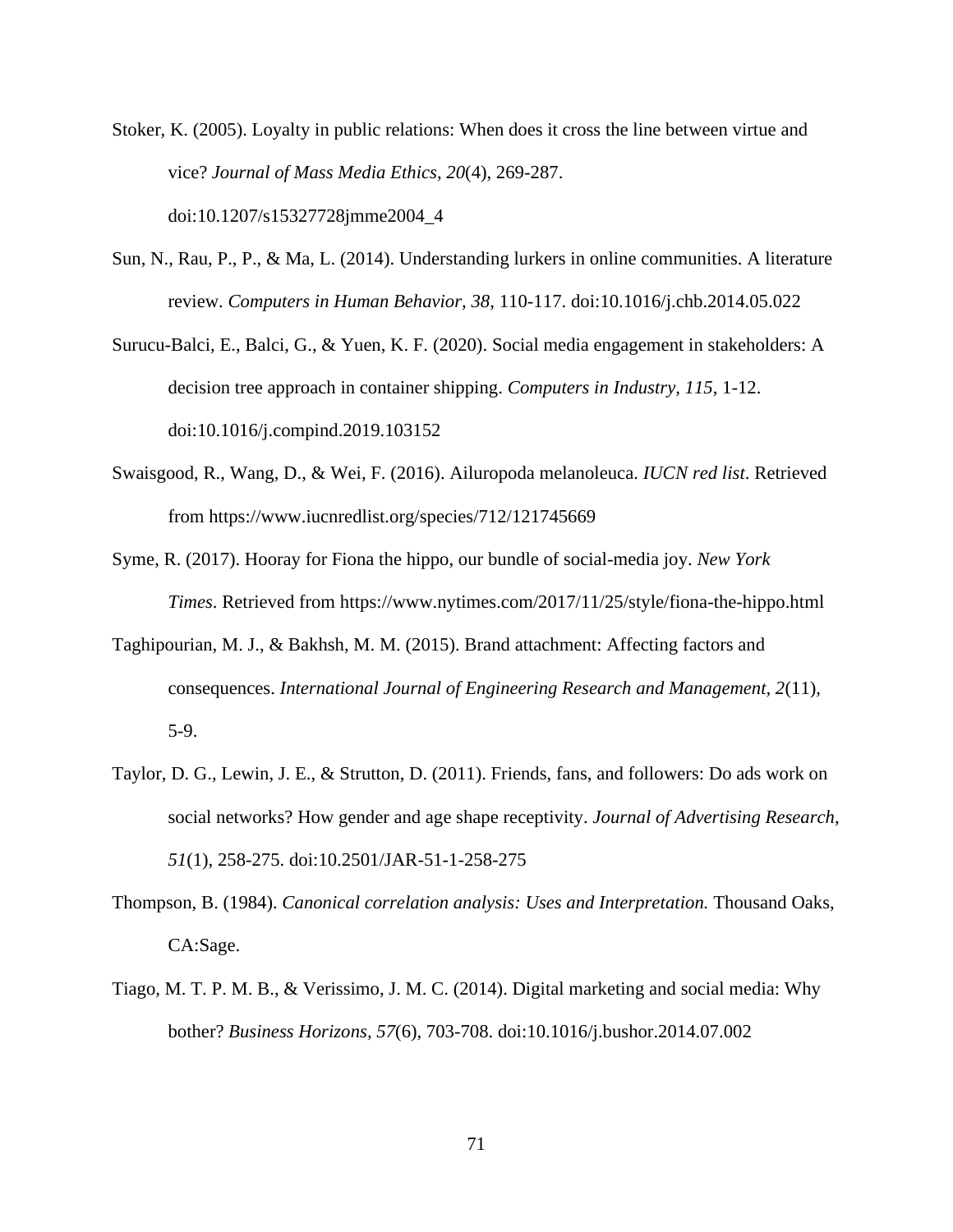Stoker, K. (2005). Loyalty in public relations: When does it cross the line between virtue and vice? *Journal of Mass Media Ethics, 20*(4), 269-287. doi:10.1207/s15327728jmme2004_4

Sun, N., Rau, P., P., & Ma, L. (2014). Understanding lurkers in online communities. A literature review. *Computers in Human Behavior, 38*, 110-117. doi:10.1016/j.chb.2014.05.022

Surucu-Balci, E., Balci, G., & Yuen, K. F. (2020). Social media engagement in stakeholders: A decision tree approach in container shipping. *Computers in Industry, 115*, 1-12. doi:10.1016/j.compind.2019.103152

Swaisgood, R., Wang, D., & Wei, F. (2016). Ailuropoda melanoleuca. *IUCN red list*. Retrieved from https://www.iucnredlist.org/species/712/121745669

Syme, R. (2017). Hooray for Fiona the hippo, our bundle of social-media joy. *New York Times*. Retrieved from https://www.nytimes.com/2017/11/25/style/fiona-the-hippo.html

Taghipourian, M. J., & Bakhsh, M. M. (2015). Brand attachment: Affecting factors and consequences. *International Journal of Engineering Research and Management, 2*(11), 5-9.

Taylor, D. G., Lewin, J. E., & Strutton, D. (2011). Friends, fans, and followers: Do ads work on social networks? How gender and age shape receptivity. *Journal of Advertising Research, 51*(1), 258-275. doi:10.2501/JAR-51-1-258-275

Thompson, B. (1984). *Canonical correlation analysis: Uses and Interpretation.* Thousand Oaks, CA:Sage.

Tiago, M. T. P. M. B., & Verissimo, J. M. C. (2014). Digital marketing and social media: Why bother? *Business Horizons, 57*(6), 703-708. doi:10.1016/j.bushor.2014.07.002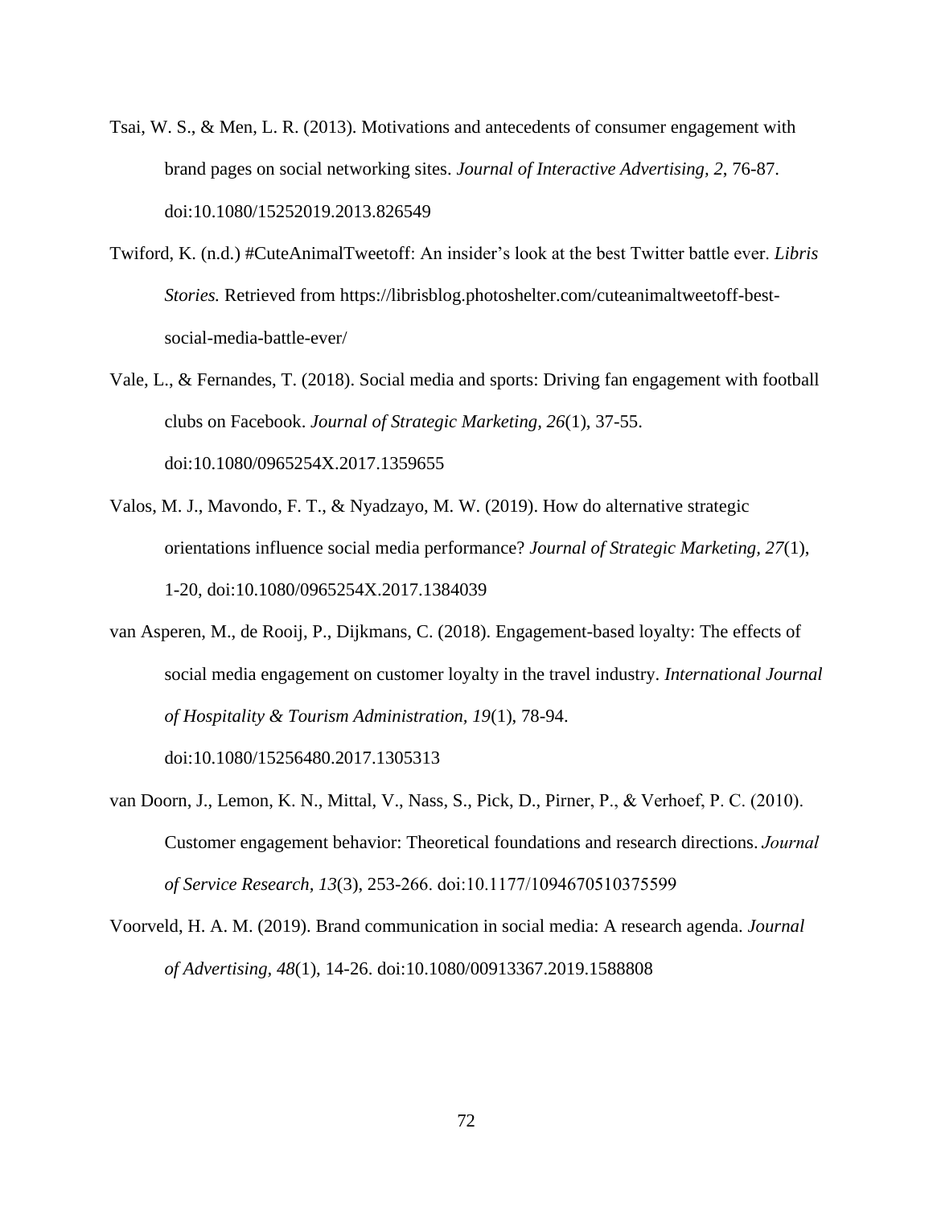Tsai, W. S., & Men, L. R. (2013). Motivations and antecedents of consumer engagement with brand pages on social networking sites. *Journal of Interactive Advertising, 2*, 76-87. doi:10.1080/15252019.2013.826549

Twiford, K. (n.d.) #CuteAnimalTweetoff: An insider's look at the best Twitter battle ever. *Libris Stories.* Retrieved from https://librisblog.photoshelter.com/cuteanimaltweetoff-best-social-media-battle-ever/

Vale, L., & Fernandes, T. (2018). Social media and sports: Driving fan engagement with football clubs on Facebook. *Journal of Strategic Marketing, 26*(1), 37-55. doi:10.1080/0965254X.2017.1359655

Valos, M. J., Mavondo, F. T., & Nyadzayo, M. W. (2019). How do alternative strategic orientations influence social media performance? *Journal of Strategic Marketing, 27*(1), 1-20, doi:10.1080/0965254X.2017.1384039

van Asperen, M., de Rooij, P., Dijkmans, C. (2018). Engagement-based loyalty: The effects of social media engagement on customer loyalty in the travel industry. *International Journal of Hospitality & Tourism Administration, 19*(1), 78-94. doi:10.1080/15256480.2017.1305313

van Doorn, J., Lemon, K. N., Mittal, V., Nass, S., Pick, D., Pirner, P., & Verhoef, P. C. (2010). Customer engagement behavior: Theoretical foundations and research directions. *Journal of Service Research, 13*(3), 253-266. doi:10.1177/1094670510375599

Voorveld, H. A. M. (2019). Brand communication in social media: A research agenda. *Journal of Advertising, 48*(1), 14-26. doi:10.1080/00913367.2019.1588808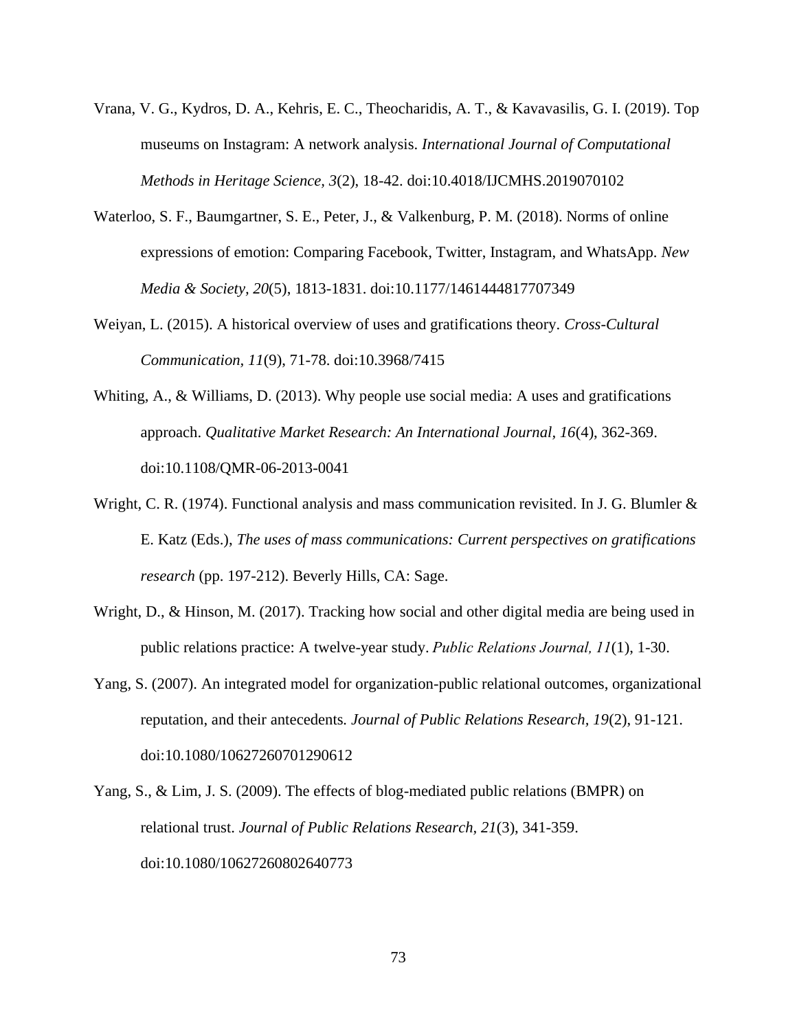Vrana, V. G., Kydros, D. A., Kehris, E. C., Theocharidis, A. T., & Kavavasilis, G. I. (2019). Top museums on Instagram: A network analysis. *International Journal of Computational Methods in Heritage Science, 3*(2), 18-42. doi:10.4018/IJCMHS.2019070102

Waterloo, S. F., Baumgartner, S. E., Peter, J., & Valkenburg, P. M. (2018). Norms of online expressions of emotion: Comparing Facebook, Twitter, Instagram, and WhatsApp. *New Media & Society, 20*(5), 1813-1831. doi:10.1177/1461444817707349

Weiyan, L. (2015). A historical overview of uses and gratifications theory. *Cross-Cultural Communication, 11*(9), 71-78. doi:10.3968/7415

Whiting, A., & Williams, D. (2013). Why people use social media: A uses and gratifications approach. *Qualitative Market Research: An International Journal, 16*(4), 362-369. doi:10.1108/QMR-06-2013-0041

Wright, C. R. (1974). Functional analysis and mass communication revisited. In J. G. Blumler & E. Katz (Eds.), *The uses of mass communications: Current perspectives on gratifications research* (pp. 197-212). Beverly Hills, CA: Sage.

Wright, D., & Hinson, M. (2017). Tracking how social and other digital media are being used in public relations practice: A twelve-year study. *Public Relations Journal, 11*(1), 1-30.

Yang, S. (2007). An integrated model for organization-public relational outcomes, organizational reputation, and their antecedents. *Journal of Public Relations Research, 19*(2), 91-121. doi:10.1080/10627260701290612

Yang, S., & Lim, J. S. (2009). The effects of blog-mediated public relations (BMPR) on relational trust. *Journal of Public Relations Research, 21*(3), 341-359. doi:10.1080/10627260802640773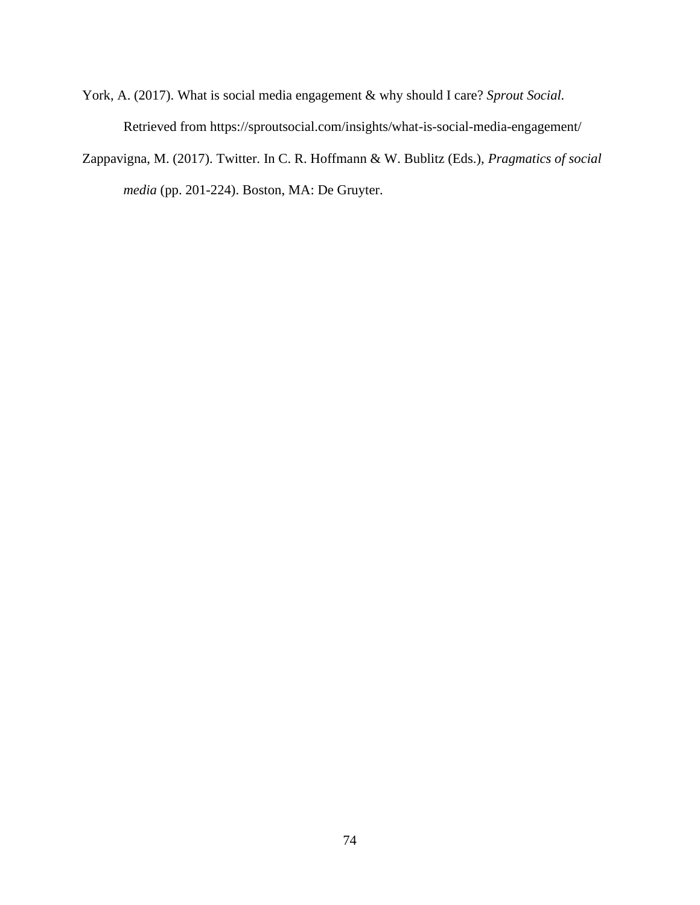York, A. (2017). What is social media engagement & why should I care? *Sprout Social*. Retrieved from https://sproutsocial.com/insights/what-is-social-media-engagement/

Zappavigna, M. (2017). Twitter. In C. R. Hoffmann & W. Bublitz (Eds.), *Pragmatics of social media* (pp. 201-224). Boston, MA: De Gruyter.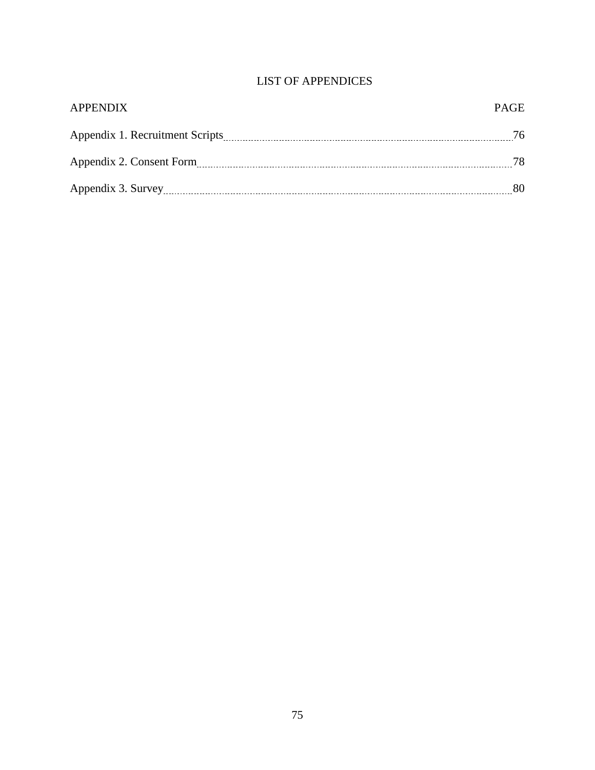# LIST OF APPENDICES

| APPENDIX | PAGE |
| --- | --- |
| Appendix 1. Recruitment Scripts | 76 |
| Appendix 2. Consent Form | 78 |
| Appendix 3. Survey | 80 |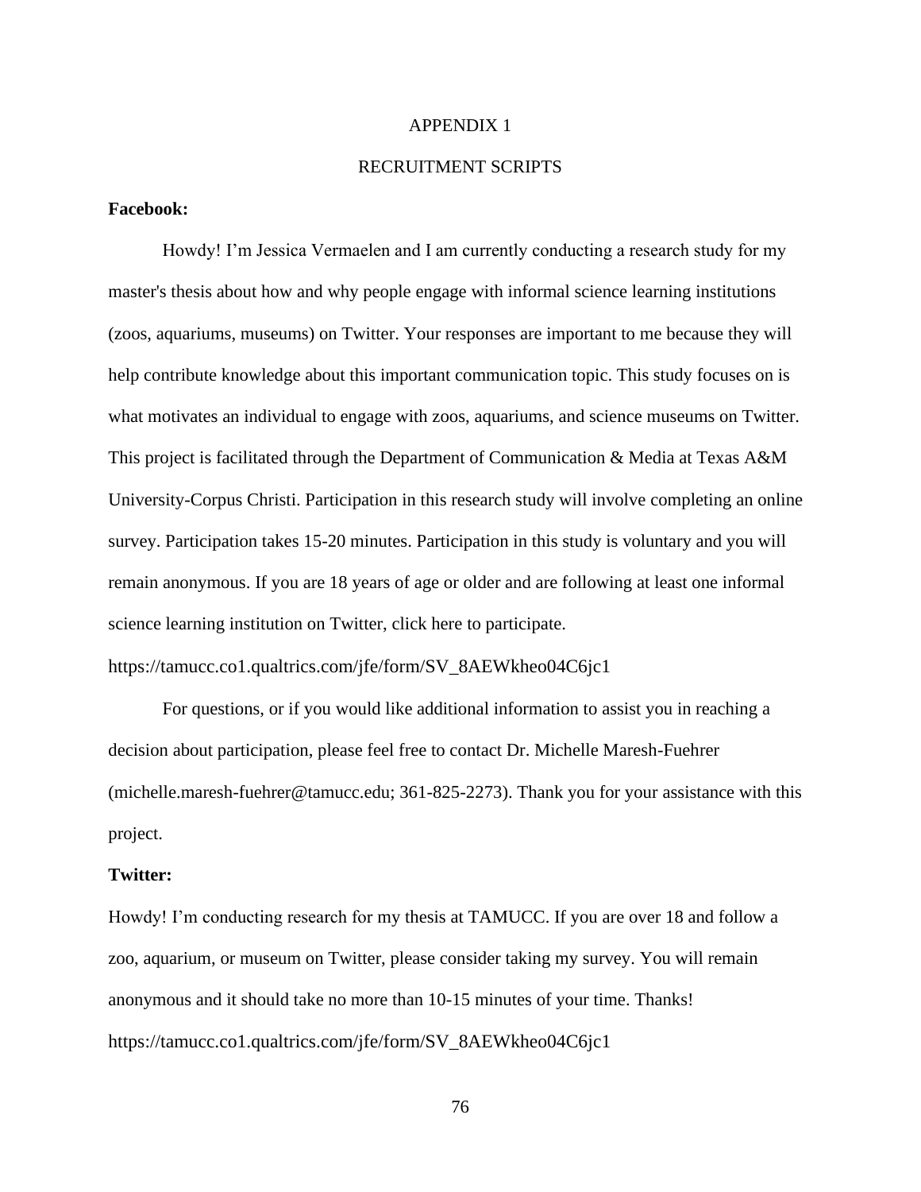# APPENDIX 1

## RECRUITMENT SCRIPTS

**Facebook:**

Howdy! I'm Jessica Vermaelen and I am currently conducting a research study for my master's thesis about how and why people engage with informal science learning institutions (zoos, aquariums, museums) on Twitter. Your responses are important to me because they will help contribute knowledge about this important communication topic. This study focuses on is what motivates an individual to engage with zoos, aquariums, and science museums on Twitter. This project is facilitated through the Department of Communication & Media at Texas A&M University-Corpus Christi. Participation in this research study will involve completing an online survey. Participation takes 15-20 minutes. Participation in this study is voluntary and you will remain anonymous. If you are 18 years of age or older and are following at least one informal science learning institution on Twitter, click here to participate.

https://tamucc.co1.qualtrics.com/jfe/form/SV_8AEWkheo04C6jc1

For questions, or if you would like additional information to assist you in reaching a decision about participation, please feel free to contact Dr. Michelle Maresh-Fuehrer (michelle.maresh-fuehrer@tamucc.edu; 361-825-2273). Thank you for your assistance with this project.

**Twitter:**

Howdy! I'm conducting research for my thesis at TAMUCC. If you are over 18 and follow a zoo, aquarium, or museum on Twitter, please consider taking my survey. You will remain anonymous and it should take no more than 10-15 minutes of your time. Thanks!

https://tamucc.co1.qualtrics.com/jfe/form/SV_8AEWkheo04C6jc1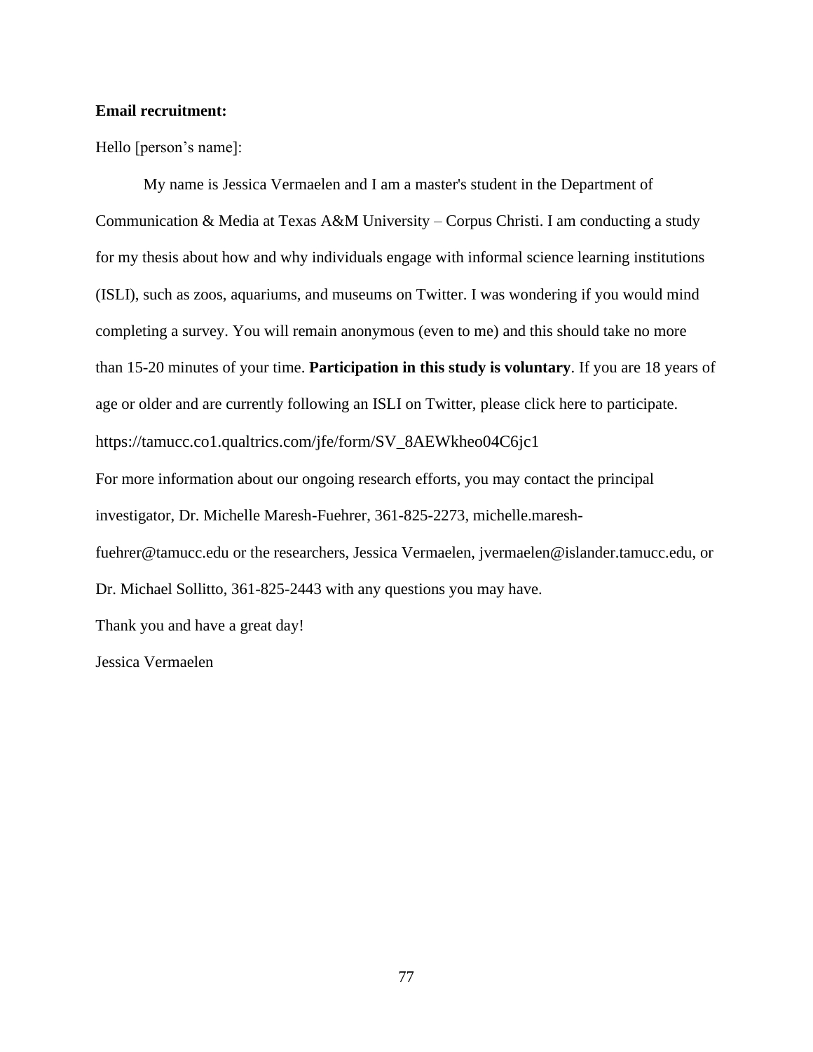**Email recruitment:**

Hello [person's name]:

My name is Jessica Vermaelen and I am a master's student in the Department of Communication & Media at Texas A&M University – Corpus Christi. I am conducting a study for my thesis about how and why individuals engage with informal science learning institutions (ISLI), such as zoos, aquariums, and museums on Twitter. I was wondering if you would mind completing a survey. You will remain anonymous (even to me) and this should take no more than 15-20 minutes of your time. **Participation in this study is voluntary**. If you are 18 years of age or older and are currently following an ISLI on Twitter, please click here to participate. https://tamucc.co1.qualtrics.com/jfe/form/SV_8AEWkheo04C6jc1

For more information about our ongoing research efforts, you may contact the principal investigator, Dr. Michelle Maresh-Fuehrer, 361-825-2273, michelle.maresh-fuehrer@tamucc.edu or the researchers, Jessica Vermaelen, jvermaelen@islander.tamucc.edu, or Dr. Michael Sollitto, 361-825-2443 with any questions you may have.

Thank you and have a great day!

Jessica Vermaelen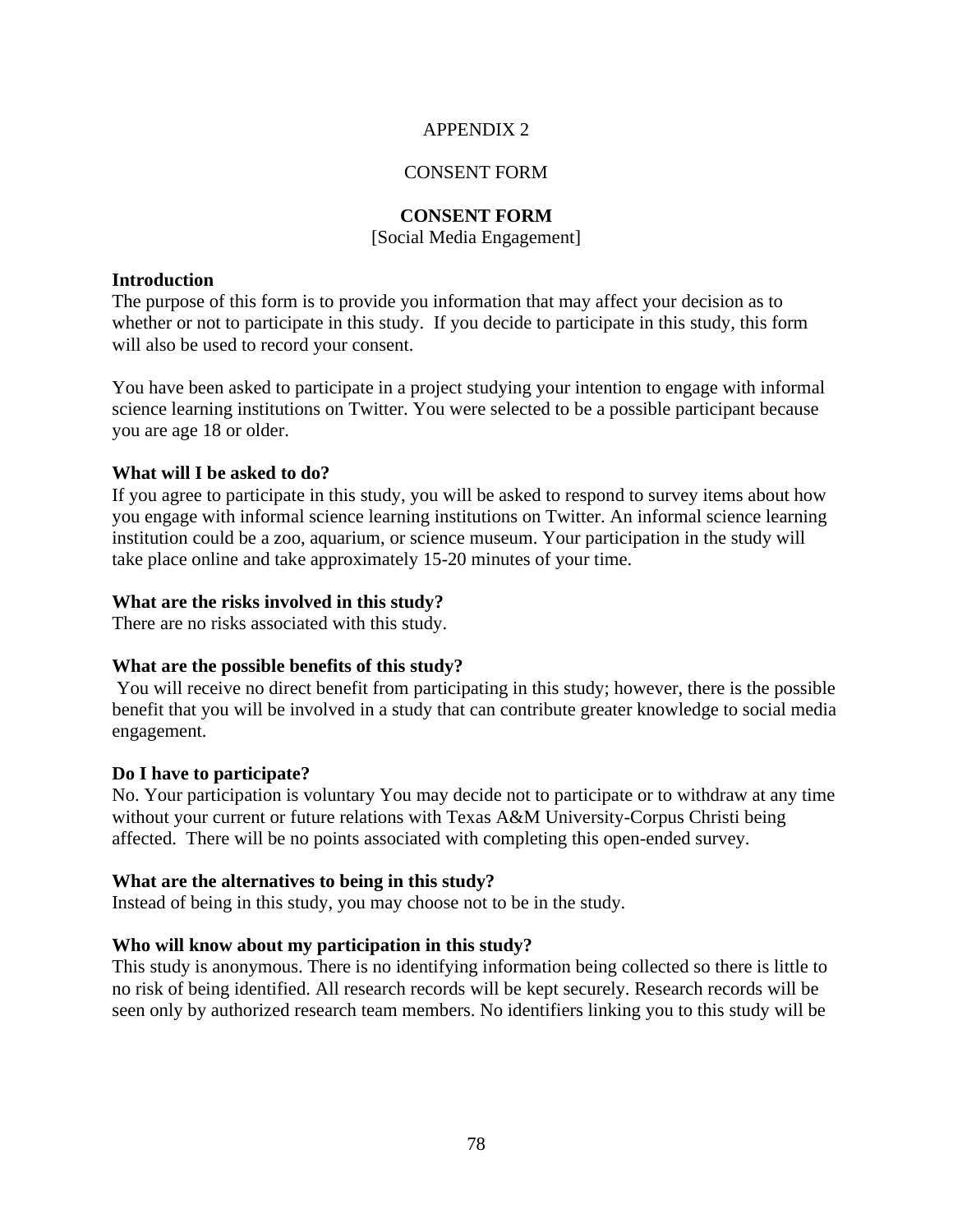# APPENDIX 2

## CONSENT FORM

**CONSENT FORM**
[Social Media Engagement]

**Introduction**
The purpose of this form is to provide you information that may affect your decision as to whether or not to participate in this study. If you decide to participate in this study, this form will also be used to record your consent.

You have been asked to participate in a project studying your intention to engage with informal science learning institutions on Twitter. You were selected to be a possible participant because you are age 18 or older.

**What will I be asked to do?**
If you agree to participate in this study, you will be asked to respond to survey items about how you engage with informal science learning institutions on Twitter. An informal science learning institution could be a zoo, aquarium, or science museum. Your participation in the study will take place online and take approximately 15-20 minutes of your time.

**What are the risks involved in this study?**
There are no risks associated with this study.

**What are the possible benefits of this study?**
You will receive no direct benefit from participating in this study; however, there is the possible benefit that you will be involved in a study that can contribute greater knowledge to social media engagement.

**Do I have to participate?**
No. Your participation is voluntary You may decide not to participate or to withdraw at any time without your current or future relations with Texas A&M University-Corpus Christi being affected. There will be no points associated with completing this open-ended survey.

**What are the alternatives to being in this study?**
Instead of being in this study, you may choose not to be in the study.

**Who will know about my participation in this study?**
This study is anonymous. There is no identifying information being collected so there is little to no risk of being identified. All research records will be kept securely. Research records will be seen only by authorized research team members. No identifiers linking you to this study will be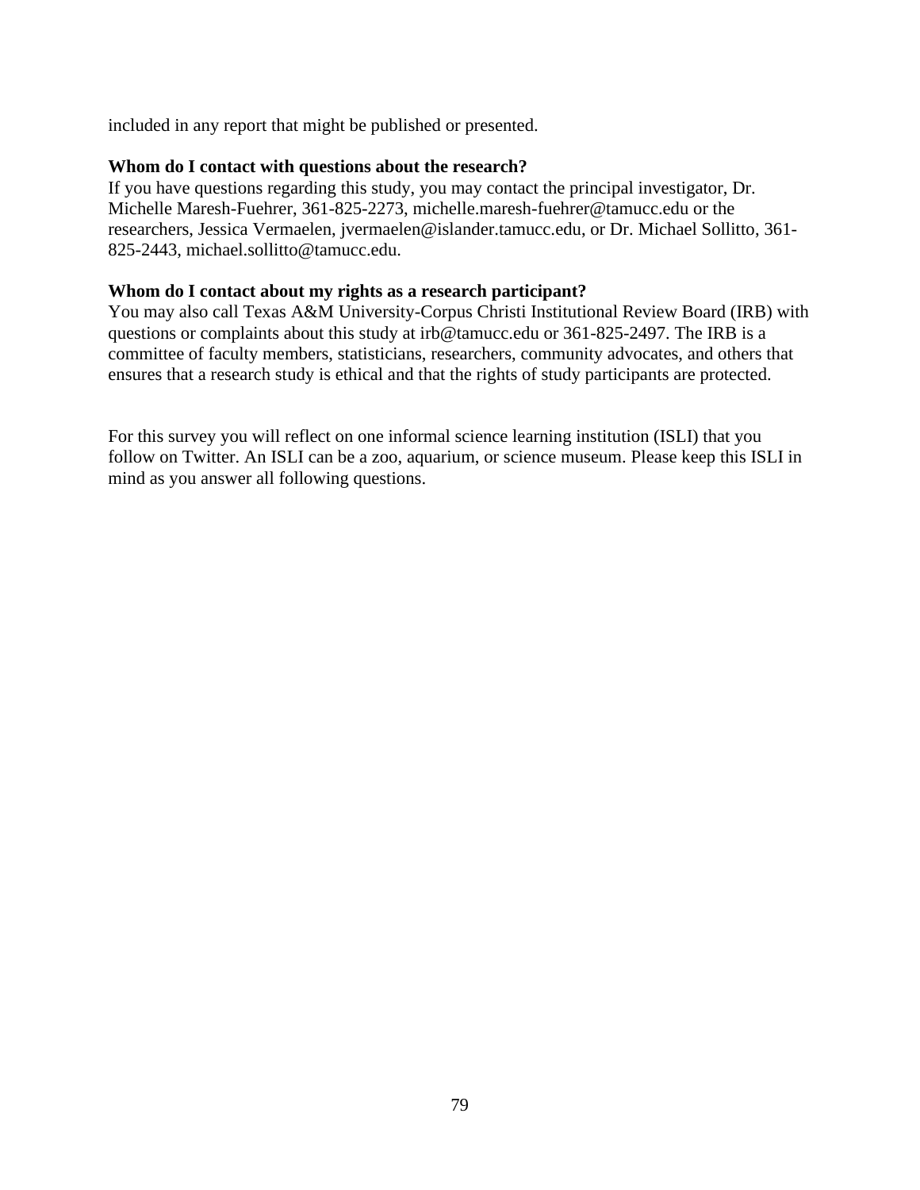included in any report that might be published or presented.

**Whom do I contact with questions about the research?**
If you have questions regarding this study, you may contact the principal investigator, Dr. Michelle Maresh-Fuehrer, 361-825-2273, michelle.maresh-fuehrer@tamucc.edu or the researchers, Jessica Vermaelen, jvermaelen@islander.tamucc.edu, or Dr. Michael Sollitto, 361-825-2443, michael.sollitto@tamucc.edu.

**Whom do I contact about my rights as a research participant?**
You may also call Texas A&M University-Corpus Christi Institutional Review Board (IRB) with questions or complaints about this study at irb@tamucc.edu or 361-825-2497. The IRB is a committee of faculty members, statisticians, researchers, community advocates, and others that ensures that a research study is ethical and that the rights of study participants are protected.

For this survey you will reflect on one informal science learning institution (ISLI) that you follow on Twitter. An ISLI can be a zoo, aquarium, or science museum. Please keep this ISLI in mind as you answer all following questions.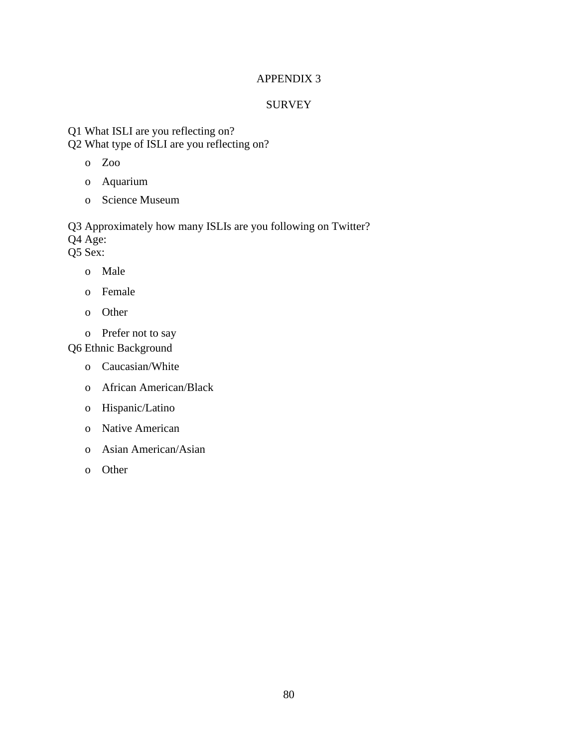# APPENDIX 3

## SURVEY

Q1 What ISLI are you reflecting on?

Q2 What type of ISLI are you reflecting on?

- o Zoo
- o Aquarium
- o Science Museum

Q3 Approximately how many ISLIs are you following on Twitter?

Q4 Age:

Q5 Sex:

- o Male
- o Female
- o Other
- o Prefer not to say

Q6 Ethnic Background

- o Caucasian/White
- o African American/Black
- o Hispanic/Latino
- o Native American
- o Asian American/Asian
- o Other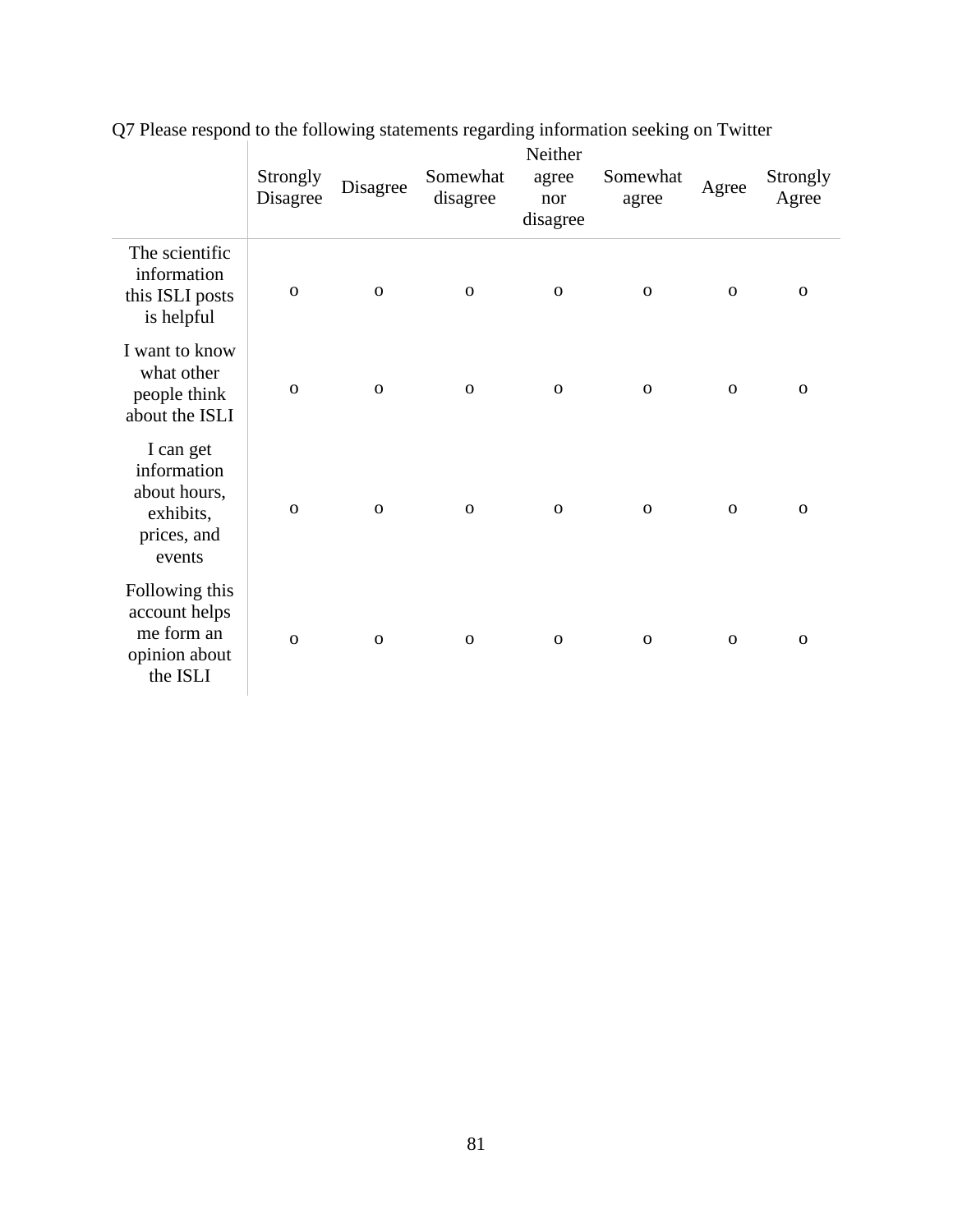Q7 Please respond to the following statements regarding information seeking on Twitter

| | Strongly Disagree | Disagree | Somewhat disagree | Neither agree nor disagree | Somewhat agree | Agree | Strongly Agree |
|---|---|---|---|---|---|---|---|
| The scientific information this ISLI posts is helpful | o | o | o | o | o | o | o |
| I want to know what other people think about the ISLI | o | o | o | o | o | o | o |
| I can get information about hours, exhibits, prices, and events | o | o | o | o | o | o | o |
| Following this account helps me form an opinion about the ISLI | o | o | o | o | o | o | o |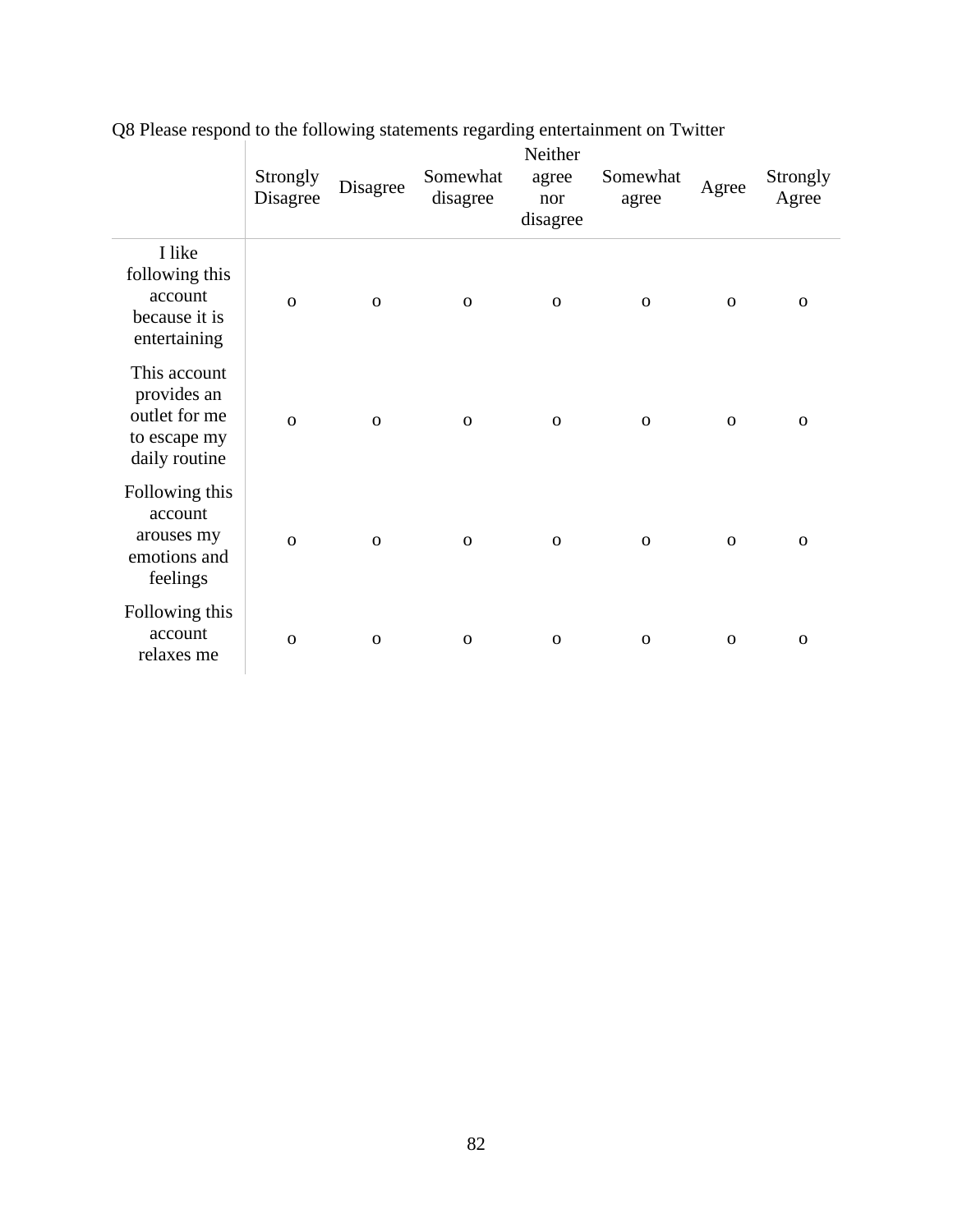Q8 Please respond to the following statements regarding entertainment on Twitter

| | Strongly Disagree | Disagree | Somewhat disagree | Neither agree nor disagree | Somewhat agree | Agree | Strongly Agree |
|---|---|---|---|---|---|---|---|
| I like following this account because it is entertaining | o | o | o | o | o | o | o |
| This account provides an outlet for me to escape my daily routine | o | o | o | o | o | o | o |
| Following this account arouses my emotions and feelings | o | o | o | o | o | o | o |
| Following this account relaxes me | o | o | o | o | o | o | o |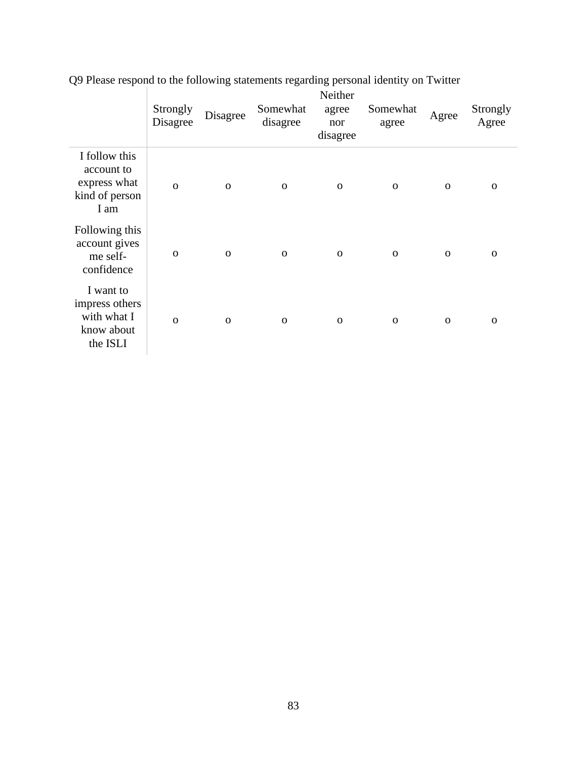Q9 Please respond to the following statements regarding personal identity on Twitter

| | Strongly Disagree | Disagree | Somewhat disagree | Neither agree nor disagree | Somewhat agree | Agree | Strongly Agree |
|---|---|---|---|---|---|---|---|
| I follow this account to express what kind of person I am | o | o | o | o | o | o | o |
| Following this account gives me self-confidence | o | o | o | o | o | o | o |
| I want to impress others with what I know about the ISLI | o | o | o | o | o | o | o |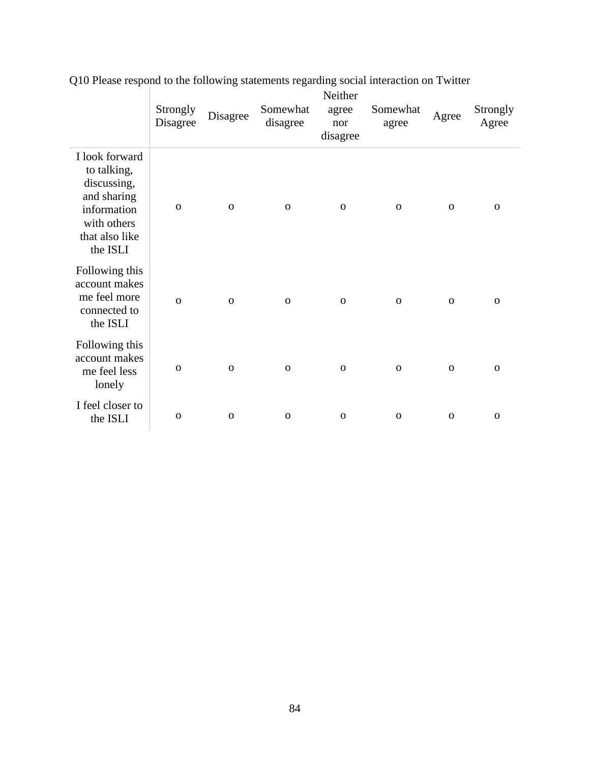Q10 Please respond to the following statements regarding social interaction on Twitter

| | Strongly Disagree | Disagree | Somewhat disagree | Neither agree nor disagree | Somewhat agree | Agree | Strongly Agree |
|---|---|---|---|---|---|---|---|
| I look forward to talking, discussing, and sharing information with others that also like the ISLI | o | o | o | o | o | o | o |
| Following this account makes me feel more connected to the ISLI | o | o | o | o | o | o | o |
| Following this account makes me feel less lonely | o | o | o | o | o | o | o |
| I feel closer to the ISLI | o | o | o | o | o | o | o |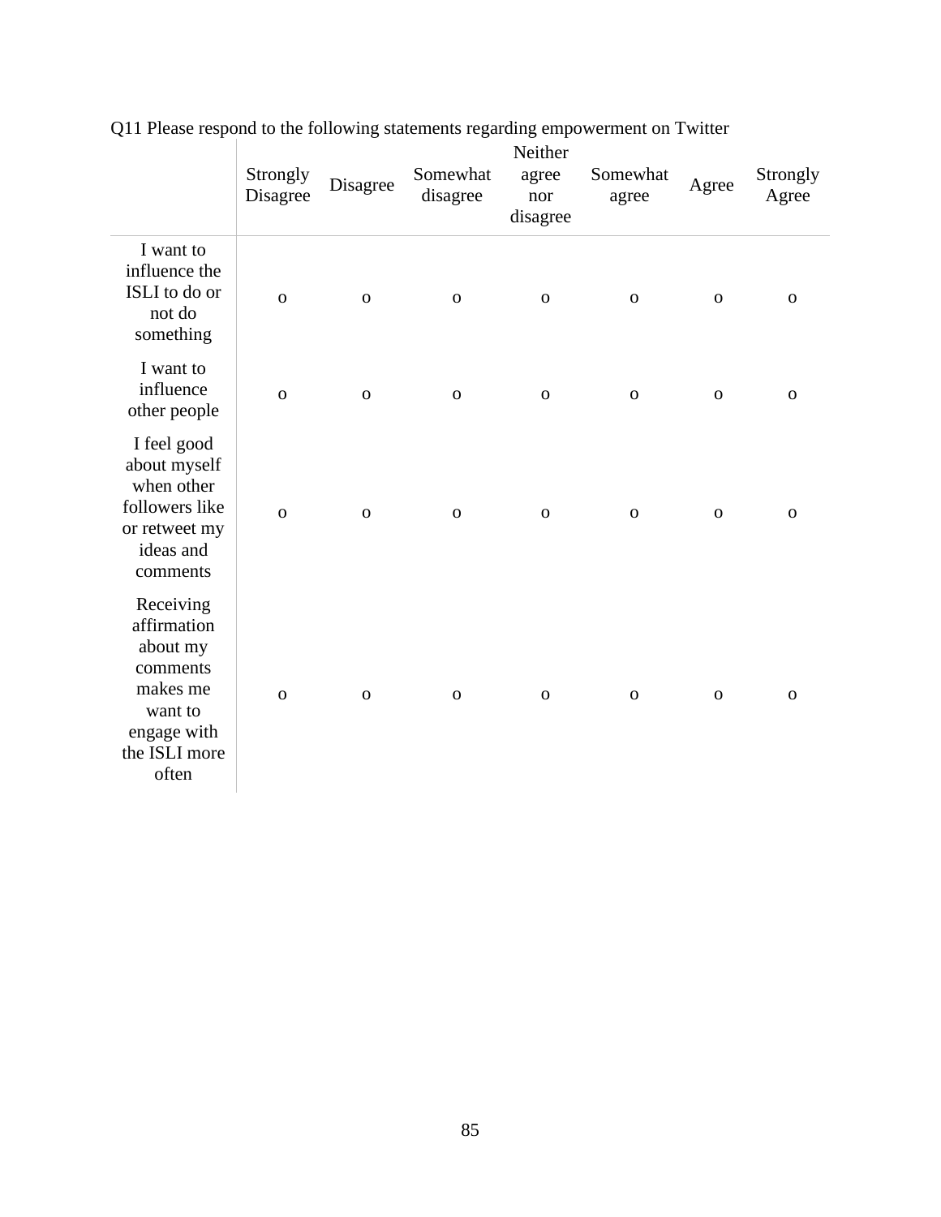Q11 Please respond to the following statements regarding empowerment on Twitter

| | Strongly Disagree | Disagree | Somewhat disagree | Neither agree nor disagree | Somewhat agree | Agree | Strongly Agree |
|---|---|---|---|---|---|---|---|
| I want to influence the ISLI to do or not do something | o | o | o | o | o | o | o |
| I want to influence other people | o | o | o | o | o | o | o |
| I feel good about myself when other followers like or retweet my ideas and comments | o | o | o | o | o | o | o |
| Receiving affirmation about my comments makes me want to engage with the ISLI more often | o | o | o | o | o | o | o |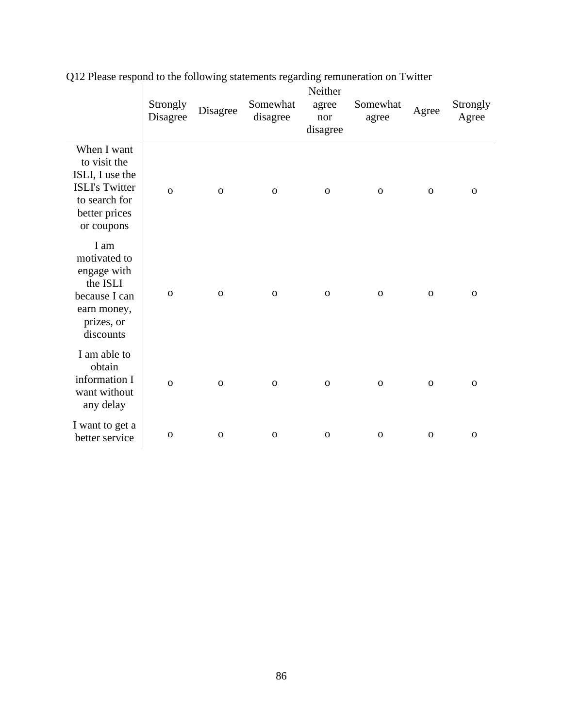Q12 Please respond to the following statements regarding remuneration on Twitter

| | Strongly Disagree | Disagree | Somewhat disagree | Neither agree nor disagree | Somewhat agree | Agree | Strongly Agree |
|---|---|---|---|---|---|---|---|
| When I want to visit the ISLI, I use the ISLI's Twitter to search for better prices or coupons | o | o | o | o | o | o | o |
| I am motivated to engage with the ISLI because I can earn money, prizes, or discounts | o | o | o | o | o | o | o |
| I am able to obtain information I want without any delay | o | o | o | o | o | o | o |
| I want to get a better service | o | o | o | o | o | o | o |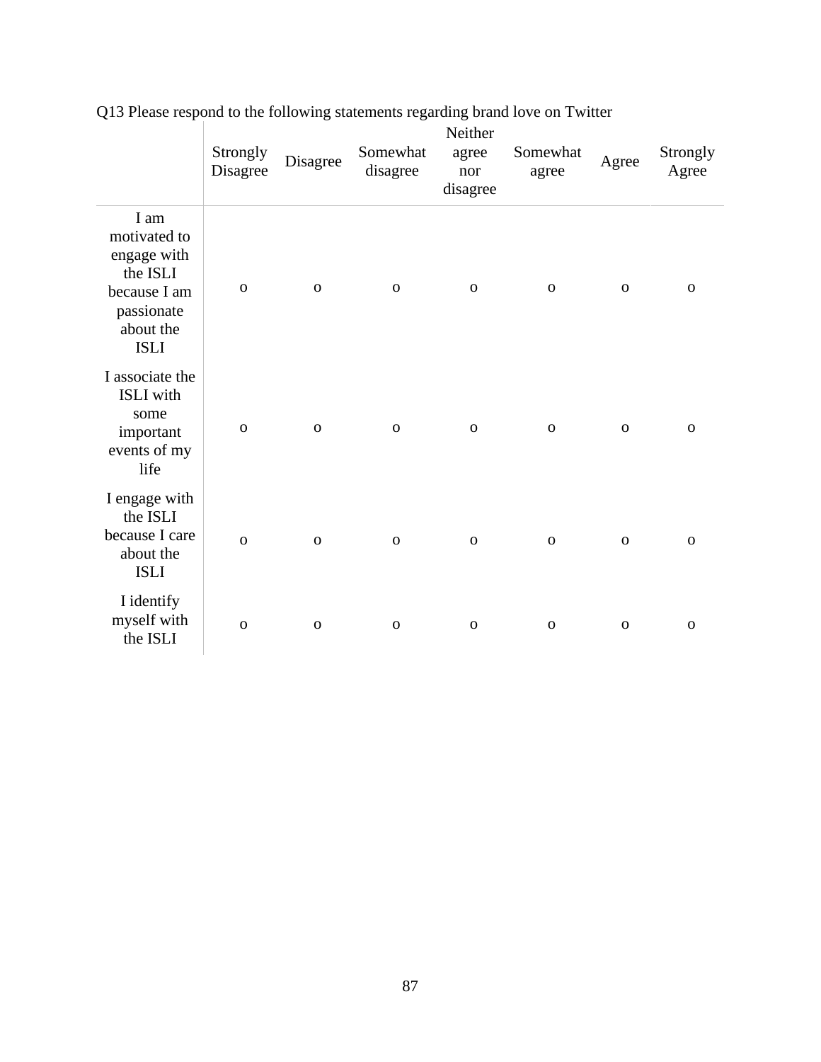Q13 Please respond to the following statements regarding brand love on Twitter

| | Strongly Disagree | Disagree | Somewhat disagree | Neither agree nor disagree | Somewhat agree | Agree | Strongly Agree |
|---|---|---|---|---|---|---|---|
| I am motivated to engage with the ISLI because I am passionate about the ISLI | o | o | o | o | o | o | o |
| I associate the ISLI with some important events of my life | o | o | o | o | o | o | o |
| I engage with the ISLI because I care about the ISLI | o | o | o | o | o | o | o |
| I identify myself with the ISLI | o | o | o | o | o | o | o |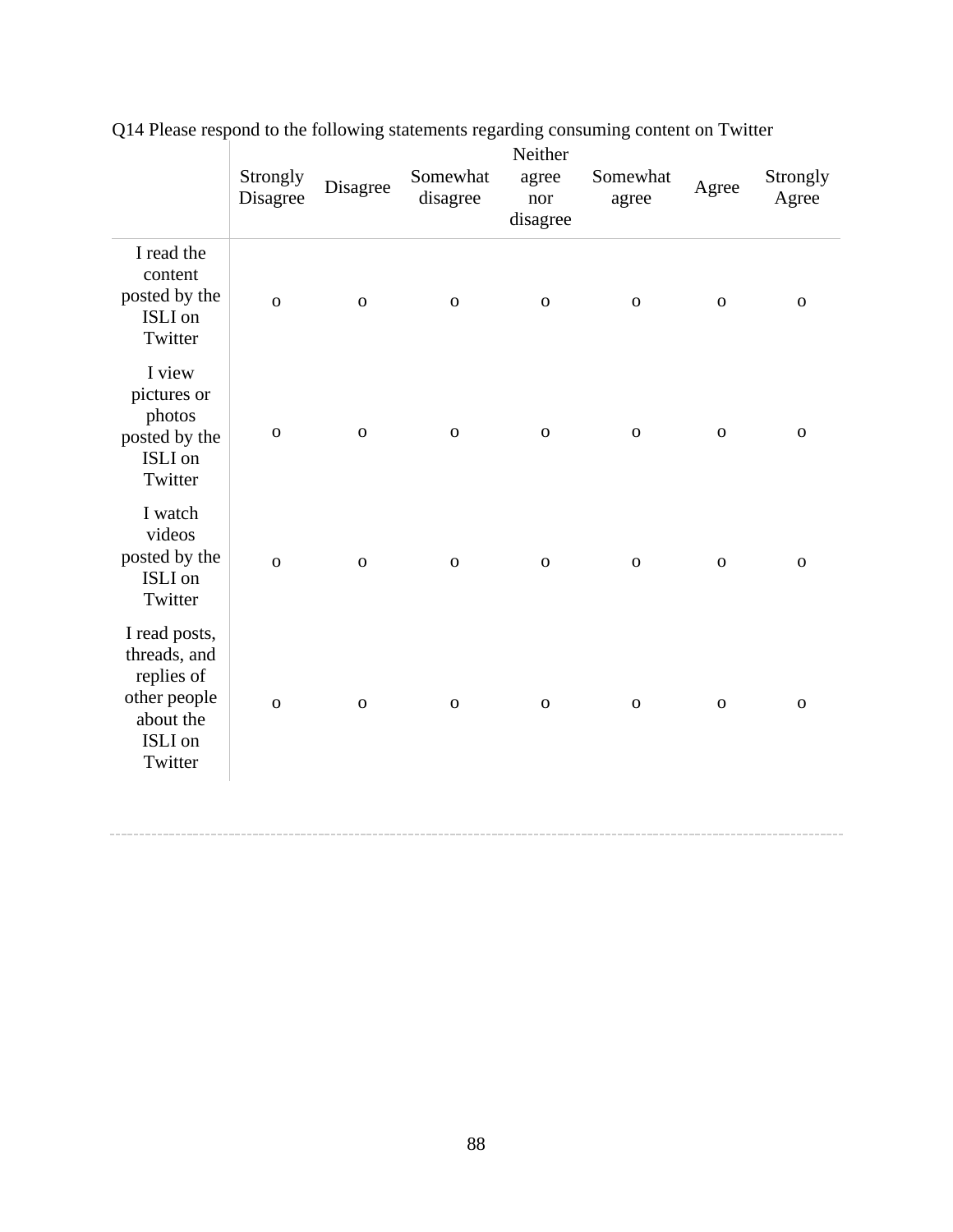Q14 Please respond to the following statements regarding consuming content on Twitter

| | Strongly Disagree | Disagree | Somewhat disagree | Neither agree nor disagree | Somewhat agree | Agree | Strongly Agree |
|---|---|---|---|---|---|---|---|
| I read the content posted by the ISLI on Twitter | o | o | o | o | o | o | o |
| I view pictures or photos posted by the ISLI on Twitter | o | o | o | o | o | o | o |
| I watch videos posted by the ISLI on Twitter | o | o | o | o | o | o | o |
| I read posts, threads, and replies of other people about the ISLI on Twitter | o | o | o | o | o | o | o |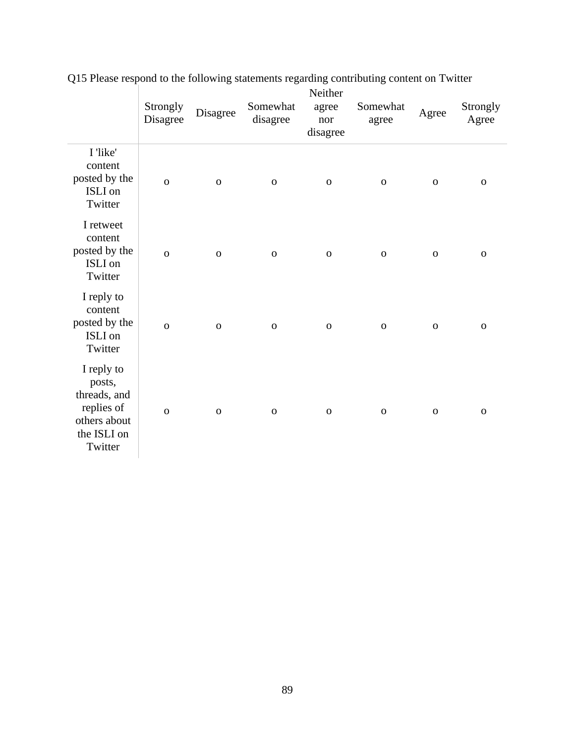Q15 Please respond to the following statements regarding contributing content on Twitter

| | Strongly Disagree | Disagree | Somewhat disagree | Neither agree nor disagree | Somewhat agree | Agree | Strongly Agree |
|---|---|---|---|---|---|---|---|
| I 'like' content posted by the ISLI on Twitter | o | o | o | o | o | o | o |
| I retweet content posted by the ISLI on Twitter | o | o | o | o | o | o | o |
| I reply to content posted by the ISLI on Twitter | o | o | o | o | o | o | o |
| I reply to posts, threads, and replies of others about the ISLI on Twitter | o | o | o | o | o | o | o |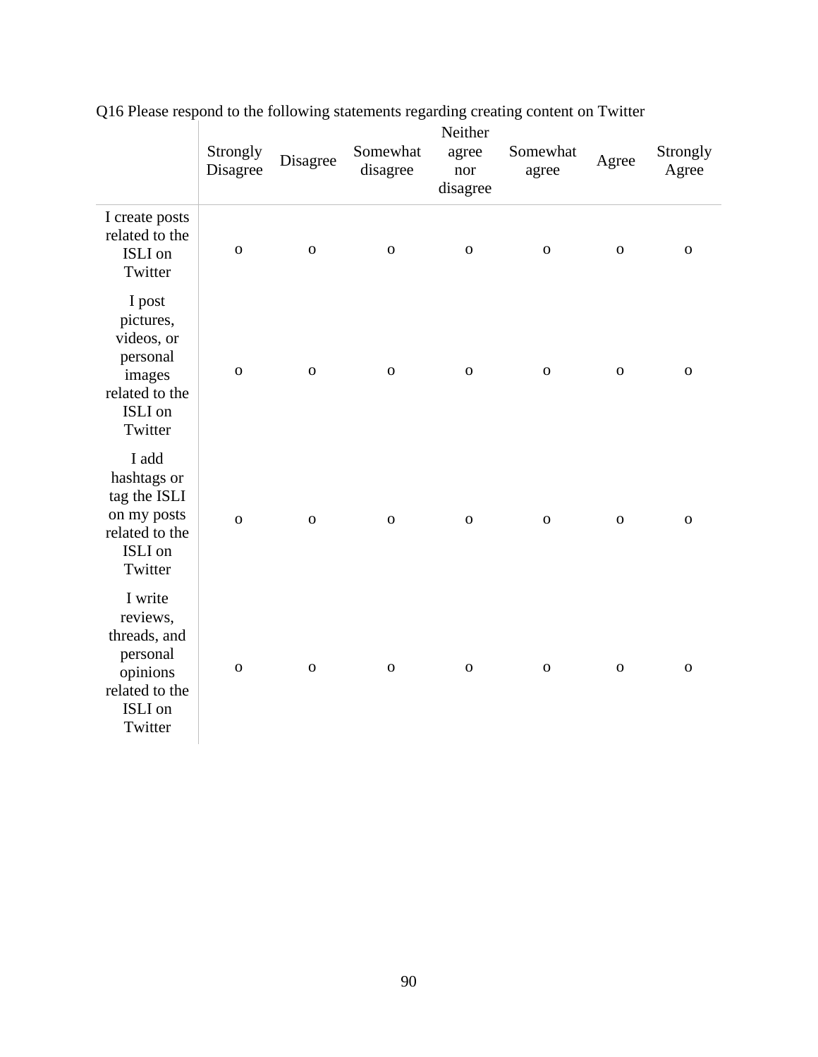Q16 Please respond to the following statements regarding creating content on Twitter

| | Strongly Disagree | Disagree | Somewhat disagree | Neither agree nor disagree | Somewhat agree | Agree | Strongly Agree |
|---|---|---|---|---|---|---|---|
| I create posts related to the ISLI on Twitter | o | o | o | o | o | o | o |
| I post pictures, videos, or personal images related to the ISLI on Twitter | o | o | o | o | o | o | o |
| I add hashtags or tag the ISLI on my posts related to the ISLI on Twitter | o | o | o | o | o | o | o |
| I write reviews, threads, and personal opinions related to the ISLI on Twitter | o | o | o | o | o | o | o |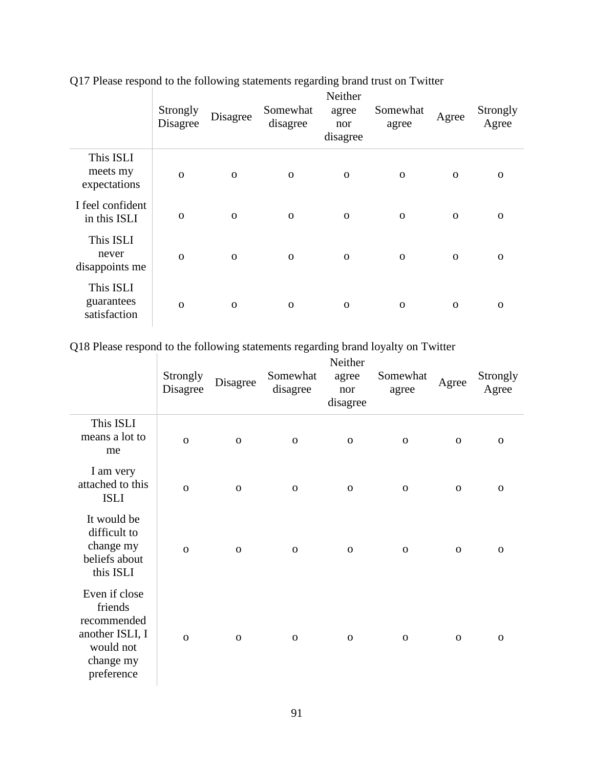Q17 Please respond to the following statements regarding brand trust on Twitter

| | Strongly Disagree | Disagree | Somewhat disagree | Neither agree nor disagree | Somewhat agree | Agree | Strongly Agree |
|---|---|---|---|---|---|---|---|
| This ISLI meets my expectations | o | o | o | o | o | o | o |
| I feel confident in this ISLI | o | o | o | o | o | o | o |
| This ISLI never disappoints me | o | o | o | o | o | o | o |
| This ISLI guarantees satisfaction | o | o | o | o | o | o | o |

Q18 Please respond to the following statements regarding brand loyalty on Twitter

| | Strongly Disagree | Disagree | Somewhat disagree | Neither agree nor disagree | Somewhat agree | Agree | Strongly Agree |
|---|---|---|---|---|---|---|---|
| This ISLI means a lot to me | o | o | o | o | o | o | o |
| I am very attached to this ISLI | o | o | o | o | o | o | o |
| It would be difficult to change my beliefs about this ISLI | o | o | o | o | o | o | o |
| Even if close friends recommended another ISLI, I would not change my preference | o | o | o | o | o | o | o |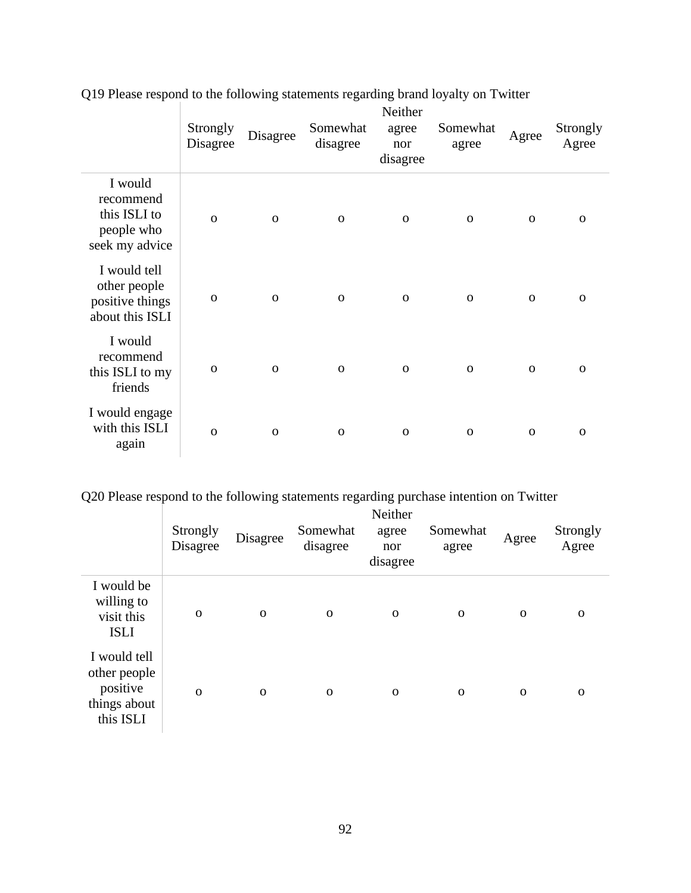Q19 Please respond to the following statements regarding brand loyalty on Twitter

| | Strongly Disagree | Disagree | Somewhat disagree | Neither agree nor disagree | Somewhat agree | Agree | Strongly Agree |
|---|---|---|---|---|---|---|---|
| I would recommend this ISLI to people who seek my advice | o | o | o | o | o | o | o |
| I would tell other people positive things about this ISLI | o | o | o | o | o | o | o |
| I would recommend this ISLI to my friends | o | o | o | o | o | o | o |
| I would engage with this ISLI again | o | o | o | o | o | o | o |

Q20 Please respond to the following statements regarding purchase intention on Twitter

| | Strongly Disagree | Disagree | Somewhat disagree | Neither agree nor disagree | Somewhat agree | Agree | Strongly Agree |
|---|---|---|---|---|---|---|---|
| I would be willing to visit this ISLI | o | o | o | o | o | o | o |
| I would tell other people positive things about this ISLI | o | o | o | o | o | o | o |